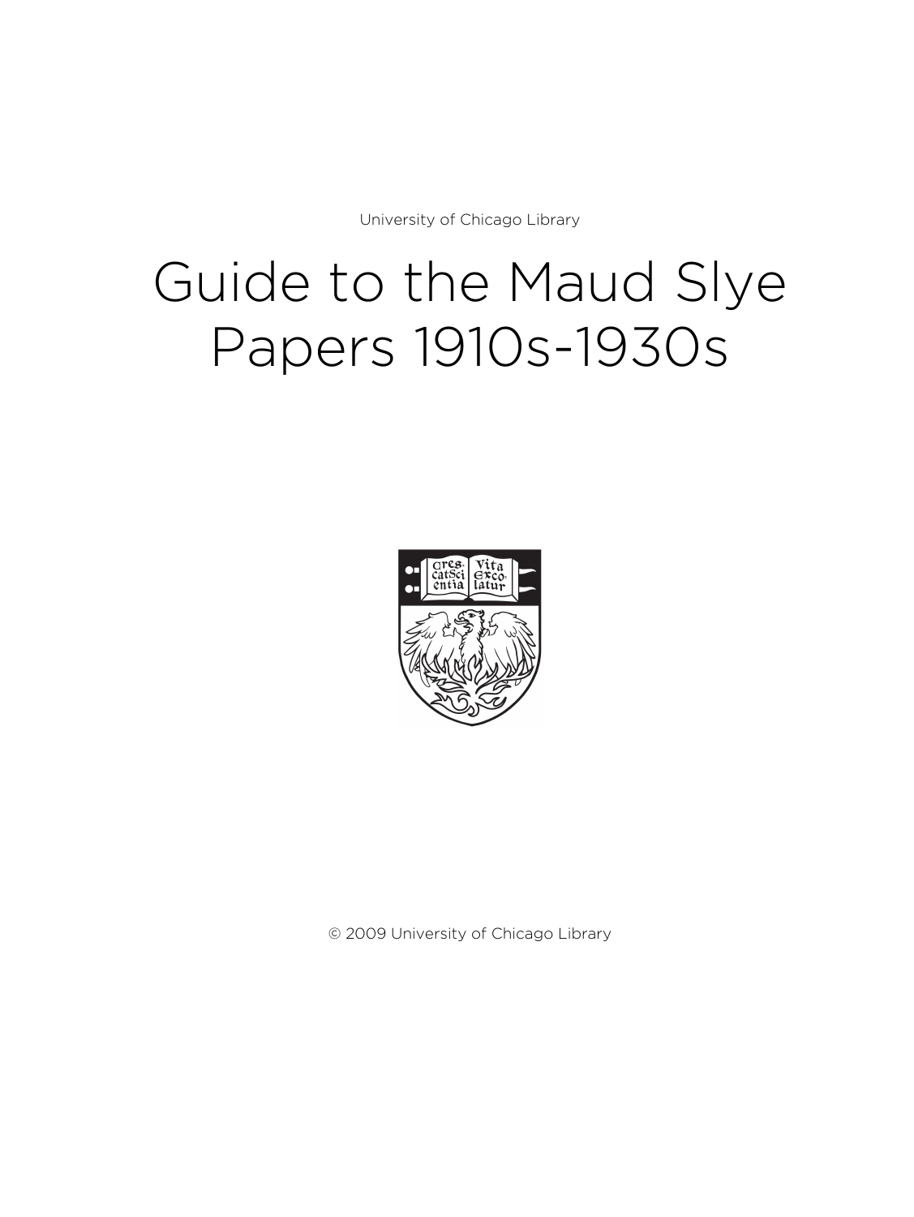University of Chicago Library

# Guide to the Maud Slye Papers 1910s-1930s

© 2009 University of Chicago Library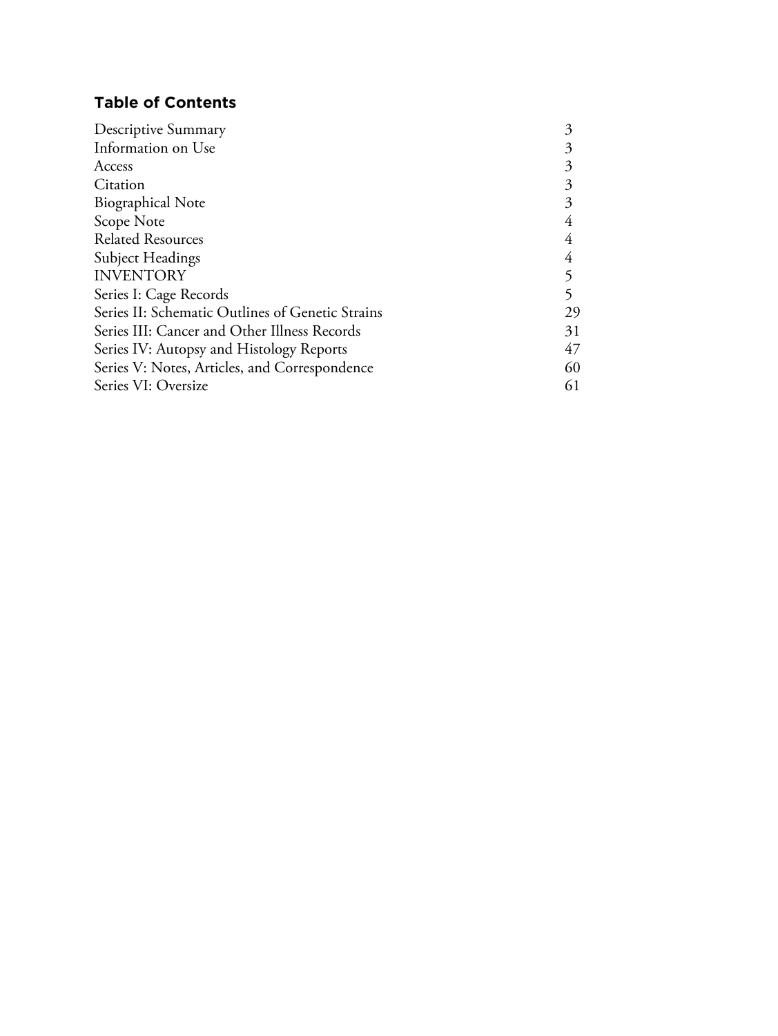## Table of Contents

| | |
|---|---|
| Descriptive Summary | 3 |
| Information on Use | 3 |
| Access | 3 |
| Citation | 3 |
| Biographical Note | 3 |
| Scope Note | 4 |
| Related Resources | 4 |
| Subject Headings | 4 |
| INVENTORY | 5 |
| Series I: Cage Records | 5 |
| Series II: Schematic Outlines of Genetic Strains | 29 |
| Series III: Cancer and Other Illness Records | 31 |
| Series IV: Autopsy and Histology Reports | 47 |
| Series V: Notes, Articles, and Correspondence | 60 |
| Series VI: Oversize | 61 |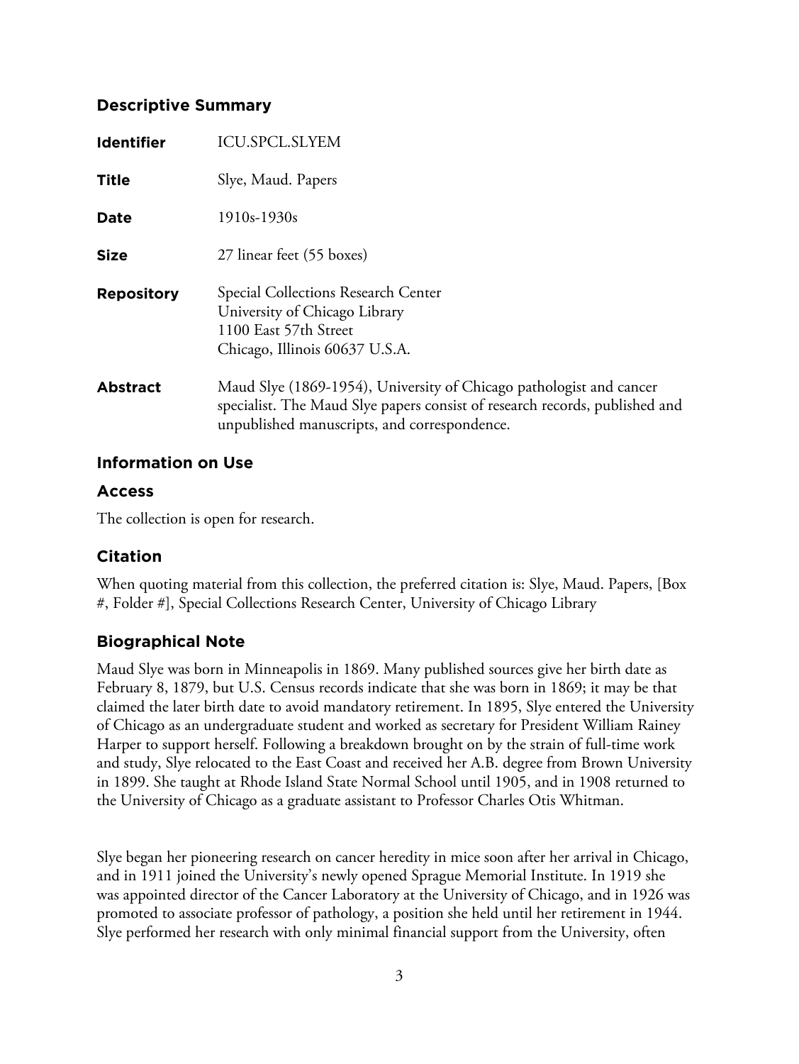## Descriptive Summary

| | |
|---|---|
| **Identifier** | ICU.SPCL.SLYEM |
| **Title** | Slye, Maud. Papers |
| **Date** | 1910s-1930s |
| **Size** | 27 linear feet (55 boxes) |
| **Repository** | Special Collections Research Center<br>University of Chicago Library<br>1100 East 57th Street<br>Chicago, Illinois 60637 U.S.A. |
| **Abstract** | Maud Slye (1869-1954), University of Chicago pathologist and cancer specialist. The Maud Slye papers consist of research records, published and unpublished manuscripts, and correspondence. |

## Information on Use

### Access

The collection is open for research.

### Citation

When quoting material from this collection, the preferred citation is: Slye, Maud. Papers, [Box #, Folder #], Special Collections Research Center, University of Chicago Library

## Biographical Note

Maud Slye was born in Minneapolis in 1869. Many published sources give her birth date as February 8, 1879, but U.S. Census records indicate that she was born in 1869; it may be that claimed the later birth date to avoid mandatory retirement. In 1895, Slye entered the University of Chicago as an undergraduate student and worked as secretary for President William Rainey Harper to support herself. Following a breakdown brought on by the strain of full-time work and study, Slye relocated to the East Coast and received her A.B. degree from Brown University in 1899. She taught at Rhode Island State Normal School until 1905, and in 1908 returned to the University of Chicago as a graduate assistant to Professor Charles Otis Whitman.

Slye began her pioneering research on cancer heredity in mice soon after her arrival in Chicago, and in 1911 joined the University's newly opened Sprague Memorial Institute. In 1919 she was appointed director of the Cancer Laboratory at the University of Chicago, and in 1926 was promoted to associate professor of pathology, a position she held until her retirement in 1944. Slye performed her research with only minimal financial support from the University, often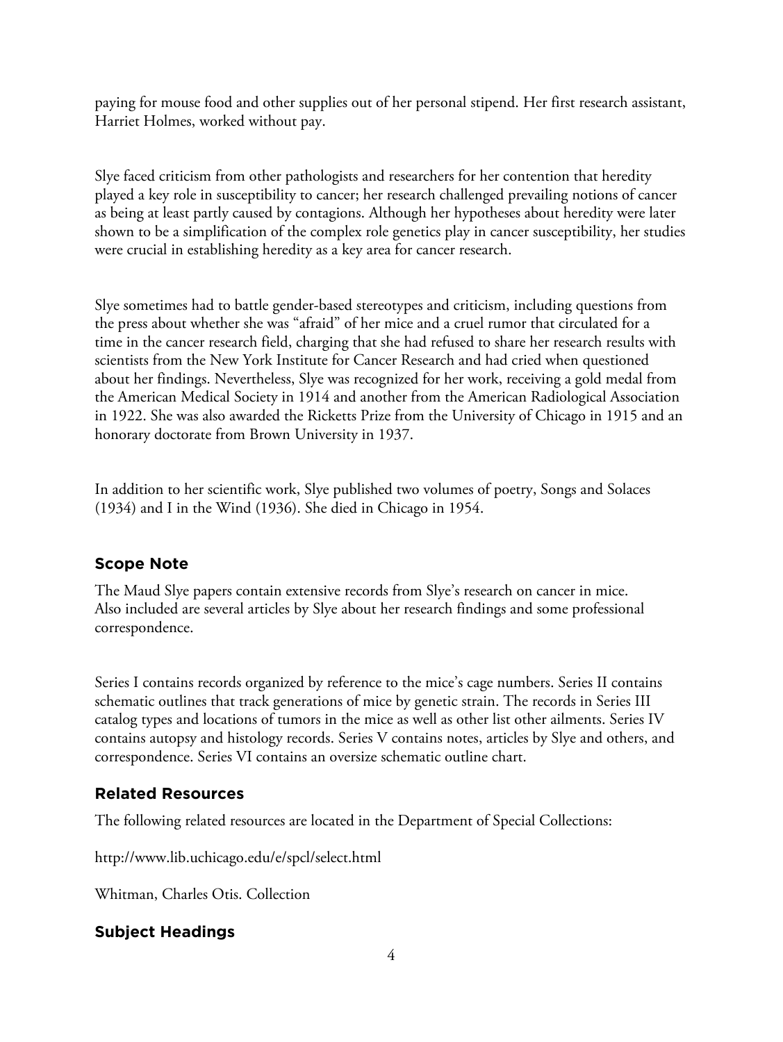paying for mouse food and other supplies out of her personal stipend. Her first research assistant, Harriet Holmes, worked without pay.

Slye faced criticism from other pathologists and researchers for her contention that heredity played a key role in susceptibility to cancer; her research challenged prevailing notions of cancer as being at least partly caused by contagions. Although her hypotheses about heredity were later shown to be a simplification of the complex role genetics play in cancer susceptibility, her studies were crucial in establishing heredity as a key area for cancer research.

Slye sometimes had to battle gender-based stereotypes and criticism, including questions from the press about whether she was "afraid" of her mice and a cruel rumor that circulated for a time in the cancer research field, charging that she had refused to share her research results with scientists from the New York Institute for Cancer Research and had cried when questioned about her findings. Nevertheless, Slye was recognized for her work, receiving a gold medal from the American Medical Society in 1914 and another from the American Radiological Association in 1922. She was also awarded the Ricketts Prize from the University of Chicago in 1915 and an honorary doctorate from Brown University in 1937.

In addition to her scientific work, Slye published two volumes of poetry, Songs and Solaces (1934) and I in the Wind (1936). She died in Chicago in 1954.

## Scope Note

The Maud Slye papers contain extensive records from Slye's research on cancer in mice. Also included are several articles by Slye about her research findings and some professional correspondence.

Series I contains records organized by reference to the mice's cage numbers. Series II contains schematic outlines that track generations of mice by genetic strain. The records in Series III catalog types and locations of tumors in the mice as well as other list other ailments. Series IV contains autopsy and histology records. Series V contains notes, articles by Slye and others, and correspondence. Series VI contains an oversize schematic outline chart.

## Related Resources

The following related resources are located in the Department of Special Collections:

http://www.lib.uchicago.edu/e/spcl/select.html

Whitman, Charles Otis. Collection

## Subject Headings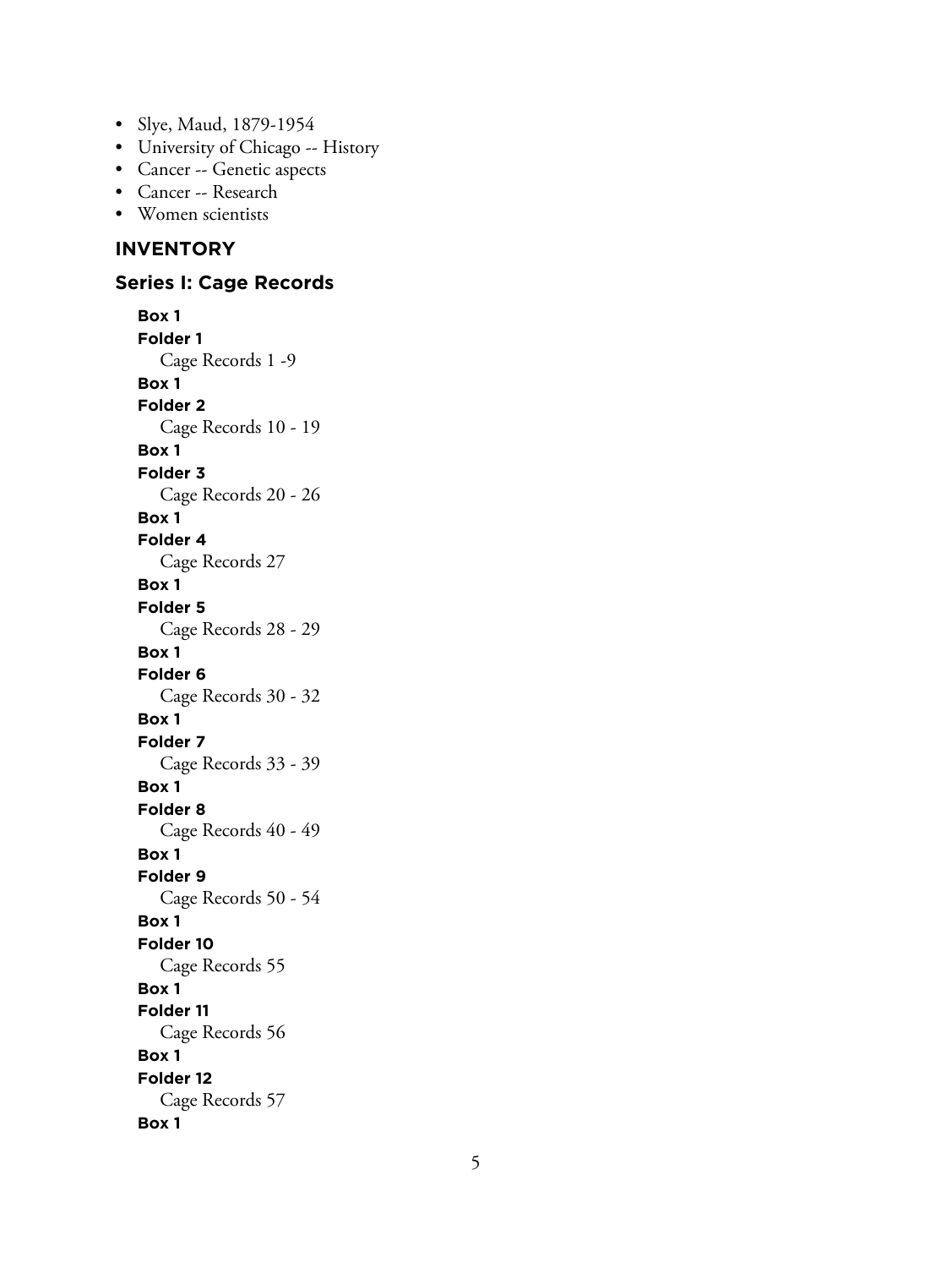- Slye, Maud, 1879-1954
- University of Chicago -- History
- Cancer -- Genetic aspects
- Cancer -- Research
- Women scientists

## INVENTORY

### Series I: Cage Records

**Box 1**
**Folder 1**
Cage Records 1 -9

**Box 1**
**Folder 2**
Cage Records 10 - 19

**Box 1**
**Folder 3**
Cage Records 20 - 26

**Box 1**
**Folder 4**
Cage Records 27

**Box 1**
**Folder 5**
Cage Records 28 - 29

**Box 1**
**Folder 6**
Cage Records 30 - 32

**Box 1**
**Folder 7**
Cage Records 33 - 39

**Box 1**
**Folder 8**
Cage Records 40 - 49

**Box 1**
**Folder 9**
Cage Records 50 - 54

**Box 1**
**Folder 10**
Cage Records 55

**Box 1**
**Folder 11**
Cage Records 56

**Box 1**
**Folder 12**
Cage Records 57

**Box 1**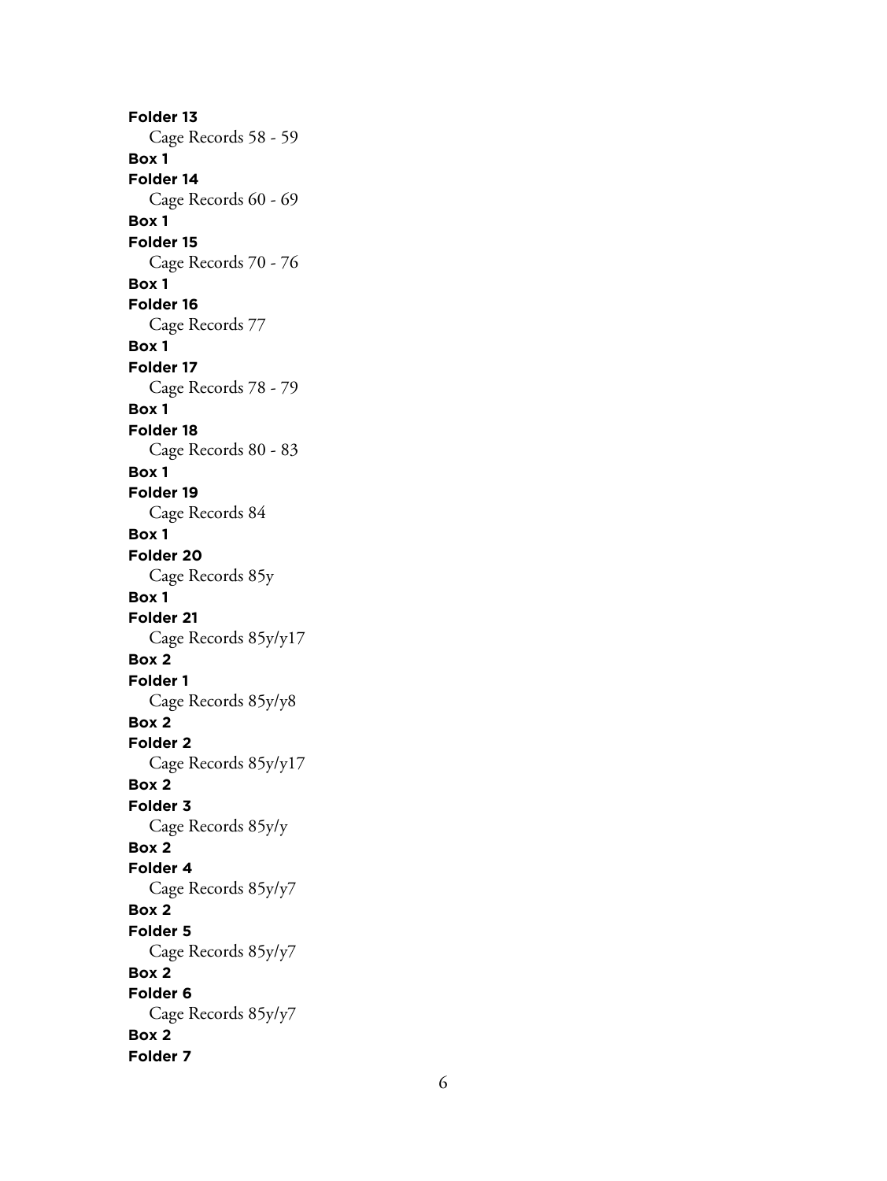**Folder 13**
Cage Records 58 - 59

**Box 1**
**Folder 14**
Cage Records 60 - 69

**Box 1**
**Folder 15**
Cage Records 70 - 76

**Box 1**
**Folder 16**
Cage Records 77

**Box 1**
**Folder 17**
Cage Records 78 - 79

**Box 1**
**Folder 18**
Cage Records 80 - 83

**Box 1**
**Folder 19**
Cage Records 84

**Box 1**
**Folder 20**
Cage Records 85y

**Box 1**
**Folder 21**
Cage Records 85y/y17

**Box 2**
**Folder 1**
Cage Records 85y/y8

**Box 2**
**Folder 2**
Cage Records 85y/y17

**Box 2**
**Folder 3**
Cage Records 85y/y

**Box 2**
**Folder 4**
Cage Records 85y/y7

**Box 2**
**Folder 5**
Cage Records 85y/y7

**Box 2**
**Folder 6**
Cage Records 85y/y7

**Box 2**
**Folder 7**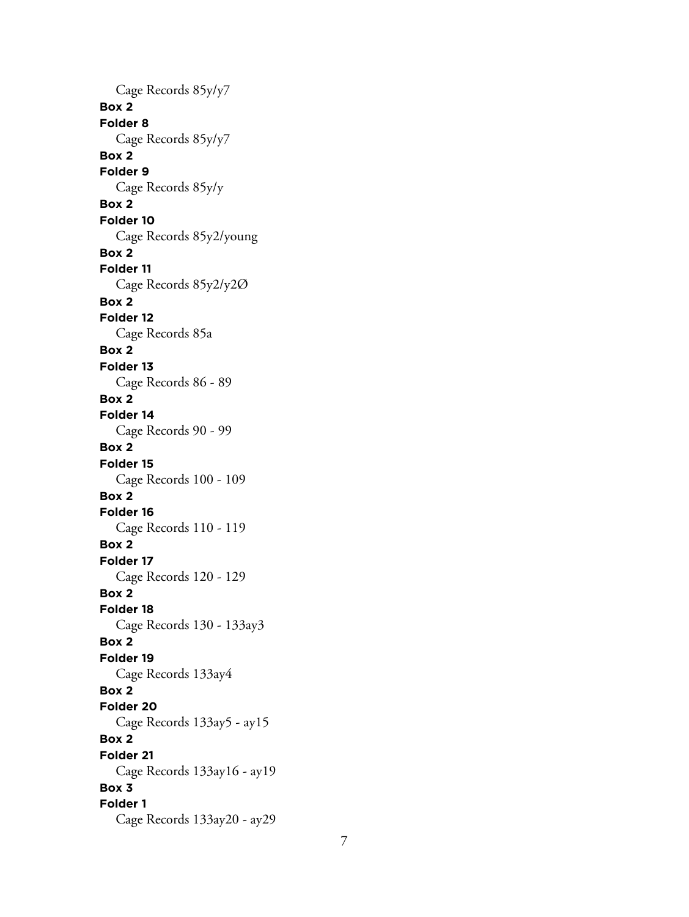Cage Records 85y/y7

**Box 2**

**Folder 8**

Cage Records 85y/y7

**Box 2**

**Folder 9**

Cage Records 85y/y

**Box 2**

**Folder 10**

Cage Records 85y2/young

**Box 2**

**Folder 11**

Cage Records 85y2/y2Ø

**Box 2**

**Folder 12**

Cage Records 85a

**Box 2**

**Folder 13**

Cage Records 86 - 89

**Box 2**

**Folder 14**

Cage Records 90 - 99

**Box 2**

**Folder 15**

Cage Records 100 - 109

**Box 2**

**Folder 16**

Cage Records 110 - 119

**Box 2**

**Folder 17**

Cage Records 120 - 129

**Box 2**

**Folder 18**

Cage Records 130 - 133ay3

**Box 2**

**Folder 19**

Cage Records 133ay4

**Box 2**

**Folder 20**

Cage Records 133ay5 - ay15

**Box 2**

**Folder 21**

Cage Records 133ay16 - ay19

**Box 3**

**Folder 1**

Cage Records 133ay20 - ay29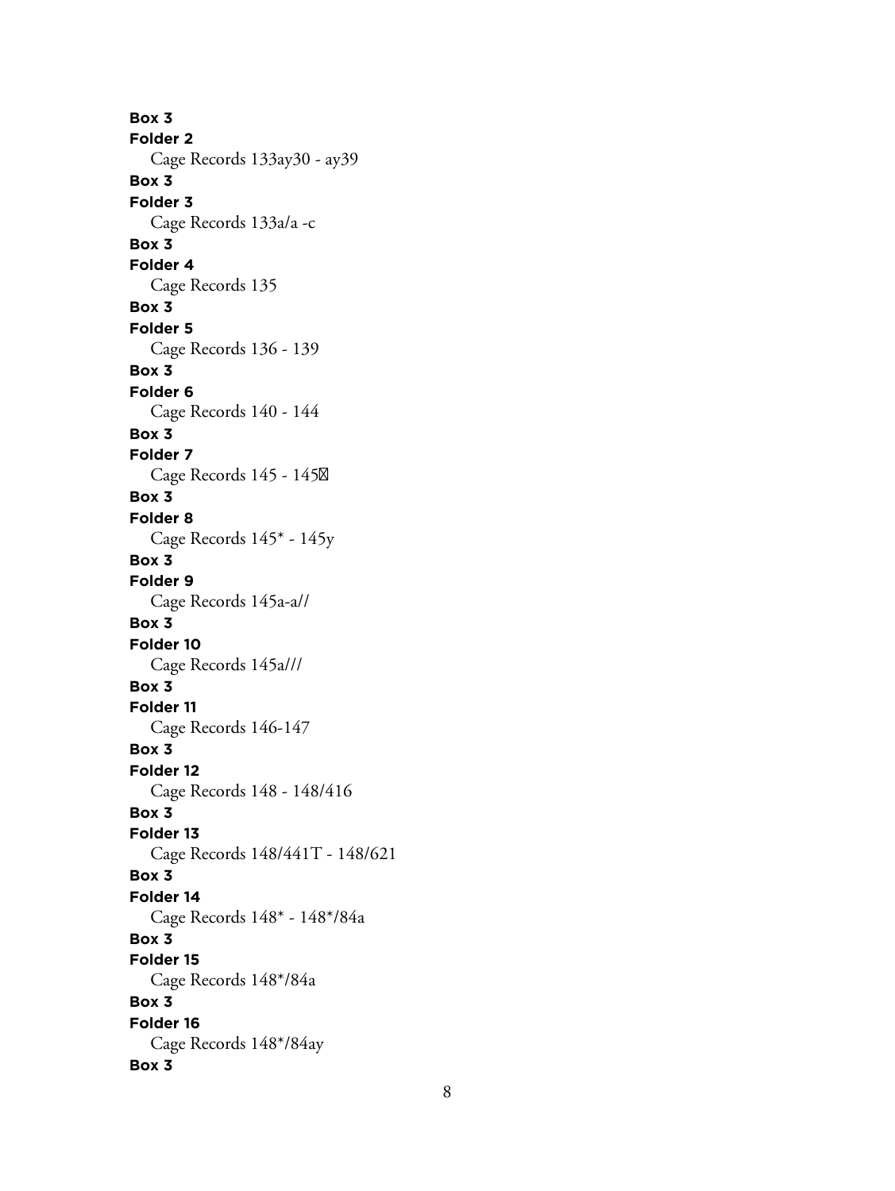**Box 3**
**Folder 2**
Cage Records 133ay30 - ay39
**Box 3**
**Folder 3**
Cage Records 133a/a -c
**Box 3**
**Folder 4**
Cage Records 135
**Box 3**
**Folder 5**
Cage Records 136 - 139
**Box 3**
**Folder 6**
Cage Records 140 - 144
**Box 3**
**Folder 7**
Cage Records 145 - 145
**Box 3**
**Folder 8**
Cage Records 145* - 145y
**Box 3**
**Folder 9**
Cage Records 145a-a//
**Box 3**
**Folder 10**
Cage Records 145a///
**Box 3**
**Folder 11**
Cage Records 146-147
**Box 3**
**Folder 12**
Cage Records 148 - 148/416
**Box 3**
**Folder 13**
Cage Records 148/441T - 148/621
**Box 3**
**Folder 14**
Cage Records 148* - 148*/84a
**Box 3**
**Folder 15**
Cage Records 148*/84a
**Box 3**
**Folder 16**
Cage Records 148*/84ay
**Box 3**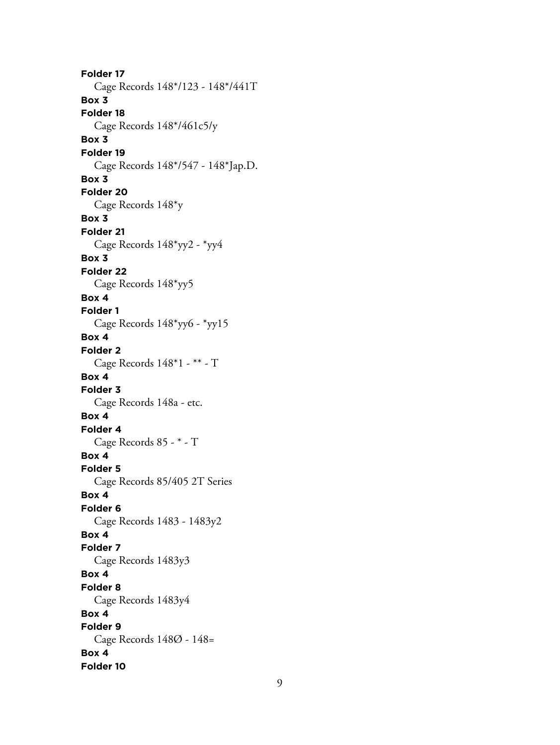**Folder 17**

Cage Records 148*/123 - 148*/441T

**Box 3**

**Folder 18**

Cage Records 148*/461c5/y

**Box 3**

**Folder 19**

Cage Records 148*/547 - 148*Jap.D.

**Box 3**

**Folder 20**

Cage Records 148*y

**Box 3**

**Folder 21**

Cage Records 148*yy2 - *yy4

**Box 3**

**Folder 22**

Cage Records 148*yy5

**Box 4**

**Folder 1**

Cage Records 148*yy6 - *yy15

**Box 4**

**Folder 2**

Cage Records 148*1 - ** - T

**Box 4**

**Folder 3**

Cage Records 148a - etc.

**Box 4**

**Folder 4**

Cage Records 85 - * - T

**Box 4**

**Folder 5**

Cage Records 85/405 2T Series

**Box 4**

**Folder 6**

Cage Records 1483 - 1483y2

**Box 4**

**Folder 7**

Cage Records 1483y3

**Box 4**

**Folder 8**

Cage Records 1483y4

**Box 4**

**Folder 9**

Cage Records 148Ø - 148=

**Box 4**

**Folder 10**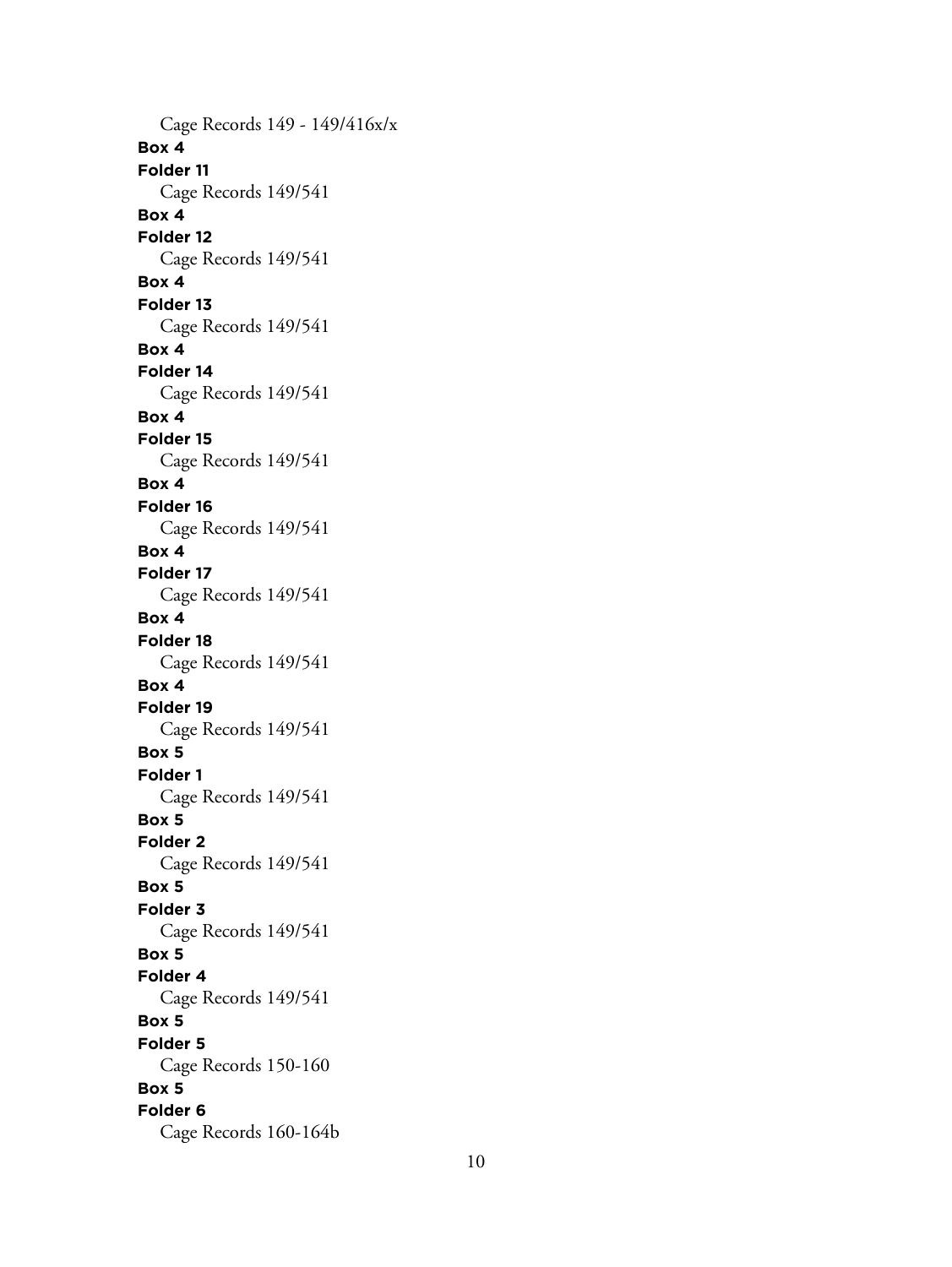Cage Records 149 - 149/416x/x

**Box 4**

**Folder 11**

Cage Records 149/541

**Box 4**

**Folder 12**

Cage Records 149/541

**Box 4**

**Folder 13**

Cage Records 149/541

**Box 4**

**Folder 14**

Cage Records 149/541

**Box 4**

**Folder 15**

Cage Records 149/541

**Box 4**

**Folder 16**

Cage Records 149/541

**Box 4**

**Folder 17**

Cage Records 149/541

**Box 4**

**Folder 18**

Cage Records 149/541

**Box 4**

**Folder 19**

Cage Records 149/541

**Box 5**

**Folder 1**

Cage Records 149/541

**Box 5**

**Folder 2**

Cage Records 149/541

**Box 5**

**Folder 3**

Cage Records 149/541

**Box 5**

**Folder 4**

Cage Records 149/541

**Box 5**

**Folder 5**

Cage Records 150-160

**Box 5**

**Folder 6**

Cage Records 160-164b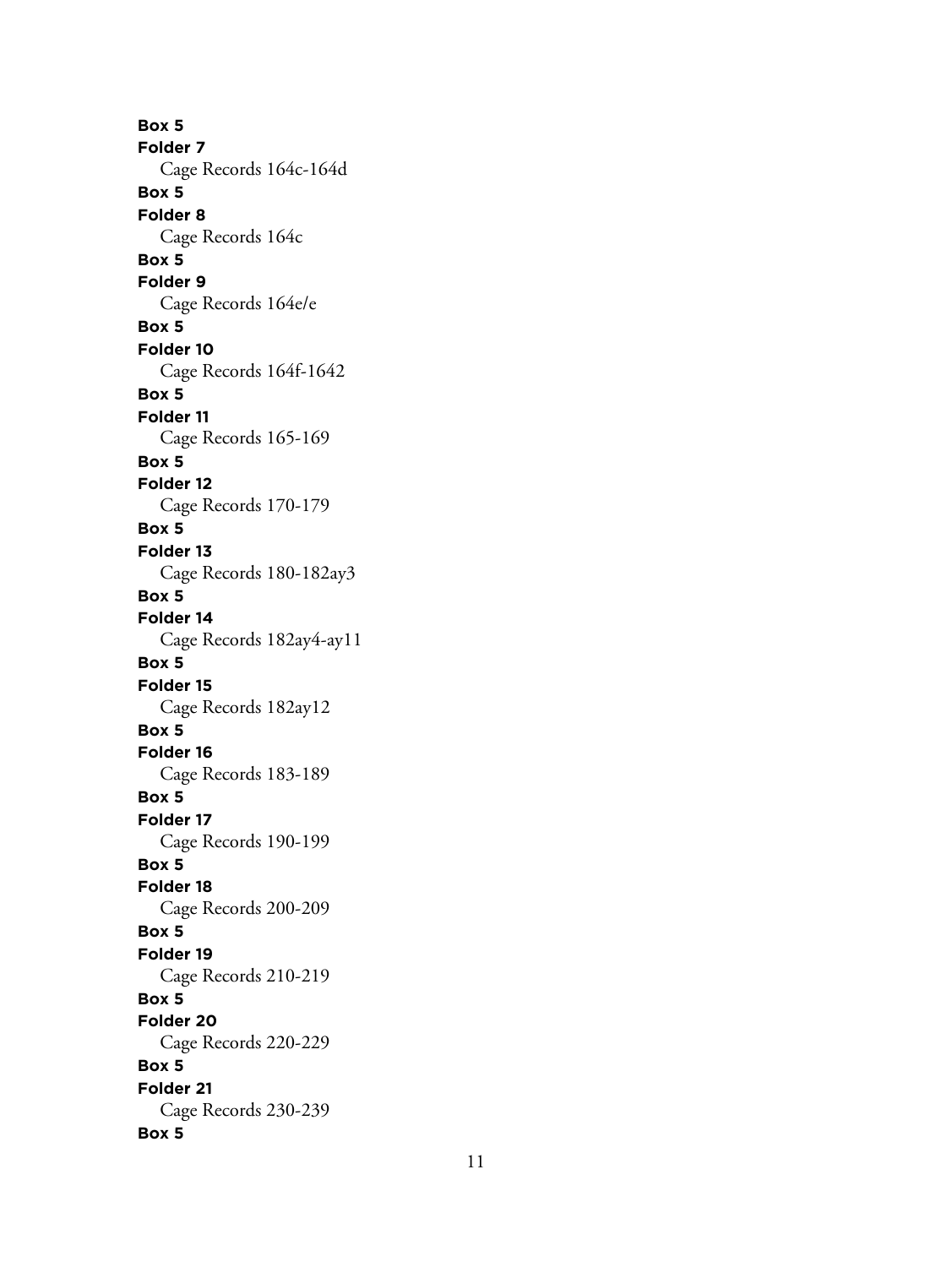**Box 5**
**Folder 7**
Cage Records 164c-164d
**Box 5**
**Folder 8**
Cage Records 164c
**Box 5**
**Folder 9**
Cage Records 164e/e
**Box 5**
**Folder 10**
Cage Records 164f-1642
**Box 5**
**Folder 11**
Cage Records 165-169
**Box 5**
**Folder 12**
Cage Records 170-179
**Box 5**
**Folder 13**
Cage Records 180-182ay3
**Box 5**
**Folder 14**
Cage Records 182ay4-ay11
**Box 5**
**Folder 15**
Cage Records 182ay12
**Box 5**
**Folder 16**
Cage Records 183-189
**Box 5**
**Folder 17**
Cage Records 190-199
**Box 5**
**Folder 18**
Cage Records 200-209
**Box 5**
**Folder 19**
Cage Records 210-219
**Box 5**
**Folder 20**
Cage Records 220-229
**Box 5**
**Folder 21**
Cage Records 230-239
**Box 5**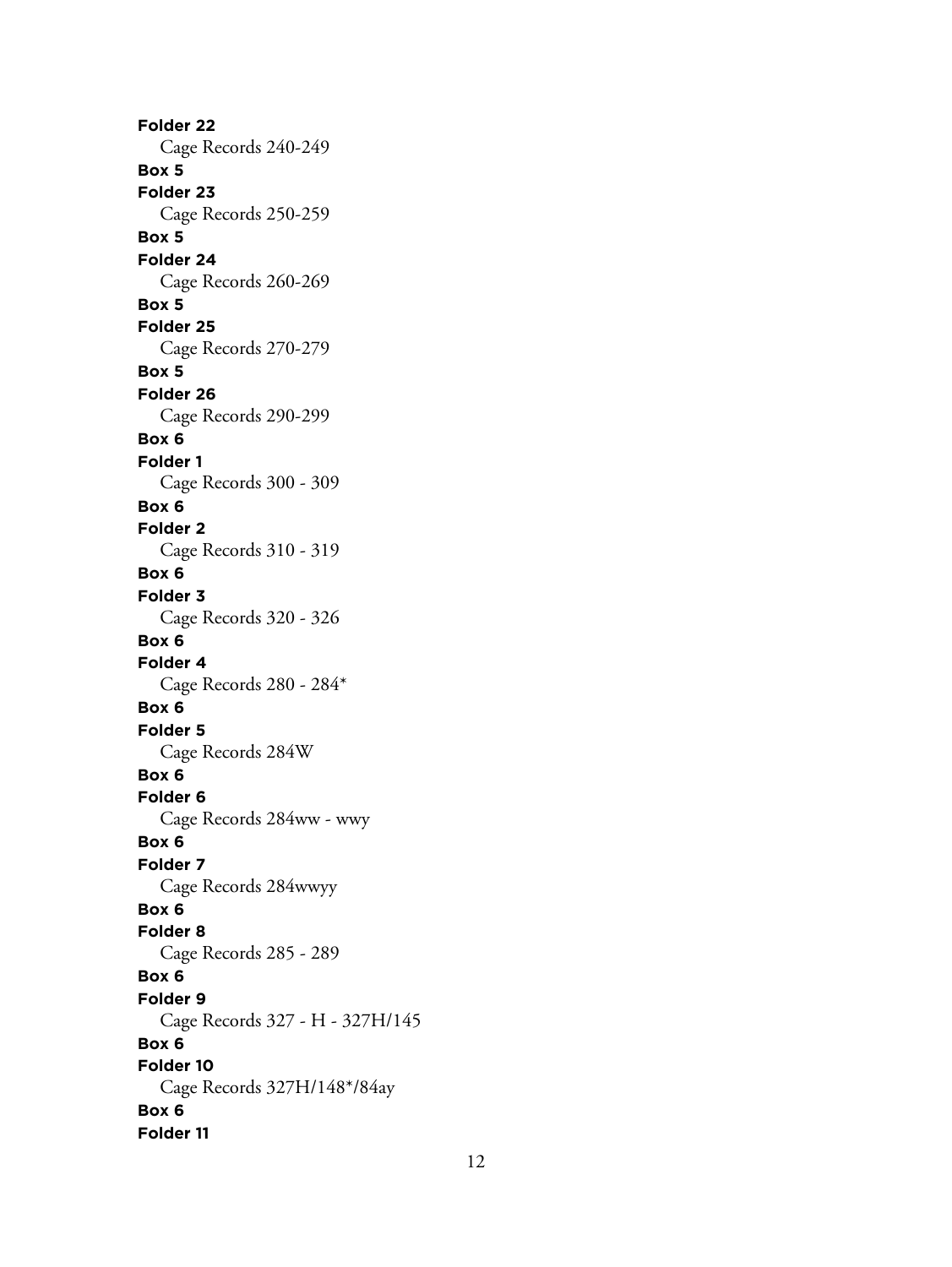**Folder 22**
Cage Records 240-249
**Box 5**
**Folder 23**
Cage Records 250-259
**Box 5**
**Folder 24**
Cage Records 260-269
**Box 5**
**Folder 25**
Cage Records 270-279
**Box 5**
**Folder 26**
Cage Records 290-299
**Box 6**
**Folder 1**
Cage Records 300 - 309
**Box 6**
**Folder 2**
Cage Records 310 - 319
**Box 6**
**Folder 3**
Cage Records 320 - 326
**Box 6**
**Folder 4**
Cage Records 280 - 284*
**Box 6**
**Folder 5**
Cage Records 284W
**Box 6**
**Folder 6**
Cage Records 284ww - wwy
**Box 6**
**Folder 7**
Cage Records 284wwyy
**Box 6**
**Folder 8**
Cage Records 285 - 289
**Box 6**
**Folder 9**
Cage Records 327 - H - 327H/145
**Box 6**
**Folder 10**
Cage Records 327H/148*/84ay
**Box 6**
**Folder 11**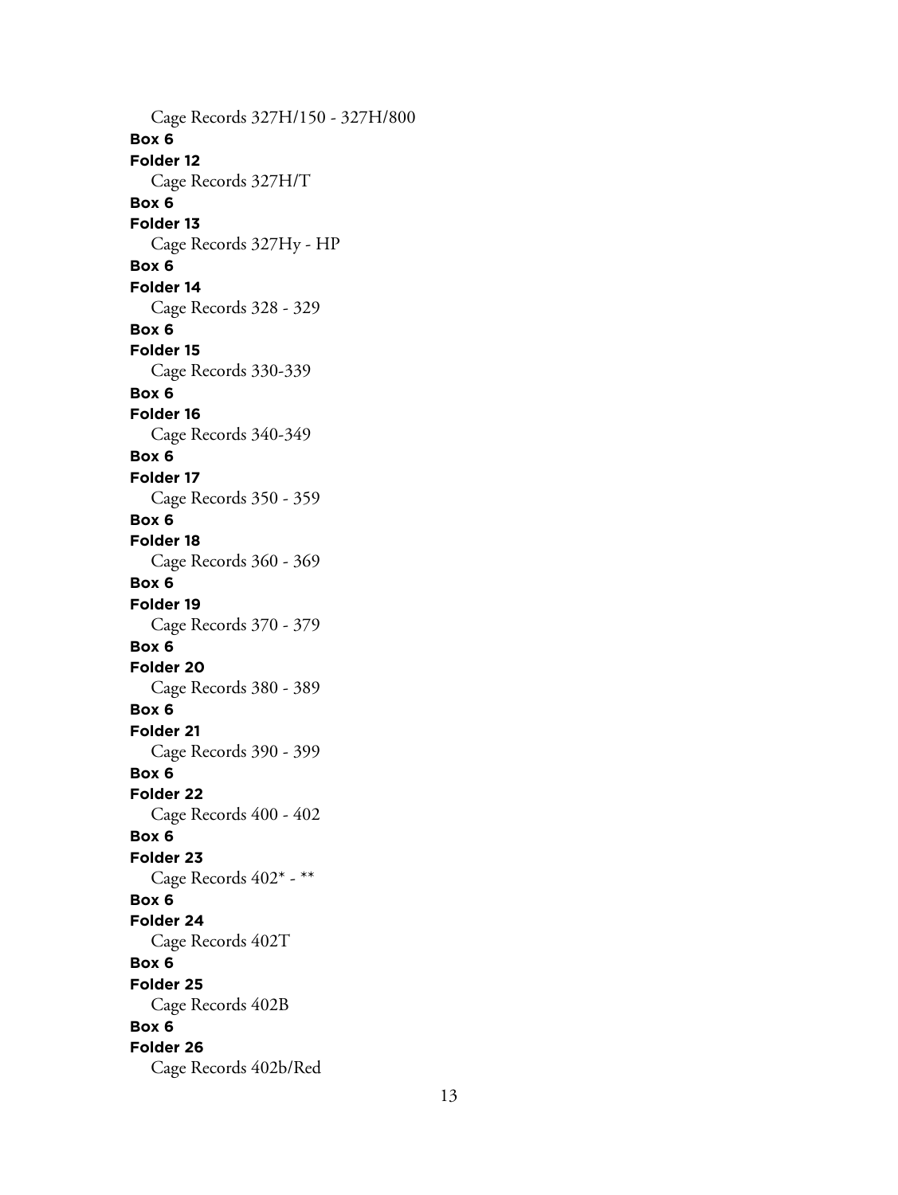Cage Records 327H/150 - 327H/800

**Box 6**

**Folder 12**

Cage Records 327H/T

**Box 6**

**Folder 13**

Cage Records 327Hy - HP

**Box 6**

**Folder 14**

Cage Records 328 - 329

**Box 6**

**Folder 15**

Cage Records 330-339

**Box 6**

**Folder 16**

Cage Records 340-349

**Box 6**

**Folder 17**

Cage Records 350 - 359

**Box 6**

**Folder 18**

Cage Records 360 - 369

**Box 6**

**Folder 19**

Cage Records 370 - 379

**Box 6**

**Folder 20**

Cage Records 380 - 389

**Box 6**

**Folder 21**

Cage Records 390 - 399

**Box 6**

**Folder 22**

Cage Records 400 - 402

**Box 6**

**Folder 23**

Cage Records 402* - **

**Box 6**

**Folder 24**

Cage Records 402T

**Box 6**

**Folder 25**

Cage Records 402B

**Box 6**

**Folder 26**

Cage Records 402b/Red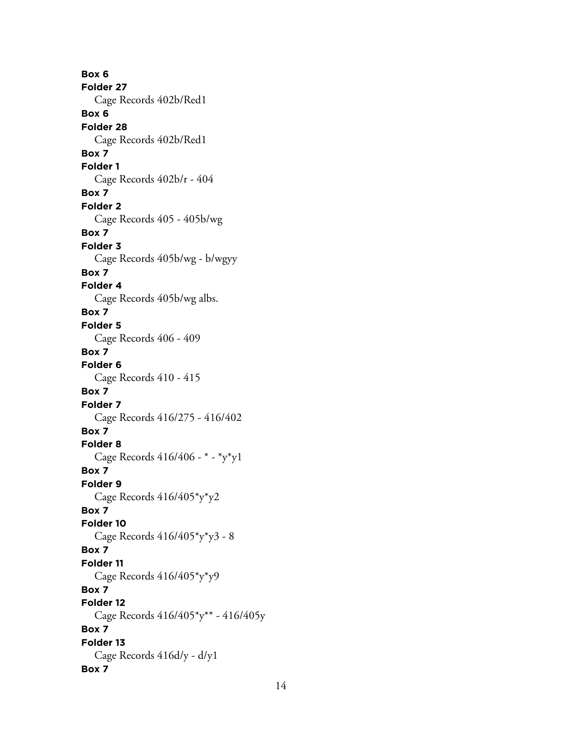**Box 6**
**Folder 27**
Cage Records 402b/Red1
**Box 6**
**Folder 28**
Cage Records 402b/Red1
**Box 7**
**Folder 1**
Cage Records 402b/r - 404
**Box 7**
**Folder 2**
Cage Records 405 - 405b/wg
**Box 7**
**Folder 3**
Cage Records 405b/wg - b/wgyy
**Box 7**
**Folder 4**
Cage Records 405b/wg albs.
**Box 7**
**Folder 5**
Cage Records 406 - 409
**Box 7**
**Folder 6**
Cage Records 410 - 415
**Box 7**
**Folder 7**
Cage Records 416/275 - 416/402
**Box 7**
**Folder 8**
Cage Records 416/406 - * - *y*y1
**Box 7**
**Folder 9**
Cage Records 416/405*y*y2
**Box 7**
**Folder 10**
Cage Records 416/405*y*y3 - 8
**Box 7**
**Folder 11**
Cage Records 416/405*y*y9
**Box 7**
**Folder 12**
Cage Records 416/405*y** - 416/405y
**Box 7**
**Folder 13**
Cage Records 416d/y - d/y1
**Box 7**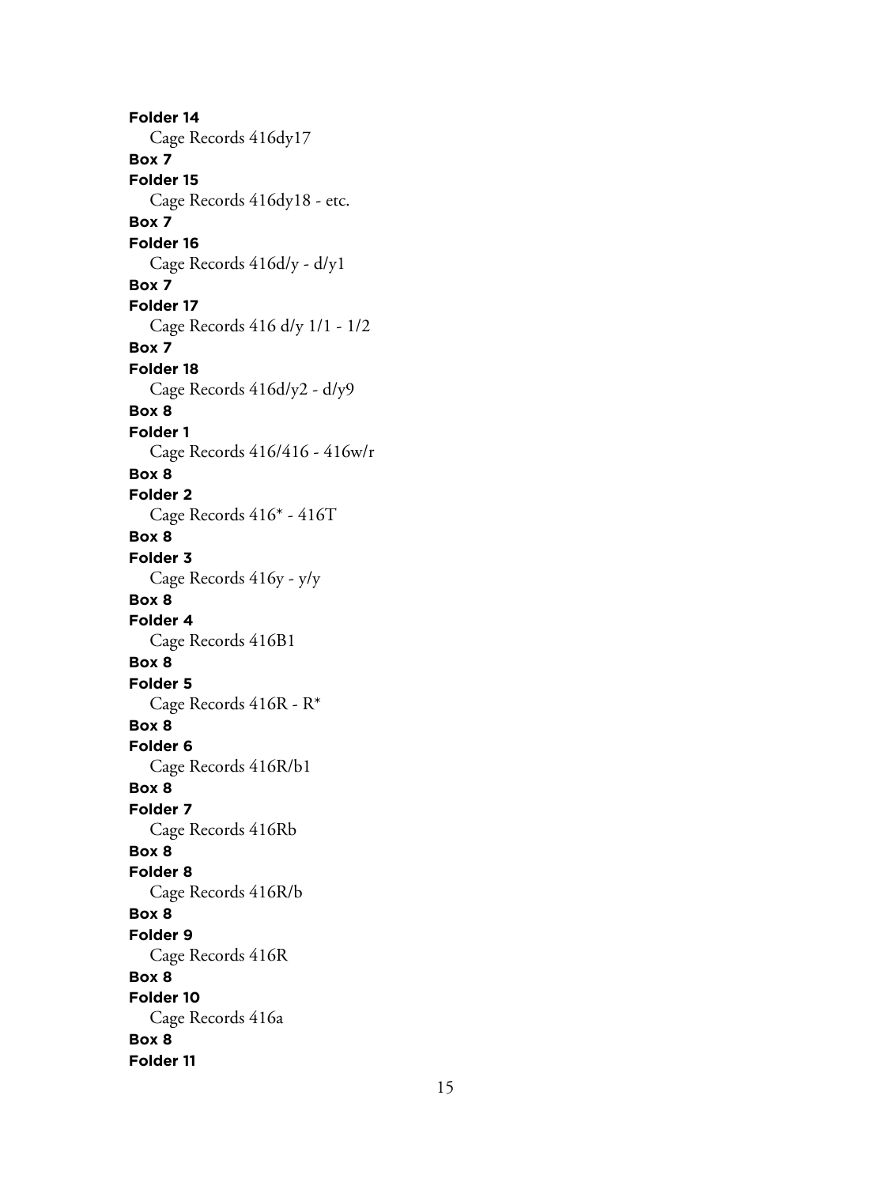**Folder 14**

Cage Records 416dy17

**Box 7**

**Folder 15**

Cage Records 416dy18 - etc.

**Box 7**

**Folder 16**

Cage Records 416d/y - d/y1

**Box 7**

**Folder 17**

Cage Records 416 d/y 1/1 - 1/2

**Box 7**

**Folder 18**

Cage Records 416d/y2 - d/y9

**Box 8**

**Folder 1**

Cage Records 416/416 - 416w/r

**Box 8**

**Folder 2**

Cage Records 416* - 416T

**Box 8**

**Folder 3**

Cage Records 416y - y/y

**Box 8**

**Folder 4**

Cage Records 416B1

**Box 8**

**Folder 5**

Cage Records 416R - R*

**Box 8**

**Folder 6**

Cage Records 416R/b1

**Box 8**

**Folder 7**

Cage Records 416Rb

**Box 8**

**Folder 8**

Cage Records 416R/b

**Box 8**

**Folder 9**

Cage Records 416R

**Box 8**

**Folder 10**

Cage Records 416a

**Box 8**

**Folder 11**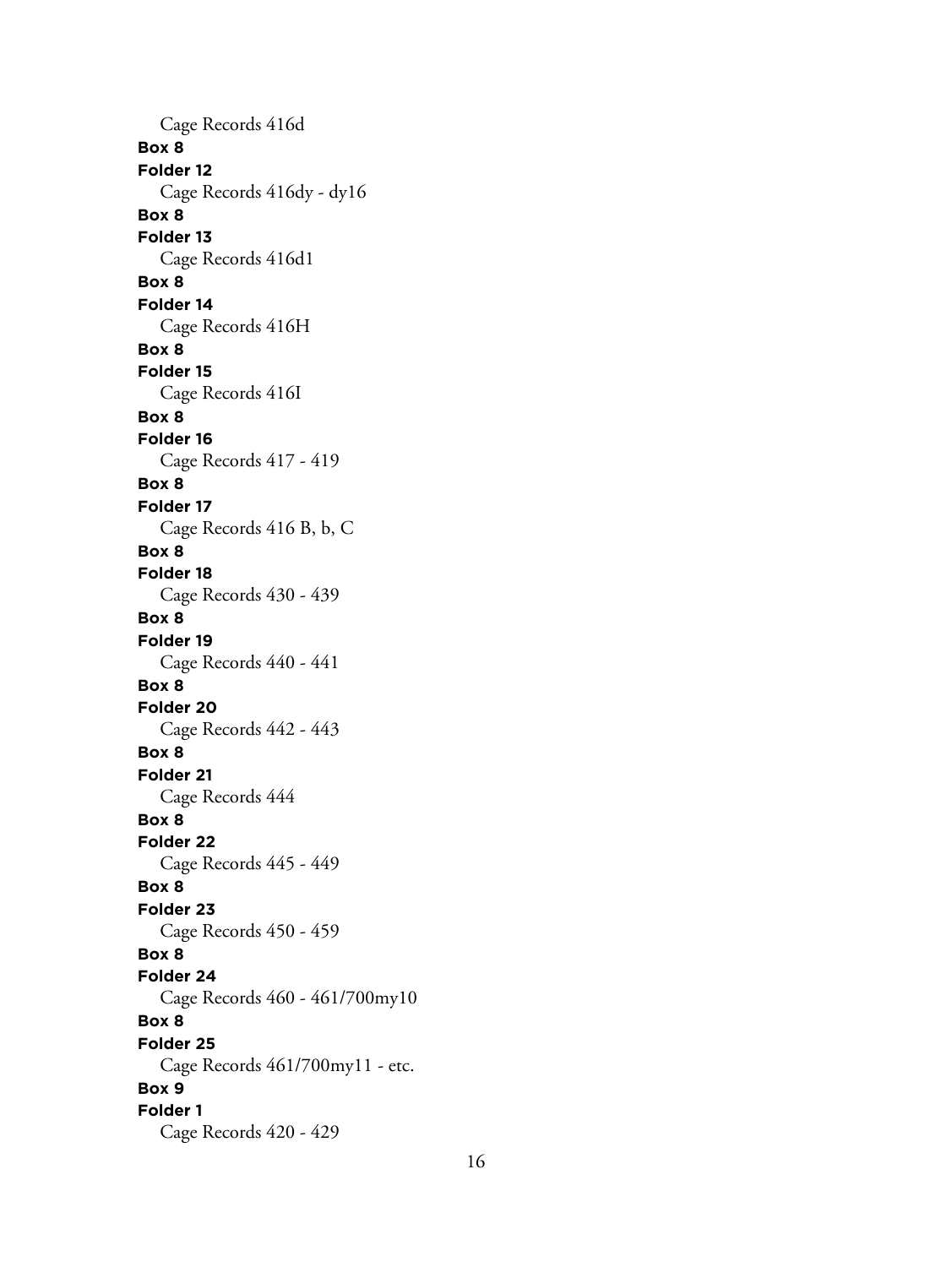Cage Records 416d

**Box 8**

**Folder 12**

Cage Records 416dy - dy16

**Box 8**

**Folder 13**

Cage Records 416d1

**Box 8**

**Folder 14**

Cage Records 416H

**Box 8**

**Folder 15**

Cage Records 416I

**Box 8**

**Folder 16**

Cage Records 417 - 419

**Box 8**

**Folder 17**

Cage Records 416 B, b, C

**Box 8**

**Folder 18**

Cage Records 430 - 439

**Box 8**

**Folder 19**

Cage Records 440 - 441

**Box 8**

**Folder 20**

Cage Records 442 - 443

**Box 8**

**Folder 21**

Cage Records 444

**Box 8**

**Folder 22**

Cage Records 445 - 449

**Box 8**

**Folder 23**

Cage Records 450 - 459

**Box 8**

**Folder 24**

Cage Records 460 - 461/700my10

**Box 8**

**Folder 25**

Cage Records 461/700my11 - etc.

**Box 9**

**Folder 1**

Cage Records 420 - 429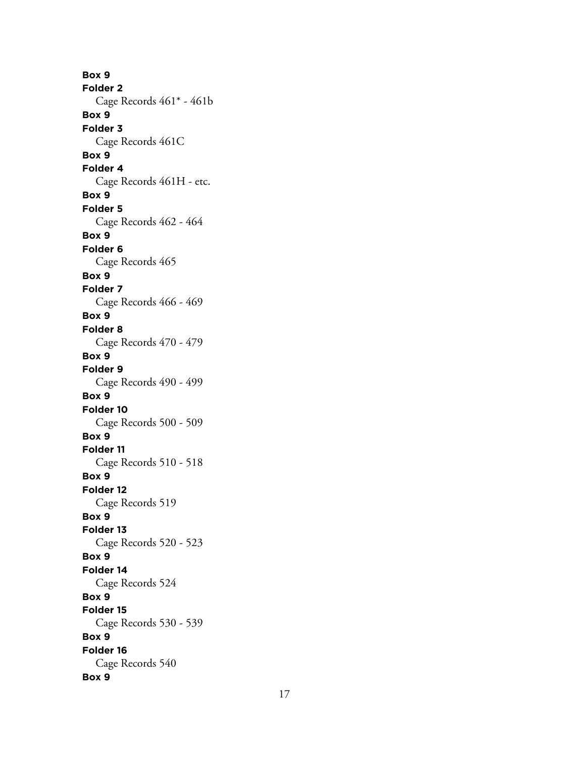**Box 9**
**Folder 2**
Cage Records 461* - 461b
**Box 9**
**Folder 3**
Cage Records 461C
**Box 9**
**Folder 4**
Cage Records 461H - etc.
**Box 9**
**Folder 5**
Cage Records 462 - 464
**Box 9**
**Folder 6**
Cage Records 465
**Box 9**
**Folder 7**
Cage Records 466 - 469
**Box 9**
**Folder 8**
Cage Records 470 - 479
**Box 9**
**Folder 9**
Cage Records 490 - 499
**Box 9**
**Folder 10**
Cage Records 500 - 509
**Box 9**
**Folder 11**
Cage Records 510 - 518
**Box 9**
**Folder 12**
Cage Records 519
**Box 9**
**Folder 13**
Cage Records 520 - 523
**Box 9**
**Folder 14**
Cage Records 524
**Box 9**
**Folder 15**
Cage Records 530 - 539
**Box 9**
**Folder 16**
Cage Records 540
**Box 9**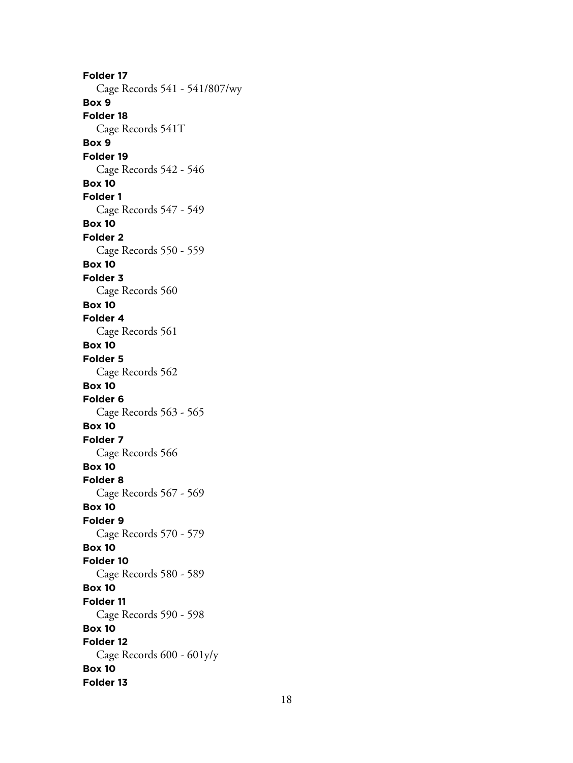**Folder 17**

Cage Records 541 - 541/807/wy

**Box 9**

**Folder 18**

Cage Records 541T

**Box 9**

**Folder 19**

Cage Records 542 - 546

**Box 10**

**Folder 1**

Cage Records 547 - 549

**Box 10**

**Folder 2**

Cage Records 550 - 559

**Box 10**

**Folder 3**

Cage Records 560

**Box 10**

**Folder 4**

Cage Records 561

**Box 10**

**Folder 5**

Cage Records 562

**Box 10**

**Folder 6**

Cage Records 563 - 565

**Box 10**

**Folder 7**

Cage Records 566

**Box 10**

**Folder 8**

Cage Records 567 - 569

**Box 10**

**Folder 9**

Cage Records 570 - 579

**Box 10**

**Folder 10**

Cage Records 580 - 589

**Box 10**

**Folder 11**

Cage Records 590 - 598

**Box 10**

**Folder 12**

Cage Records 600 - 601y/y

**Box 10**

**Folder 13**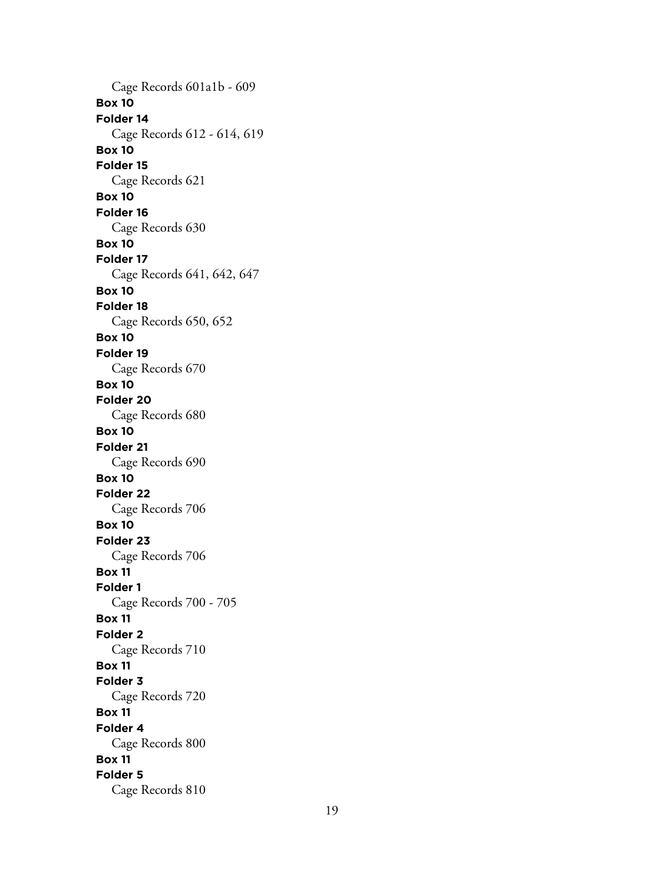Cage Records 601a1b - 609

**Box 10**
**Folder 14**
Cage Records 612 - 614, 619

**Box 10**
**Folder 15**
Cage Records 621

**Box 10**
**Folder 16**
Cage Records 630

**Box 10**
**Folder 17**
Cage Records 641, 642, 647

**Box 10**
**Folder 18**
Cage Records 650, 652

**Box 10**
**Folder 19**
Cage Records 670

**Box 10**
**Folder 20**
Cage Records 680

**Box 10**
**Folder 21**
Cage Records 690

**Box 10**
**Folder 22**
Cage Records 706

**Box 10**
**Folder 23**
Cage Records 706

**Box 11**
**Folder 1**
Cage Records 700 - 705

**Box 11**
**Folder 2**
Cage Records 710

**Box 11**
**Folder 3**
Cage Records 720

**Box 11**
**Folder 4**
Cage Records 800

**Box 11**
**Folder 5**
Cage Records 810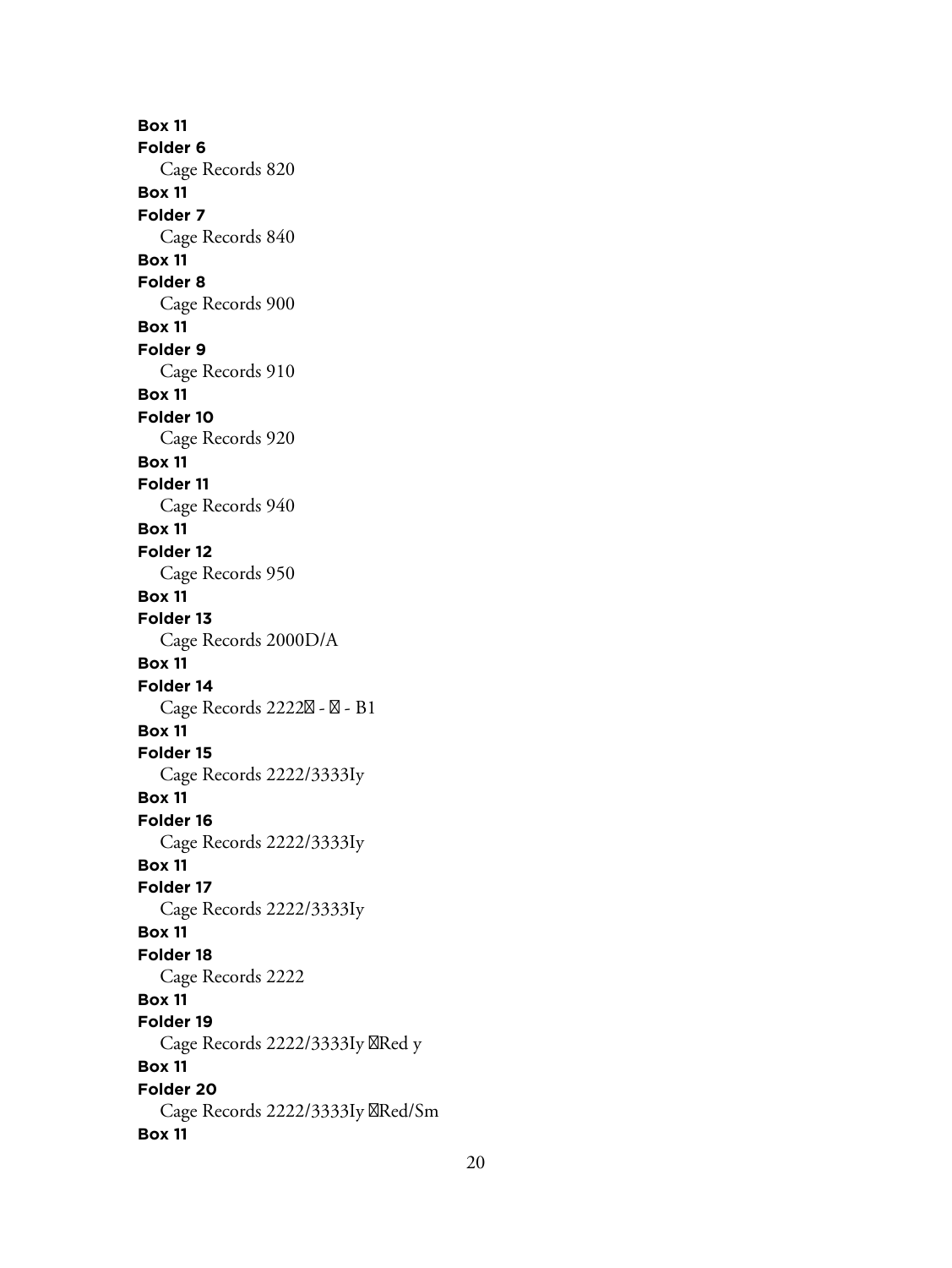**Box 11**
**Folder 6**
Cage Records 820
**Box 11**
**Folder 7**
Cage Records 840
**Box 11**
**Folder 8**
Cage Records 900
**Box 11**
**Folder 9**
Cage Records 910
**Box 11**
**Folder 10**
Cage Records 920
**Box 11**
**Folder 11**
Cage Records 940
**Box 11**
**Folder 12**
Cage Records 950
**Box 11**
**Folder 13**
Cage Records 2000D/A
**Box 11**
**Folder 14**
Cage Records 2222� - � - B1
**Box 11**
**Folder 15**
Cage Records 2222/3333Iy
**Box 11**
**Folder 16**
Cage Records 2222/3333Iy
**Box 11**
**Folder 17**
Cage Records 2222/3333Iy
**Box 11**
**Folder 18**
Cage Records 2222
**Box 11**
**Folder 19**
Cage Records 2222/3333Iy �Red y
**Box 11**
**Folder 20**
Cage Records 2222/3333Iy �Red/Sm
**Box 11**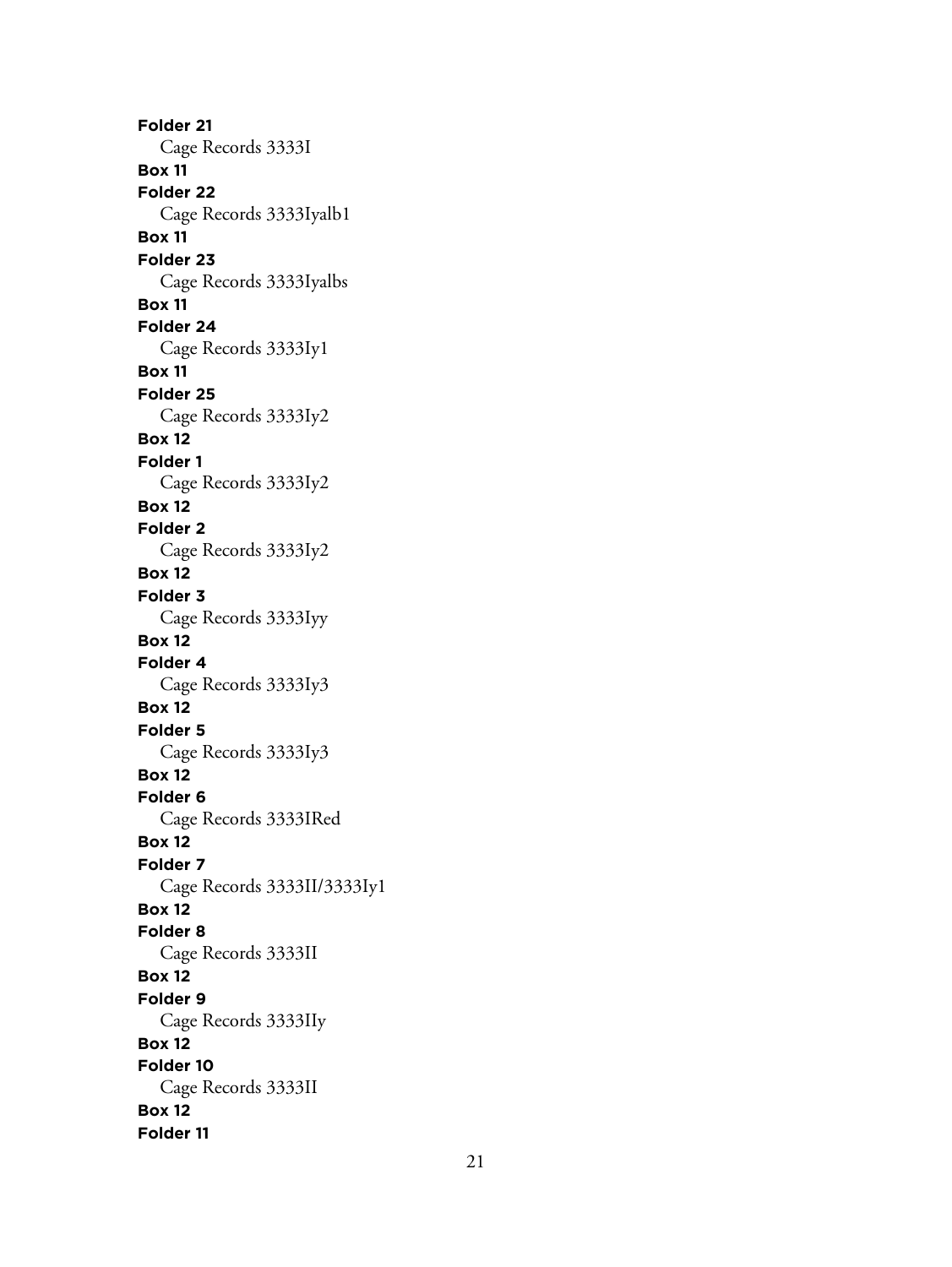**Folder 21**

Cage Records 3333I

**Box 11**

**Folder 22**

Cage Records 3333Iyalb1

**Box 11**

**Folder 23**

Cage Records 3333Iyalbs

**Box 11**

**Folder 24**

Cage Records 3333Iy1

**Box 11**

**Folder 25**

Cage Records 3333Iy2

**Box 12**

**Folder 1**

Cage Records 3333Iy2

**Box 12**

**Folder 2**

Cage Records 3333Iy2

**Box 12**

**Folder 3**

Cage Records 3333Iyy

**Box 12**

**Folder 4**

Cage Records 3333Iy3

**Box 12**

**Folder 5**

Cage Records 3333Iy3

**Box 12**

**Folder 6**

Cage Records 3333IRed

**Box 12**

**Folder 7**

Cage Records 3333II/3333Iy1

**Box 12**

**Folder 8**

Cage Records 3333II

**Box 12**

**Folder 9**

Cage Records 3333IIy

**Box 12**

**Folder 10**

Cage Records 3333II

**Box 12**

**Folder 11**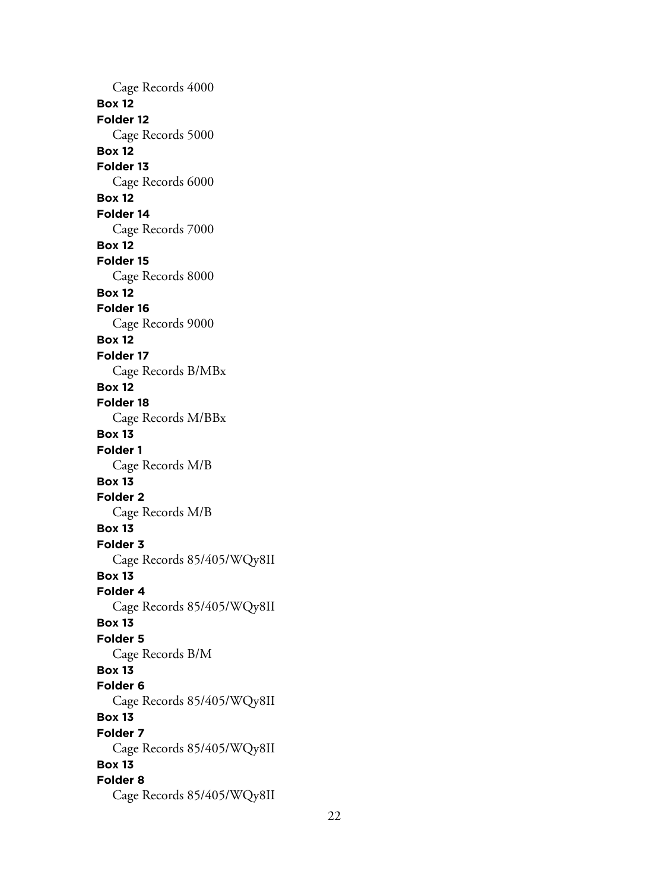Cage Records 4000

**Box 12**

**Folder 12**

Cage Records 5000

**Box 12**

**Folder 13**

Cage Records 6000

**Box 12**

**Folder 14**

Cage Records 7000

**Box 12**

**Folder 15**

Cage Records 8000

**Box 12**

**Folder 16**

Cage Records 9000

**Box 12**

**Folder 17**

Cage Records B/MBx

**Box 12**

**Folder 18**

Cage Records M/BBx

**Box 13**

**Folder 1**

Cage Records M/B

**Box 13**

**Folder 2**

Cage Records M/B

**Box 13**

**Folder 3**

Cage Records 85/405/WQy8II

**Box 13**

**Folder 4**

Cage Records 85/405/WQy8II

**Box 13**

**Folder 5**

Cage Records B/M

**Box 13**

**Folder 6**

Cage Records 85/405/WQy8II

**Box 13**

**Folder 7**

Cage Records 85/405/WQy8II

**Box 13**

**Folder 8**

Cage Records 85/405/WQy8II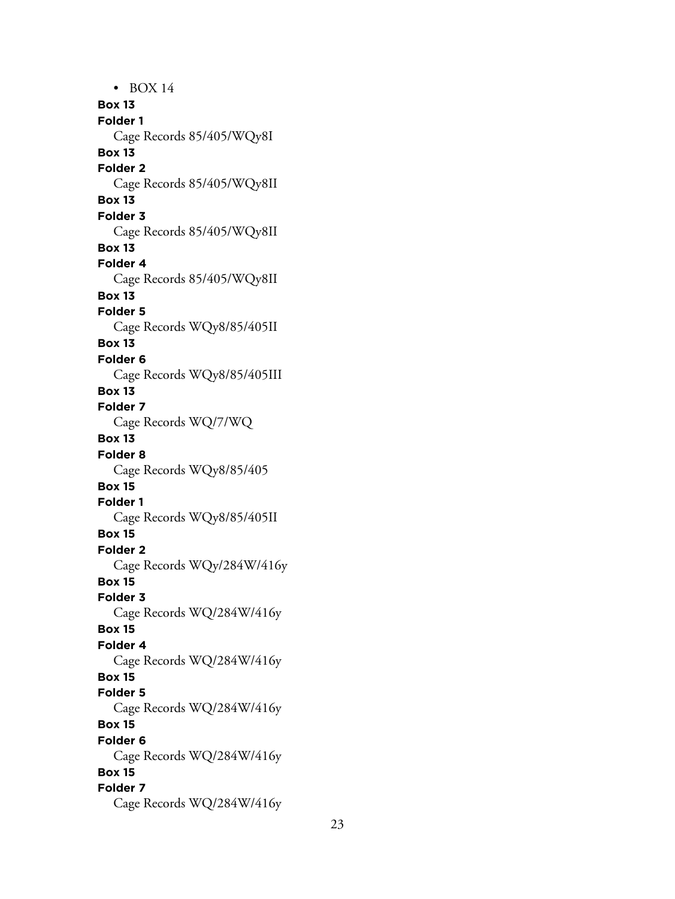- BOX 14

**Box 13**
**Folder 1**
Cage Records 85/405/WQy8I

**Box 13**
**Folder 2**
Cage Records 85/405/WQy8II

**Box 13**
**Folder 3**
Cage Records 85/405/WQy8II

**Box 13**
**Folder 4**
Cage Records 85/405/WQy8II

**Box 13**
**Folder 5**
Cage Records WQy8/85/405II

**Box 13**
**Folder 6**
Cage Records WQy8/85/405III

**Box 13**
**Folder 7**
Cage Records WQ/7/WQ

**Box 13**
**Folder 8**
Cage Records WQy8/85/405

**Box 15**
**Folder 1**
Cage Records WQy8/85/405II

**Box 15**
**Folder 2**
Cage Records WQy/284W/416y

**Box 15**
**Folder 3**
Cage Records WQ/284W/416y

**Box 15**
**Folder 4**
Cage Records WQ/284W/416y

**Box 15**
**Folder 5**
Cage Records WQ/284W/416y

**Box 15**
**Folder 6**
Cage Records WQ/284W/416y

**Box 15**
**Folder 7**
Cage Records WQ/284W/416y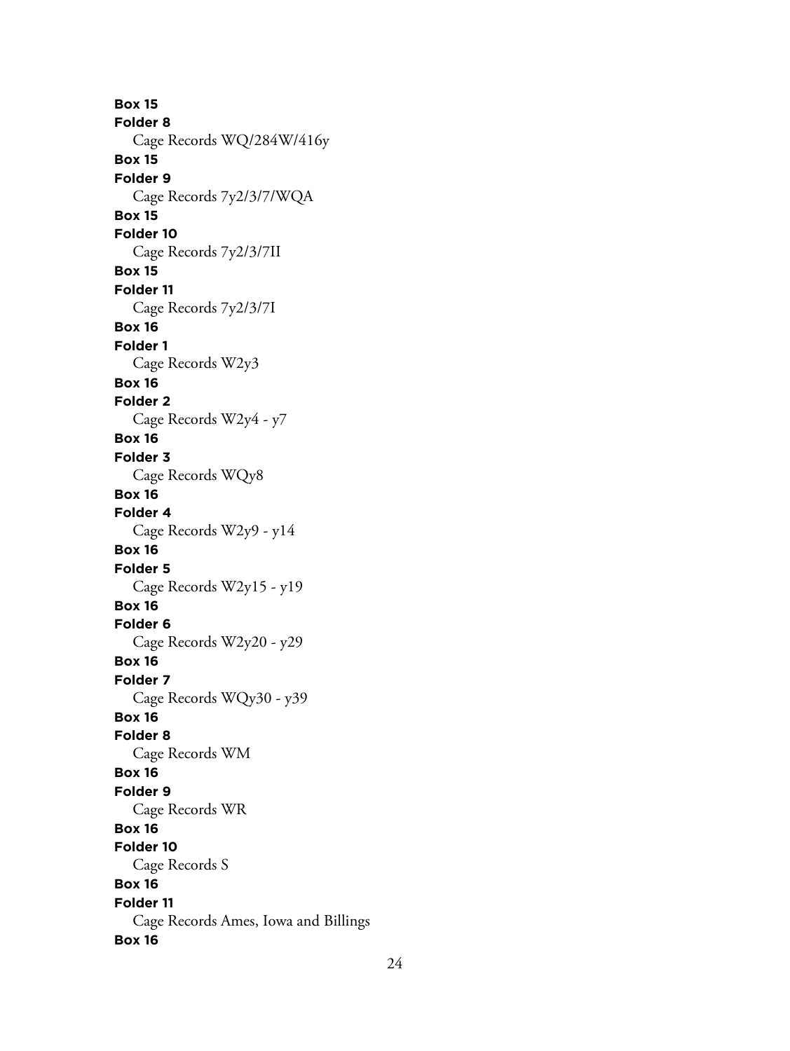**Box 15**
**Folder 8**
Cage Records WQ/284W/416y
**Box 15**
**Folder 9**
Cage Records 7y2/3/7/WQA
**Box 15**
**Folder 10**
Cage Records 7y2/3/7II
**Box 15**
**Folder 11**
Cage Records 7y2/3/7I
**Box 16**
**Folder 1**
Cage Records W2y3
**Box 16**
**Folder 2**
Cage Records W2y4 - y7
**Box 16**
**Folder 3**
Cage Records WQy8
**Box 16**
**Folder 4**
Cage Records W2y9 - y14
**Box 16**
**Folder 5**
Cage Records W2y15 - y19
**Box 16**
**Folder 6**
Cage Records W2y20 - y29
**Box 16**
**Folder 7**
Cage Records WQy30 - y39
**Box 16**
**Folder 8**
Cage Records WM
**Box 16**
**Folder 9**
Cage Records WR
**Box 16**
**Folder 10**
Cage Records S
**Box 16**
**Folder 11**
Cage Records Ames, Iowa and Billings
**Box 16**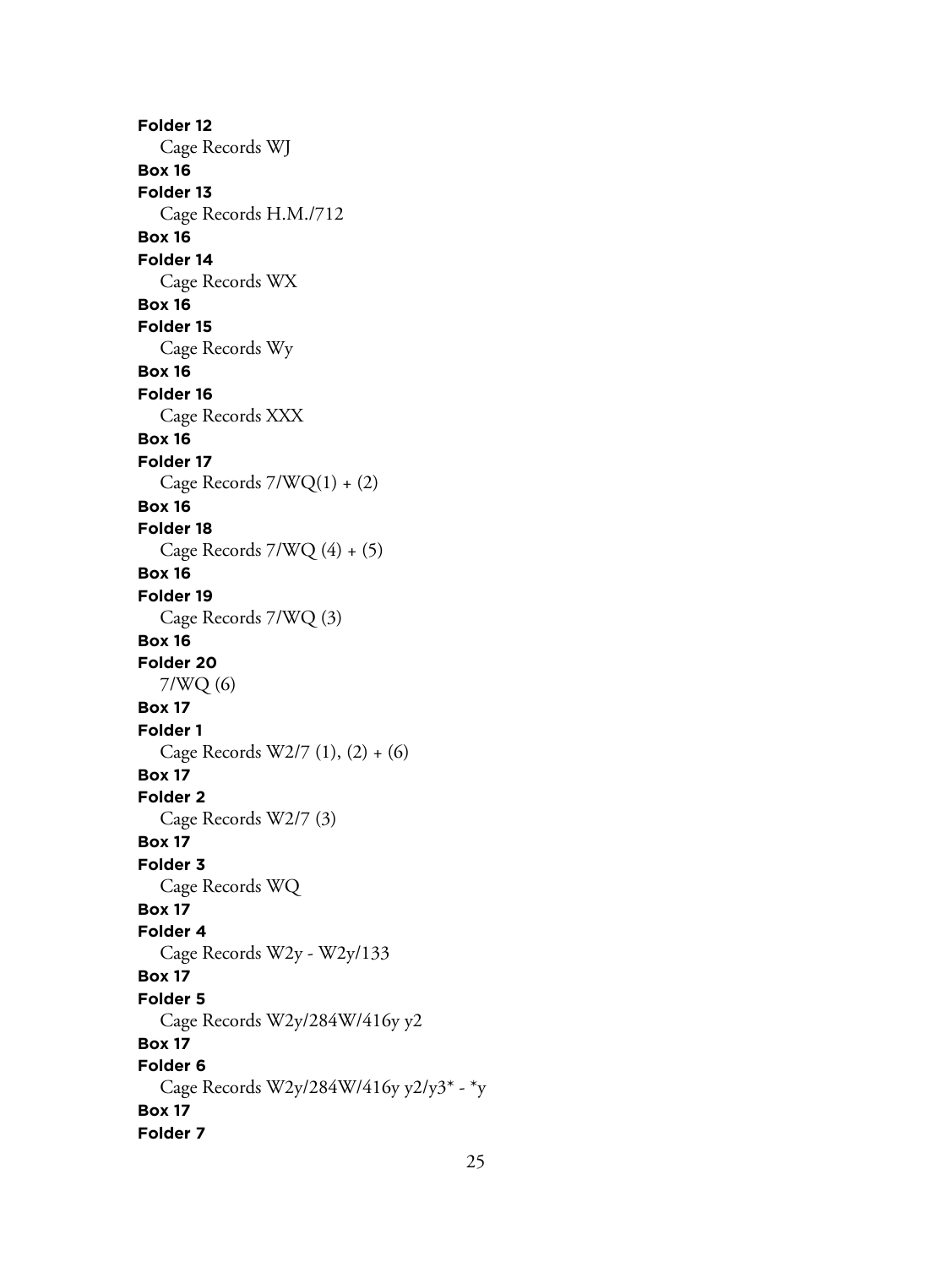**Folder 12**

Cage Records WJ

**Box 16**

**Folder 13**

Cage Records H.M./712

**Box 16**

**Folder 14**

Cage Records WX

**Box 16**

**Folder 15**

Cage Records Wy

**Box 16**

**Folder 16**

Cage Records XXX

**Box 16**

**Folder 17**

Cage Records 7/WQ(1) + (2)

**Box 16**

**Folder 18**

Cage Records 7/WQ (4) + (5)

**Box 16**

**Folder 19**

Cage Records 7/WQ (3)

**Box 16**

**Folder 20**

7/WQ (6)

**Box 17**

**Folder 1**

Cage Records W2/7 (1), (2) + (6)

**Box 17**

**Folder 2**

Cage Records W2/7 (3)

**Box 17**

**Folder 3**

Cage Records WQ

**Box 17**

**Folder 4**

Cage Records W2y - W2y/133

**Box 17**

**Folder 5**

Cage Records W2y/284W/416y y2

**Box 17**

**Folder 6**

Cage Records W2y/284W/416y y2/y3* - *y

**Box 17**

**Folder 7**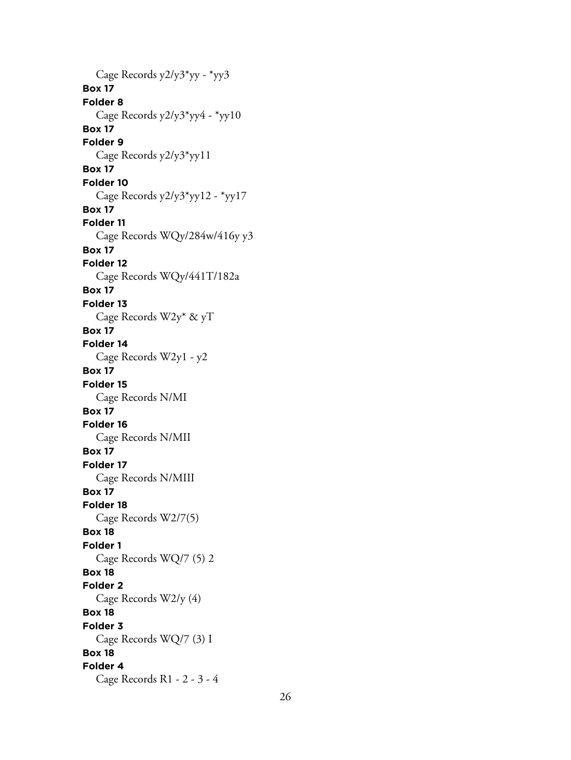Cage Records y2/y3*yy - *yy3

**Box 17**

**Folder 8**

Cage Records y2/y3*yy4 - *yy10

**Box 17**

**Folder 9**

Cage Records y2/y3*yy11

**Box 17**

**Folder 10**

Cage Records y2/y3*yy12 - *yy17

**Box 17**

**Folder 11**

Cage Records WQy/284w/416y y3

**Box 17**

**Folder 12**

Cage Records WQy/441T/182a

**Box 17**

**Folder 13**

Cage Records W2y* & yT

**Box 17**

**Folder 14**

Cage Records W2y1 - y2

**Box 17**

**Folder 15**

Cage Records N/MI

**Box 17**

**Folder 16**

Cage Records N/MII

**Box 17**

**Folder 17**

Cage Records N/MIII

**Box 17**

**Folder 18**

Cage Records W2/7(5)

**Box 18**

**Folder 1**

Cage Records WQ/7 (5) 2

**Box 18**

**Folder 2**

Cage Records W2/y (4)

**Box 18**

**Folder 3**

Cage Records WQ/7 (3) I

**Box 18**

**Folder 4**

Cage Records R1 - 2 - 3 - 4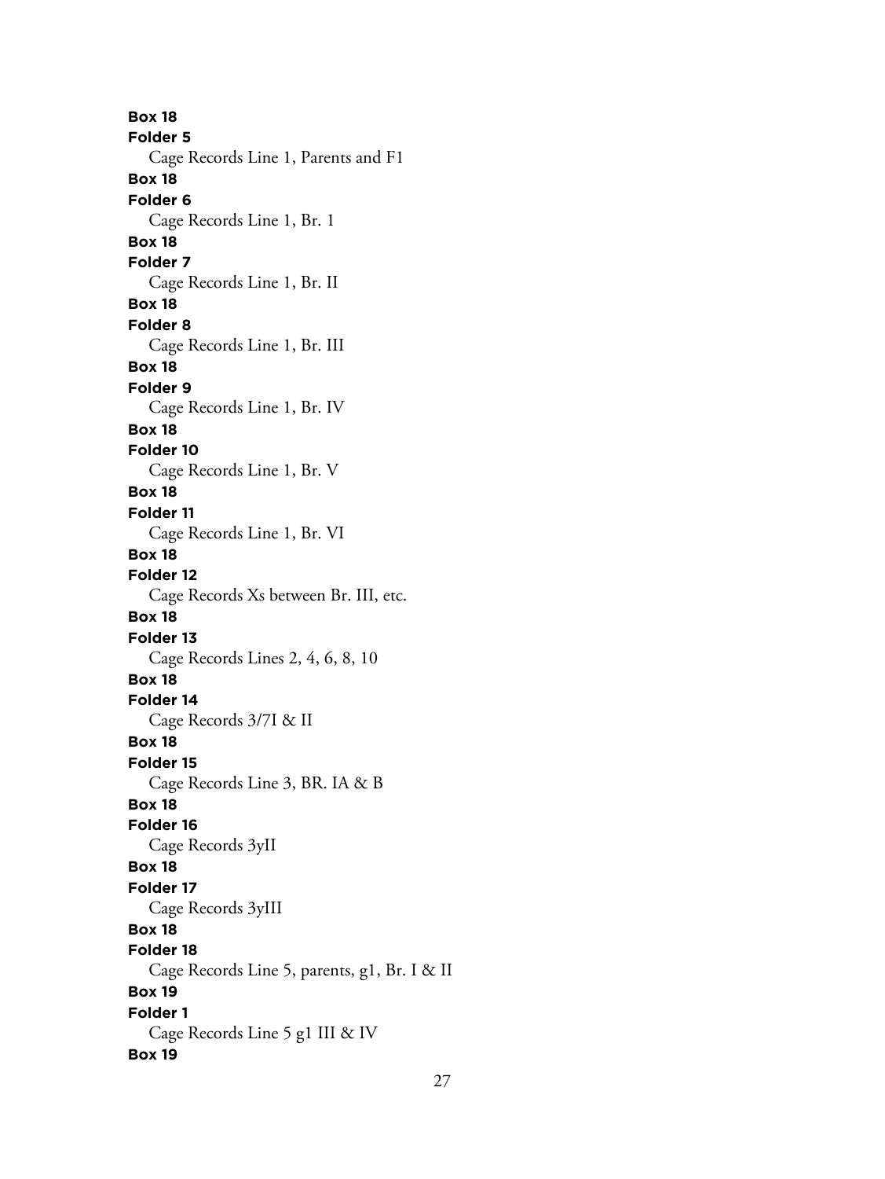**Box 18**
**Folder 5**
Cage Records Line 1, Parents and F1
**Box 18**
**Folder 6**
Cage Records Line 1, Br. 1
**Box 18**
**Folder 7**
Cage Records Line 1, Br. II
**Box 18**
**Folder 8**
Cage Records Line 1, Br. III
**Box 18**
**Folder 9**
Cage Records Line 1, Br. IV
**Box 18**
**Folder 10**
Cage Records Line 1, Br. V
**Box 18**
**Folder 11**
Cage Records Line 1, Br. VI
**Box 18**
**Folder 12**
Cage Records Xs between Br. III, etc.
**Box 18**
**Folder 13**
Cage Records Lines 2, 4, 6, 8, 10
**Box 18**
**Folder 14**
Cage Records 3/7I & II
**Box 18**
**Folder 15**
Cage Records Line 3, BR. IA & B
**Box 18**
**Folder 16**
Cage Records 3yII
**Box 18**
**Folder 17**
Cage Records 3yIII
**Box 18**
**Folder 18**
Cage Records Line 5, parents, g1, Br. I & II
**Box 19**
**Folder 1**
Cage Records Line 5 g1 III & IV
**Box 19**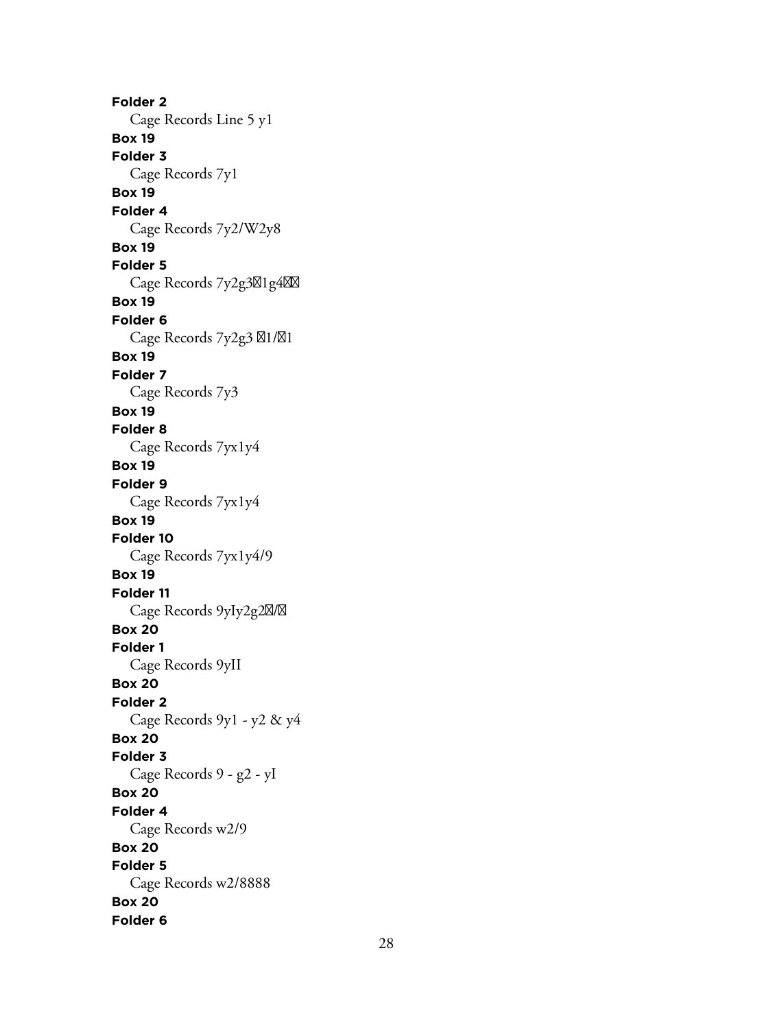**Folder 2**
Cage Records Line 5 y1
**Box 19**
**Folder 3**
Cage Records 7y1
**Box 19**
**Folder 4**
Cage Records 7y2/W2y8
**Box 19**
**Folder 5**
Cage Records 7y2g3�1g4��
**Box 19**
**Folder 6**
Cage Records 7y2g3 �1/�1
**Box 19**
**Folder 7**
Cage Records 7y3
**Box 19**
**Folder 8**
Cage Records 7yx1y4
**Box 19**
**Folder 9**
Cage Records 7yx1y4
**Box 19**
**Folder 10**
Cage Records 7yx1y4/9
**Box 19**
**Folder 11**
Cage Records 9yIy2g2�/�
**Box 20**
**Folder 1**
Cage Records 9yII
**Box 20**
**Folder 2**
Cage Records 9y1 - y2 & y4
**Box 20**
**Folder 3**
Cage Records 9 - g2 - yI
**Box 20**
**Folder 4**
Cage Records w2/9
**Box 20**
**Folder 5**
Cage Records w2/8888
**Box 20**
**Folder 6**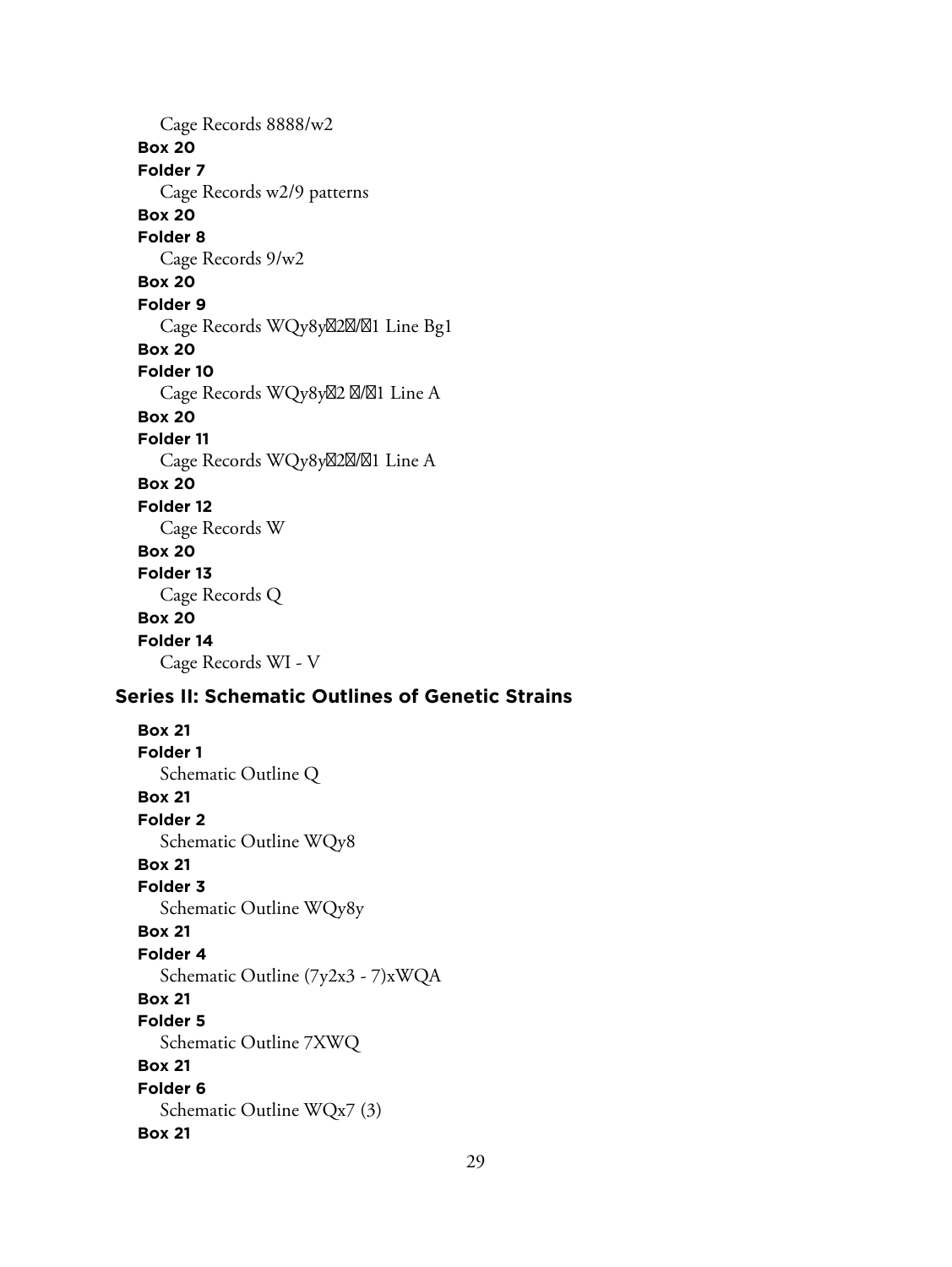Cage Records 8888/w2

**Box 20**

**Folder 7**

Cage Records w2/9 patterns

**Box 20**

**Folder 8**

Cage Records 9/w2

**Box 20**

**Folder 9**

Cage Records WQy8y22/1 Line Bg1

**Box 20**

**Folder 10**

Cage Records WQy8y2 /1 Line A

**Box 20**

**Folder 11**

Cage Records WQy8y22/1 Line A

**Box 20**

**Folder 12**

Cage Records W

**Box 20**

**Folder 13**

Cage Records Q

**Box 20**

**Folder 14**

Cage Records WI - V

## Series II: Schematic Outlines of Genetic Strains

**Box 21**

**Folder 1**

Schematic Outline Q

**Box 21**

**Folder 2**

Schematic Outline WQy8

**Box 21**

**Folder 3**

Schematic Outline WQy8y

**Box 21**

**Folder 4**

Schematic Outline (7y2x3 - 7)xWQA

**Box 21**

**Folder 5**

Schematic Outline 7XWQ

**Box 21**

**Folder 6**

Schematic Outline WQx7 (3)

**Box 21**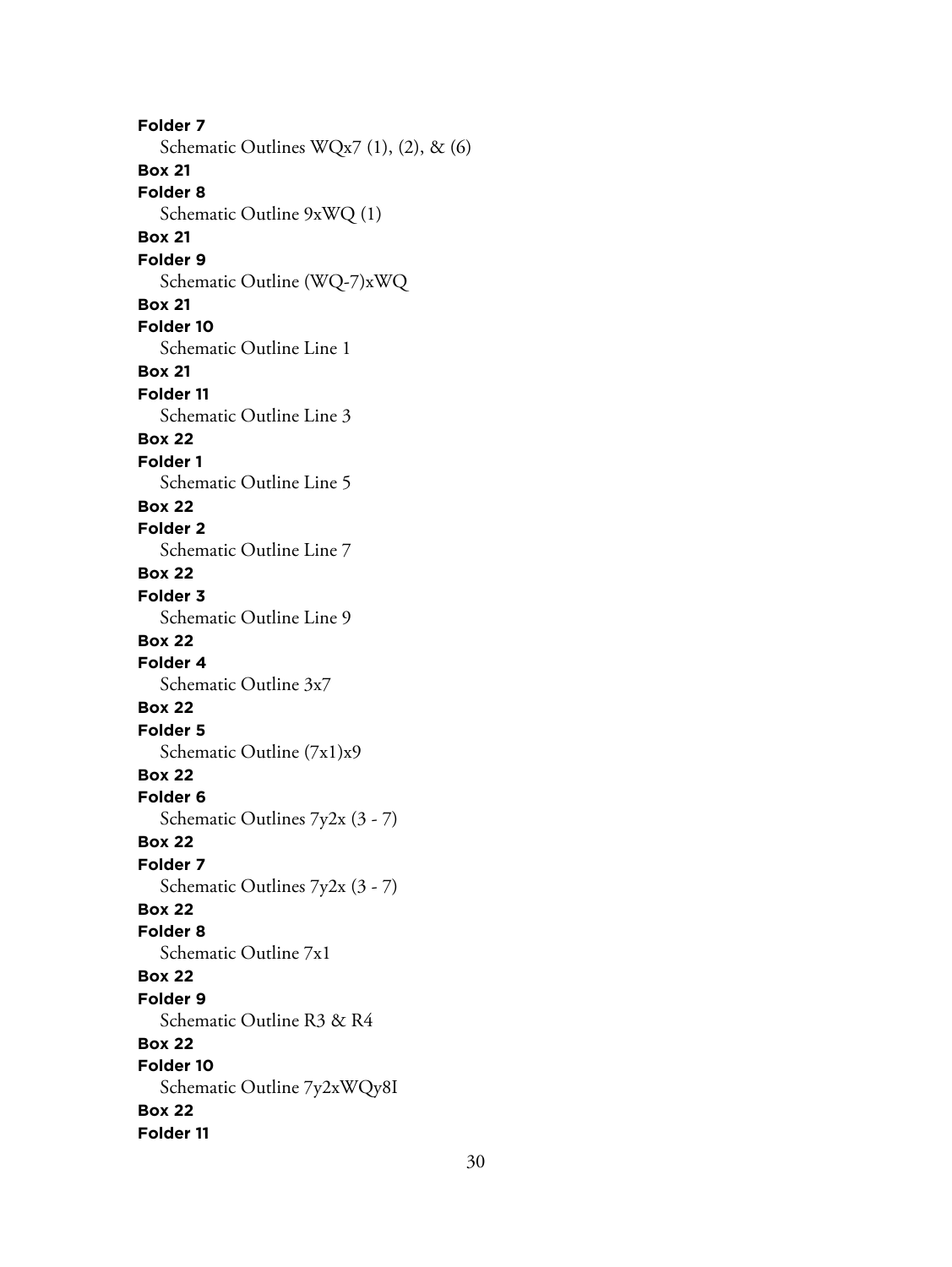**Folder 7**

Schematic Outlines WQx7 (1), (2), & (6)

**Box 21**

**Folder 8**

Schematic Outline 9xWQ (1)

**Box 21**

**Folder 9**

Schematic Outline (WQ-7)xWQ

**Box 21**

**Folder 10**

Schematic Outline Line 1

**Box 21**

**Folder 11**

Schematic Outline Line 3

**Box 22**

**Folder 1**

Schematic Outline Line 5

**Box 22**

**Folder 2**

Schematic Outline Line 7

**Box 22**

**Folder 3**

Schematic Outline Line 9

**Box 22**

**Folder 4**

Schematic Outline 3x7

**Box 22**

**Folder 5**

Schematic Outline (7x1)x9

**Box 22**

**Folder 6**

Schematic Outlines 7y2x (3 - 7)

**Box 22**

**Folder 7**

Schematic Outlines 7y2x (3 - 7)

**Box 22**

**Folder 8**

Schematic Outline 7x1

**Box 22**

**Folder 9**

Schematic Outline R3 & R4

**Box 22**

**Folder 10**

Schematic Outline 7y2xWQy8I

**Box 22**

**Folder 11**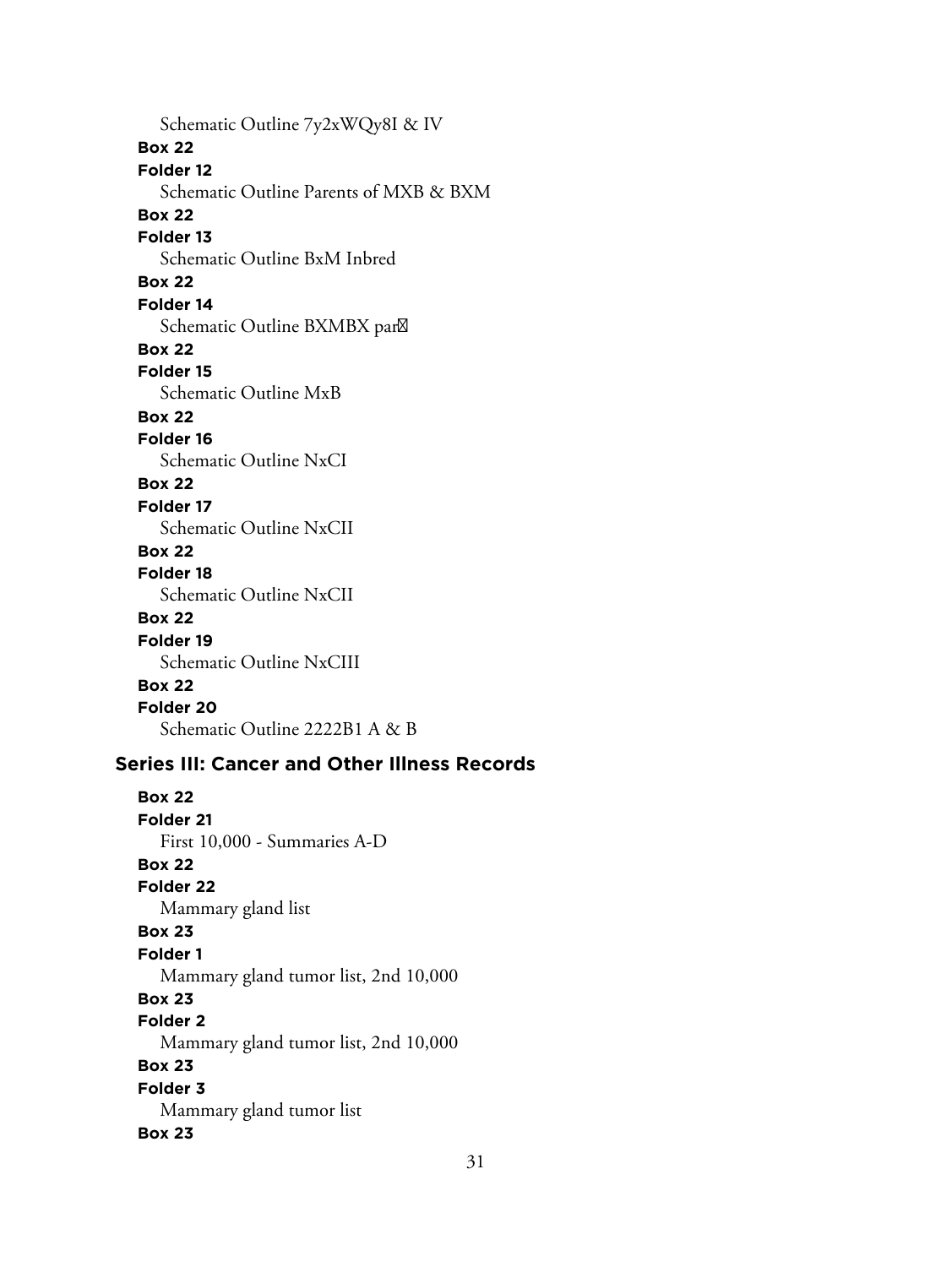Schematic Outline 7y2xWQy8I & IV

**Box 22**

**Folder 12**

Schematic Outline Parents of MXB & BXM

**Box 22**

**Folder 13**

Schematic Outline BxM Inbred

**Box 22**

**Folder 14**

Schematic Outline BXMBX par

**Box 22**

**Folder 15**

Schematic Outline MxB

**Box 22**

**Folder 16**

Schematic Outline NxCI

**Box 22**

**Folder 17**

Schematic Outline NxCII

**Box 22**

**Folder 18**

Schematic Outline NxCII

**Box 22**

**Folder 19**

Schematic Outline NxCIII

**Box 22**

**Folder 20**

Schematic Outline 2222B1 A & B

## Series III: Cancer and Other Illness Records

**Box 22**

**Folder 21**

First 10,000 - Summaries A-D

**Box 22**

**Folder 22**

Mammary gland list

**Box 23**

**Folder 1**

Mammary gland tumor list, 2nd 10,000

**Box 23**

**Folder 2**

Mammary gland tumor list, 2nd 10,000

**Box 23**

**Folder 3**

Mammary gland tumor list

**Box 23**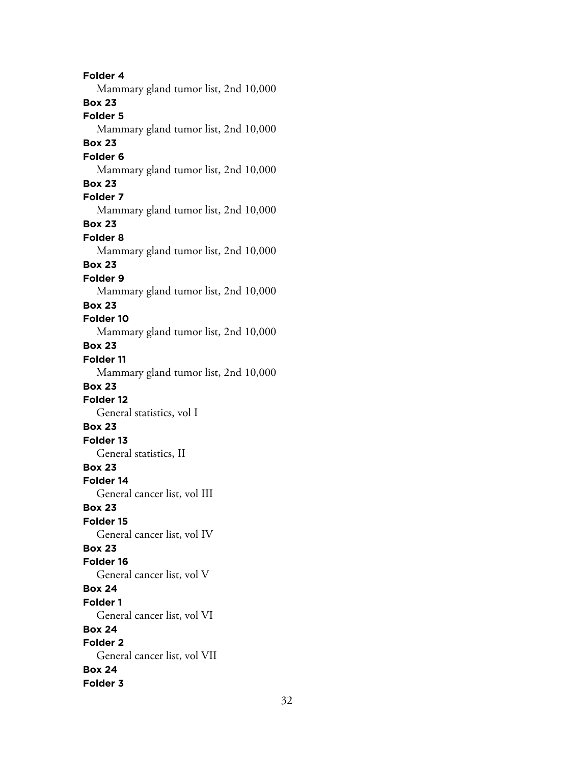**Folder 4**

Mammary gland tumor list, 2nd 10,000

**Box 23**

**Folder 5**

Mammary gland tumor list, 2nd 10,000

**Box 23**

**Folder 6**

Mammary gland tumor list, 2nd 10,000

**Box 23**

**Folder 7**

Mammary gland tumor list, 2nd 10,000

**Box 23**

**Folder 8**

Mammary gland tumor list, 2nd 10,000

**Box 23**

**Folder 9**

Mammary gland tumor list, 2nd 10,000

**Box 23**

**Folder 10**

Mammary gland tumor list, 2nd 10,000

**Box 23**

**Folder 11**

Mammary gland tumor list, 2nd 10,000

**Box 23**

**Folder 12**

General statistics, vol I

**Box 23**

**Folder 13**

General statistics, II

**Box 23**

**Folder 14**

General cancer list, vol III

**Box 23**

**Folder 15**

General cancer list, vol IV

**Box 23**

**Folder 16**

General cancer list, vol V

**Box 24**

**Folder 1**

General cancer list, vol VI

**Box 24**

**Folder 2**

General cancer list, vol VII

**Box 24**

**Folder 3**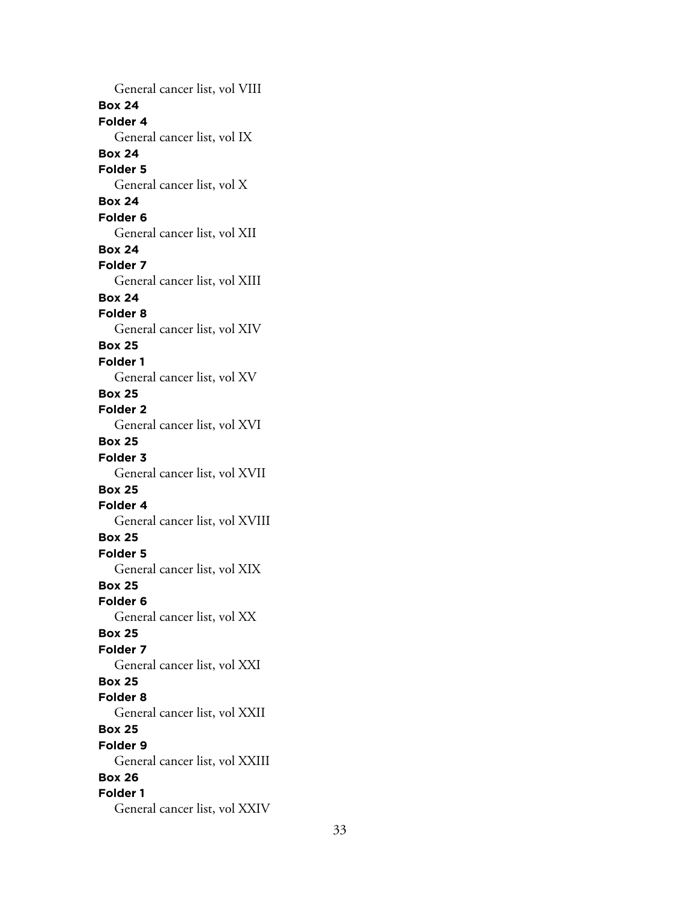General cancer list, vol VIII

**Box 24**
**Folder 4**

General cancer list, vol IX

**Box 24**
**Folder 5**

General cancer list, vol X

**Box 24**
**Folder 6**

General cancer list, vol XII

**Box 24**
**Folder 7**

General cancer list, vol XIII

**Box 24**
**Folder 8**

General cancer list, vol XIV

**Box 25**
**Folder 1**

General cancer list, vol XV

**Box 25**
**Folder 2**

General cancer list, vol XVI

**Box 25**
**Folder 3**

General cancer list, vol XVII

**Box 25**
**Folder 4**

General cancer list, vol XVIII

**Box 25**
**Folder 5**

General cancer list, vol XIX

**Box 25**
**Folder 6**

General cancer list, vol XX

**Box 25**
**Folder 7**

General cancer list, vol XXI

**Box 25**
**Folder 8**

General cancer list, vol XXII

**Box 25**
**Folder 9**

General cancer list, vol XXIII

**Box 26**
**Folder 1**

General cancer list, vol XXIV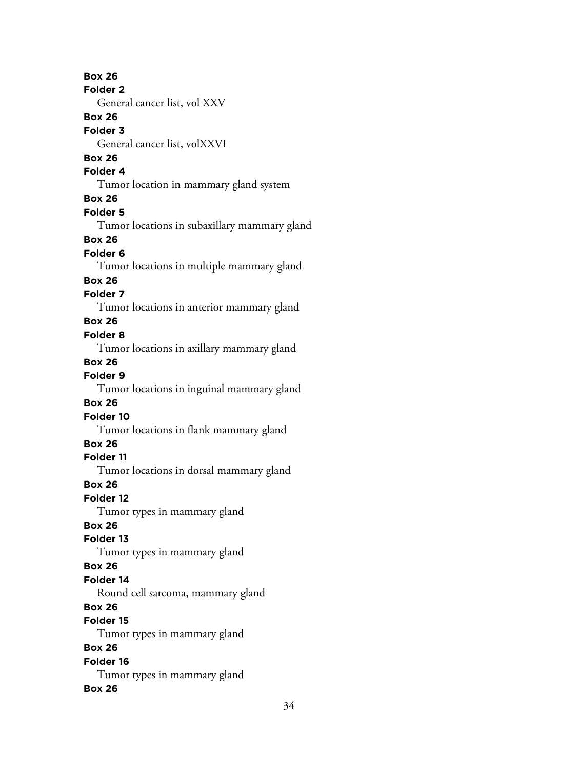**Box 26**
**Folder 2**
General cancer list, vol XXV
**Box 26**
**Folder 3**
General cancer list, volXXVI
**Box 26**
**Folder 4**
Tumor location in mammary gland system
**Box 26**
**Folder 5**
Tumor locations in subaxillary mammary gland
**Box 26**
**Folder 6**
Tumor locations in multiple mammary gland
**Box 26**
**Folder 7**
Tumor locations in anterior mammary gland
**Box 26**
**Folder 8**
Tumor locations in axillary mammary gland
**Box 26**
**Folder 9**
Tumor locations in inguinal mammary gland
**Box 26**
**Folder 10**
Tumor locations in flank mammary gland
**Box 26**
**Folder 11**
Tumor locations in dorsal mammary gland
**Box 26**
**Folder 12**
Tumor types in mammary gland
**Box 26**
**Folder 13**
Tumor types in mammary gland
**Box 26**
**Folder 14**
Round cell sarcoma, mammary gland
**Box 26**
**Folder 15**
Tumor types in mammary gland
**Box 26**
**Folder 16**
Tumor types in mammary gland
**Box 26**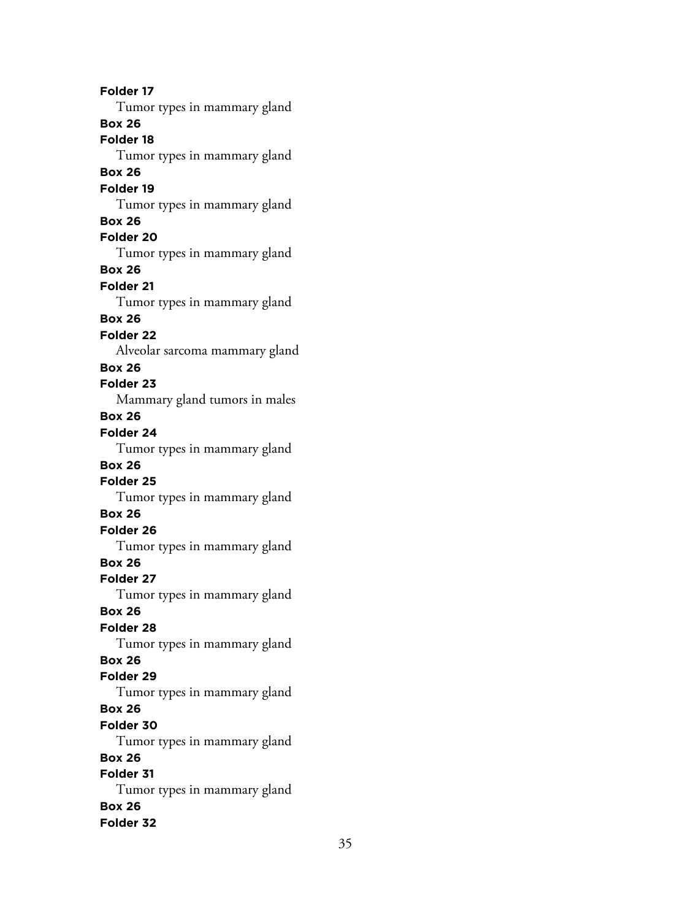**Folder 17**

Tumor types in mammary gland

**Box 26**

**Folder 18**

Tumor types in mammary gland

**Box 26**

**Folder 19**

Tumor types in mammary gland

**Box 26**

**Folder 20**

Tumor types in mammary gland

**Box 26**

**Folder 21**

Tumor types in mammary gland

**Box 26**

**Folder 22**

Alveolar sarcoma mammary gland

**Box 26**

**Folder 23**

Mammary gland tumors in males

**Box 26**

**Folder 24**

Tumor types in mammary gland

**Box 26**

**Folder 25**

Tumor types in mammary gland

**Box 26**

**Folder 26**

Tumor types in mammary gland

**Box 26**

**Folder 27**

Tumor types in mammary gland

**Box 26**

**Folder 28**

Tumor types in mammary gland

**Box 26**

**Folder 29**

Tumor types in mammary gland

**Box 26**

**Folder 30**

Tumor types in mammary gland

**Box 26**

**Folder 31**

Tumor types in mammary gland

**Box 26**

**Folder 32**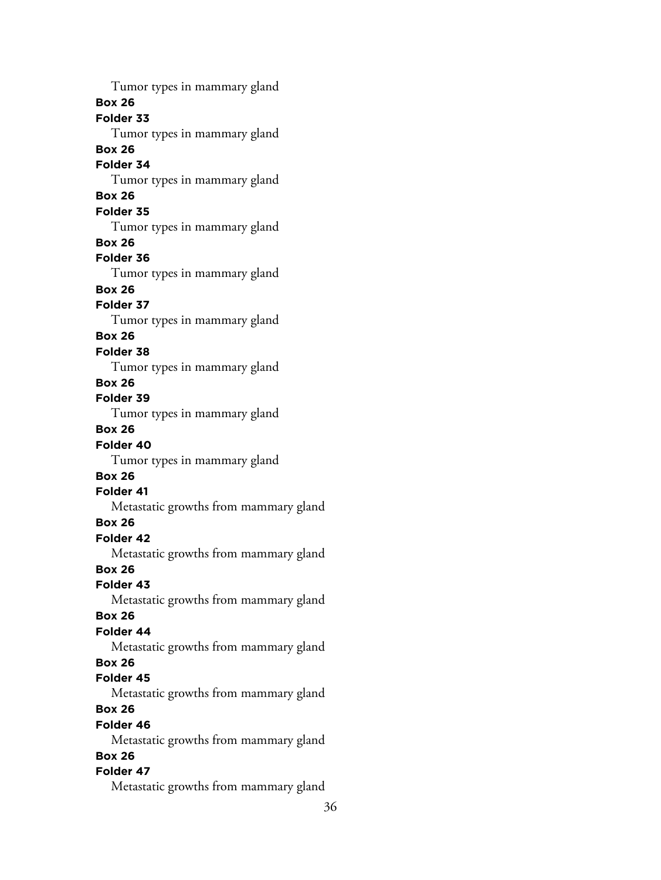Tumor types in mammary gland

**Box 26**

**Folder 33**

Tumor types in mammary gland

**Box 26**

**Folder 34**

Tumor types in mammary gland

**Box 26**

**Folder 35**

Tumor types in mammary gland

**Box 26**

**Folder 36**

Tumor types in mammary gland

**Box 26**

**Folder 37**

Tumor types in mammary gland

**Box 26**

**Folder 38**

Tumor types in mammary gland

**Box 26**

**Folder 39**

Tumor types in mammary gland

**Box 26**

**Folder 40**

Tumor types in mammary gland

**Box 26**

**Folder 41**

Metastatic growths from mammary gland

**Box 26**

**Folder 42**

Metastatic growths from mammary gland

**Box 26**

**Folder 43**

Metastatic growths from mammary gland

**Box 26**

**Folder 44**

Metastatic growths from mammary gland

**Box 26**

**Folder 45**

Metastatic growths from mammary gland

**Box 26**

**Folder 46**

Metastatic growths from mammary gland

**Box 26**

**Folder 47**

Metastatic growths from mammary gland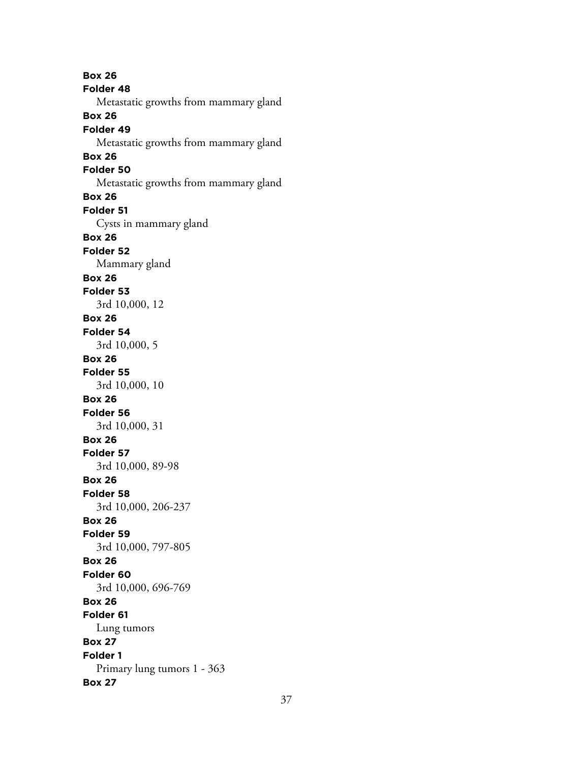**Box 26**
**Folder 48**
Metastatic growths from mammary gland
**Box 26**
**Folder 49**
Metastatic growths from mammary gland
**Box 26**
**Folder 50**
Metastatic growths from mammary gland
**Box 26**
**Folder 51**
Cysts in mammary gland
**Box 26**
**Folder 52**
Mammary gland
**Box 26**
**Folder 53**
3rd 10,000, 12
**Box 26**
**Folder 54**
3rd 10,000, 5
**Box 26**
**Folder 55**
3rd 10,000, 10
**Box 26**
**Folder 56**
3rd 10,000, 31
**Box 26**
**Folder 57**
3rd 10,000, 89-98
**Box 26**
**Folder 58**
3rd 10,000, 206-237
**Box 26**
**Folder 59**
3rd 10,000, 797-805
**Box 26**
**Folder 60**
3rd 10,000, 696-769
**Box 26**
**Folder 61**
Lung tumors
**Box 27**
**Folder 1**
Primary lung tumors 1 - 363
**Box 27**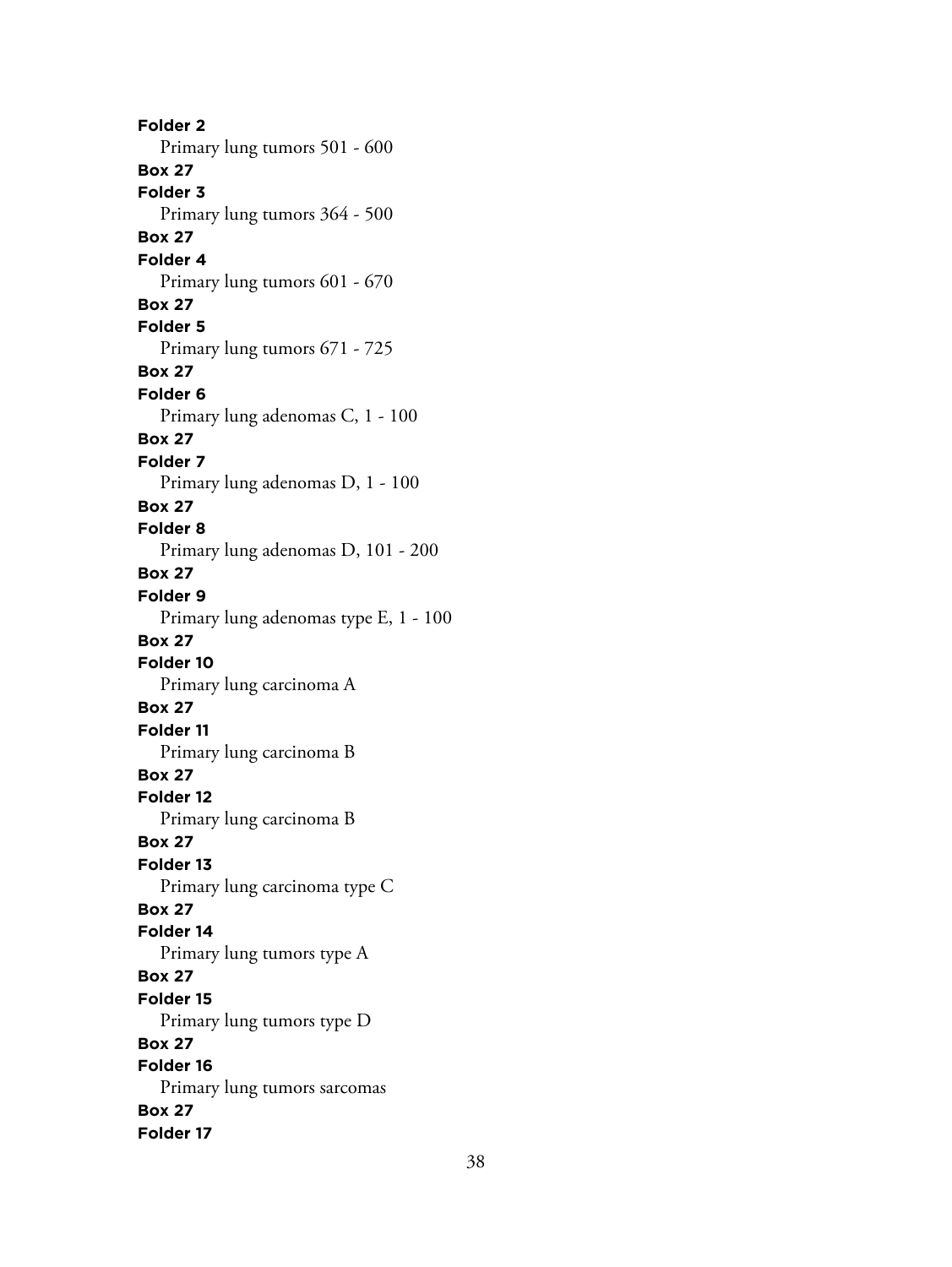**Folder 2**
Primary lung tumors 501 - 600
**Box 27**
**Folder 3**
Primary lung tumors 364 - 500
**Box 27**
**Folder 4**
Primary lung tumors 601 - 670
**Box 27**
**Folder 5**
Primary lung tumors 671 - 725
**Box 27**
**Folder 6**
Primary lung adenomas C, 1 - 100
**Box 27**
**Folder 7**
Primary lung adenomas D, 1 - 100
**Box 27**
**Folder 8**
Primary lung adenomas D, 101 - 200
**Box 27**
**Folder 9**
Primary lung adenomas type E, 1 - 100
**Box 27**
**Folder 10**
Primary lung carcinoma A
**Box 27**
**Folder 11**
Primary lung carcinoma B
**Box 27**
**Folder 12**
Primary lung carcinoma B
**Box 27**
**Folder 13**
Primary lung carcinoma type C
**Box 27**
**Folder 14**
Primary lung tumors type A
**Box 27**
**Folder 15**
Primary lung tumors type D
**Box 27**
**Folder 16**
Primary lung tumors sarcomas
**Box 27**
**Folder 17**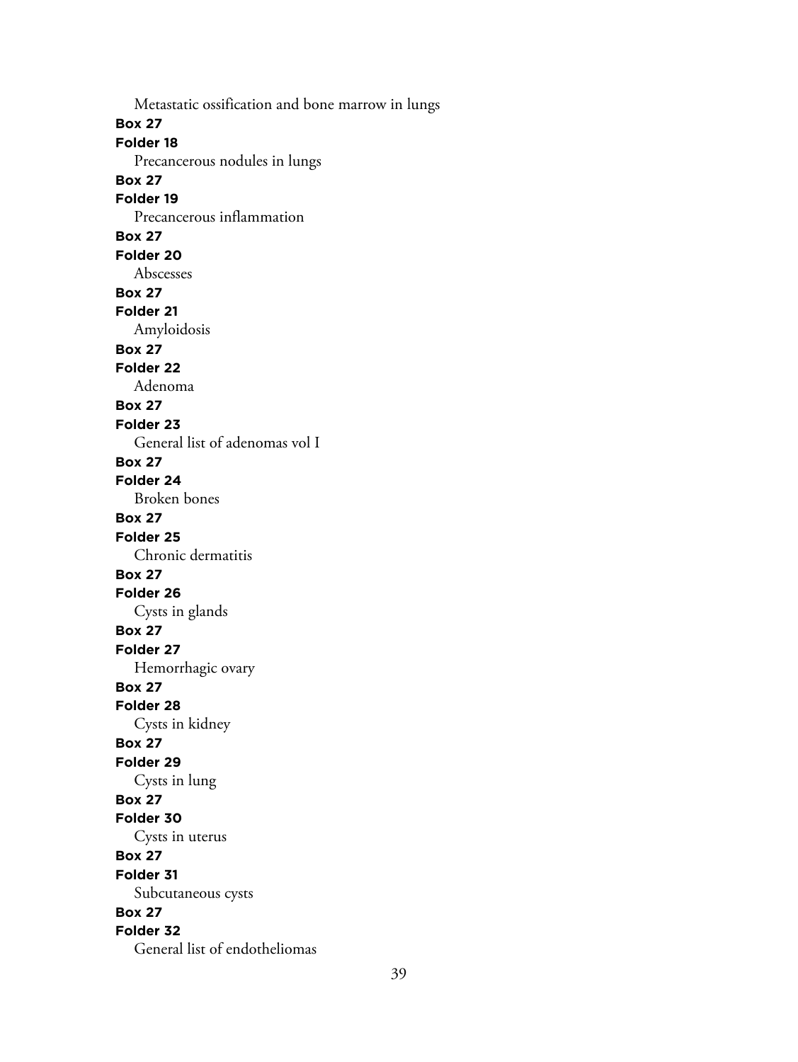Metastatic ossification and bone marrow in lungs

**Box 27**

**Folder 18**

Precancerous nodules in lungs

**Box 27**

**Folder 19**

Precancerous inflammation

**Box 27**

**Folder 20**

Abscesses

**Box 27**

**Folder 21**

Amyloidosis

**Box 27**

**Folder 22**

Adenoma

**Box 27**

**Folder 23**

General list of adenomas vol I

**Box 27**

**Folder 24**

Broken bones

**Box 27**

**Folder 25**

Chronic dermatitis

**Box 27**

**Folder 26**

Cysts in glands

**Box 27**

**Folder 27**

Hemorrhagic ovary

**Box 27**

**Folder 28**

Cysts in kidney

**Box 27**

**Folder 29**

Cysts in lung

**Box 27**

**Folder 30**

Cysts in uterus

**Box 27**

**Folder 31**

Subcutaneous cysts

**Box 27**

**Folder 32**

General list of endotheliomas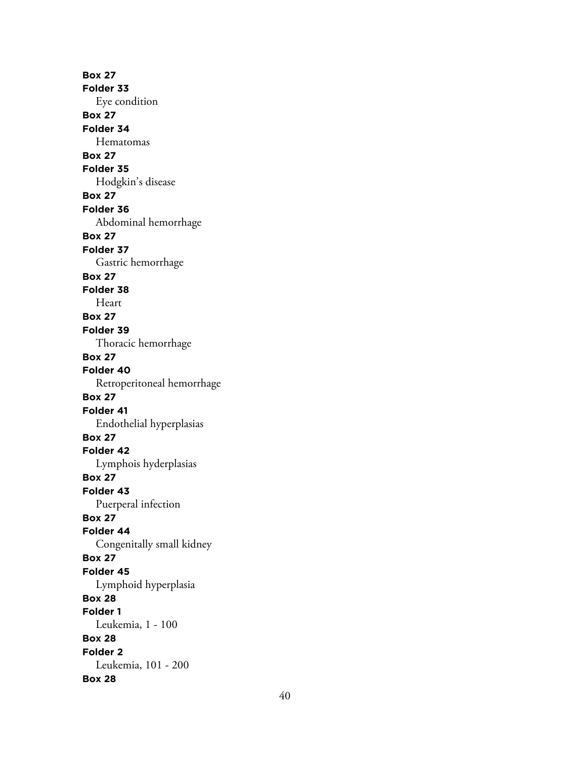**Box 27**
**Folder 33**
Eye condition
**Box 27**
**Folder 34**
Hematomas
**Box 27**
**Folder 35**
Hodgkin's disease
**Box 27**
**Folder 36**
Abdominal hemorrhage
**Box 27**
**Folder 37**
Gastric hemorrhage
**Box 27**
**Folder 38**
Heart
**Box 27**
**Folder 39**
Thoracic hemorrhage
**Box 27**
**Folder 40**
Retroperitoneal hemorrhage
**Box 27**
**Folder 41**
Endothelial hyperplasias
**Box 27**
**Folder 42**
Lymphois hyderplasias
**Box 27**
**Folder 43**
Puerperal infection
**Box 27**
**Folder 44**
Congenitally small kidney
**Box 27**
**Folder 45**
Lymphoid hyperplasia
**Box 28**
**Folder 1**
Leukemia, 1 - 100
**Box 28**
**Folder 2**
Leukemia, 101 - 200
**Box 28**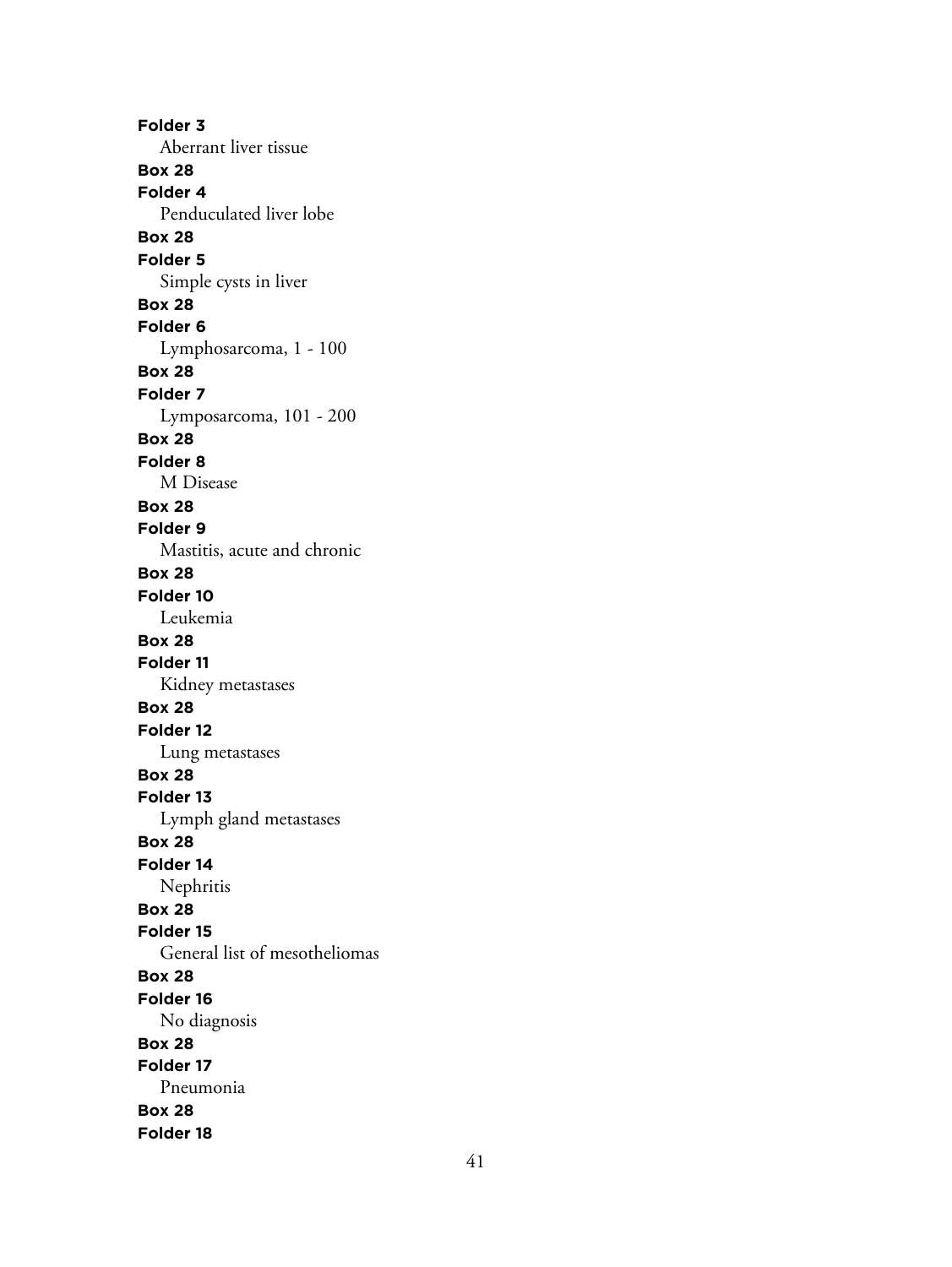**Folder 3**
Aberrant liver tissue
**Box 28**
**Folder 4**
Penduculated liver lobe
**Box 28**
**Folder 5**
Simple cysts in liver
**Box 28**
**Folder 6**
Lymphosarcoma, 1 - 100
**Box 28**
**Folder 7**
Lymposarcoma, 101 - 200
**Box 28**
**Folder 8**
M Disease
**Box 28**
**Folder 9**
Mastitis, acute and chronic
**Box 28**
**Folder 10**
Leukemia
**Box 28**
**Folder 11**
Kidney metastases
**Box 28**
**Folder 12**
Lung metastases
**Box 28**
**Folder 13**
Lymph gland metastases
**Box 28**
**Folder 14**
Nephritis
**Box 28**
**Folder 15**
General list of mesotheliomas
**Box 28**
**Folder 16**
No diagnosis
**Box 28**
**Folder 17**
Pneumonia
**Box 28**
**Folder 18**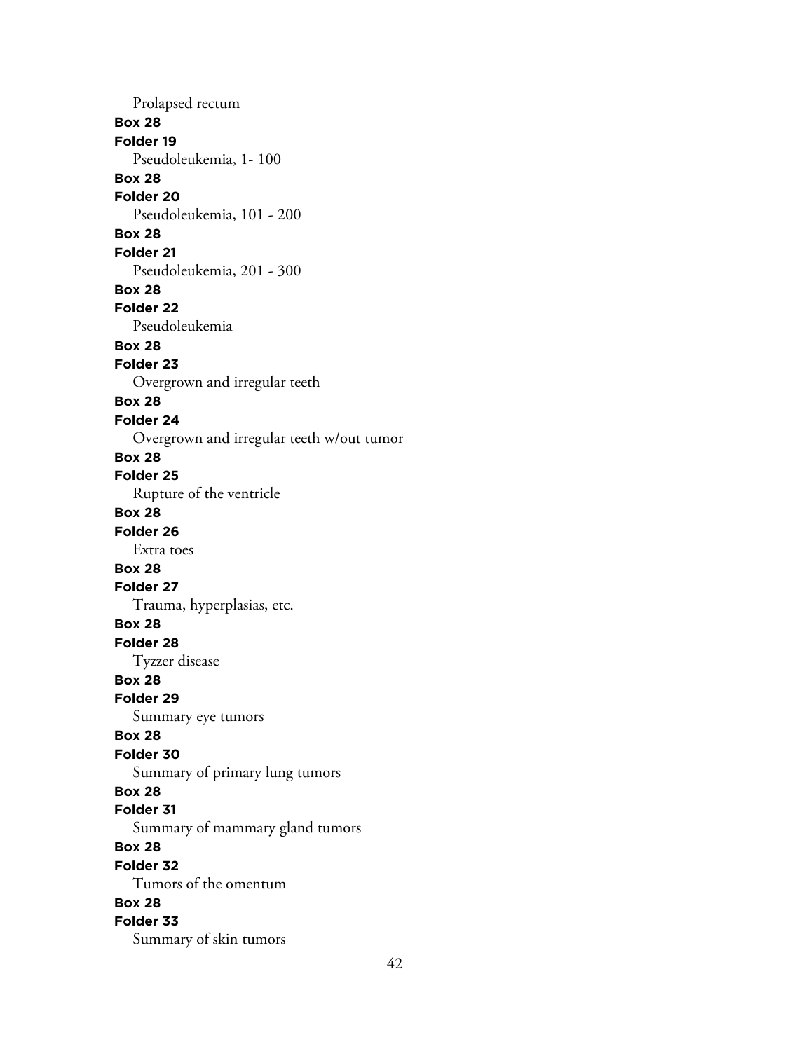Prolapsed rectum

**Box 28**
**Folder 19**
Pseudoleukemia, 1- 100

**Box 28**
**Folder 20**
Pseudoleukemia, 101 - 200

**Box 28**
**Folder 21**
Pseudoleukemia, 201 - 300

**Box 28**
**Folder 22**
Pseudoleukemia

**Box 28**
**Folder 23**
Overgrown and irregular teeth

**Box 28**
**Folder 24**
Overgrown and irregular teeth w/out tumor

**Box 28**
**Folder 25**
Rupture of the ventricle

**Box 28**
**Folder 26**
Extra toes

**Box 28**
**Folder 27**
Trauma, hyperplasias, etc.

**Box 28**
**Folder 28**
Tyzzer disease

**Box 28**
**Folder 29**
Summary eye tumors

**Box 28**
**Folder 30**
Summary of primary lung tumors

**Box 28**
**Folder 31**
Summary of mammary gland tumors

**Box 28**
**Folder 32**
Tumors of the omentum

**Box 28**
**Folder 33**
Summary of skin tumors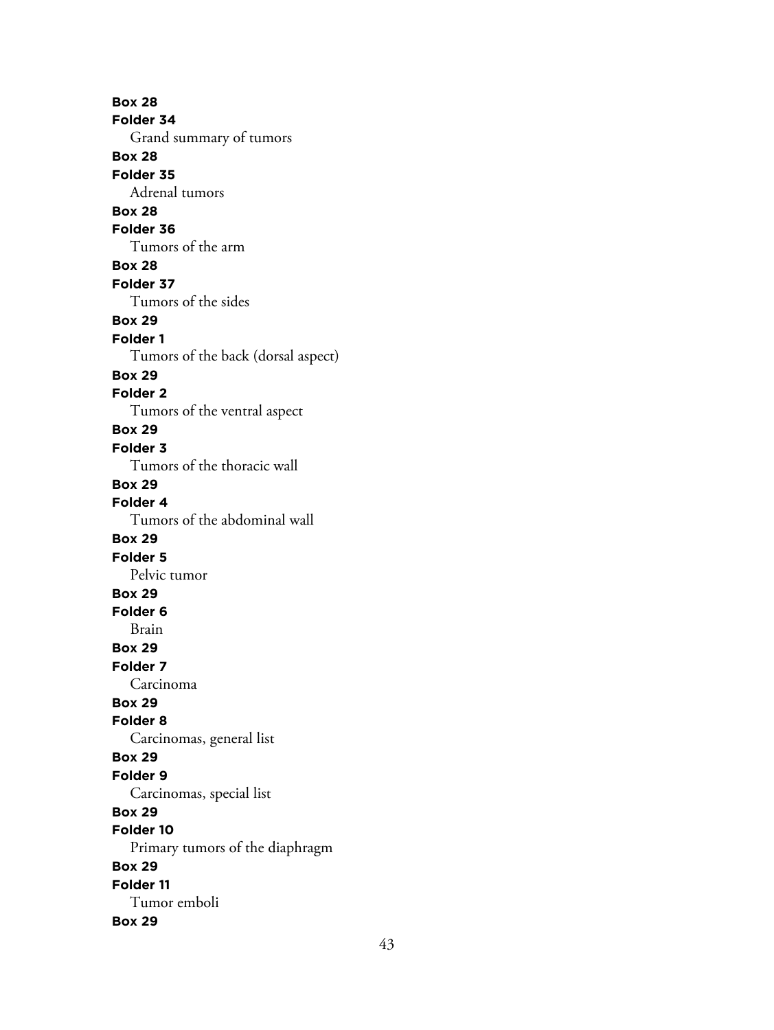**Box 28**
**Folder 34**
Grand summary of tumors
**Box 28**
**Folder 35**
Adrenal tumors
**Box 28**
**Folder 36**
Tumors of the arm
**Box 28**
**Folder 37**
Tumors of the sides
**Box 29**
**Folder 1**
Tumors of the back (dorsal aspect)
**Box 29**
**Folder 2**
Tumors of the ventral aspect
**Box 29**
**Folder 3**
Tumors of the thoracic wall
**Box 29**
**Folder 4**
Tumors of the abdominal wall
**Box 29**
**Folder 5**
Pelvic tumor
**Box 29**
**Folder 6**
Brain
**Box 29**
**Folder 7**
Carcinoma
**Box 29**
**Folder 8**
Carcinomas, general list
**Box 29**
**Folder 9**
Carcinomas, special list
**Box 29**
**Folder 10**
Primary tumors of the diaphragm
**Box 29**
**Folder 11**
Tumor emboli
**Box 29**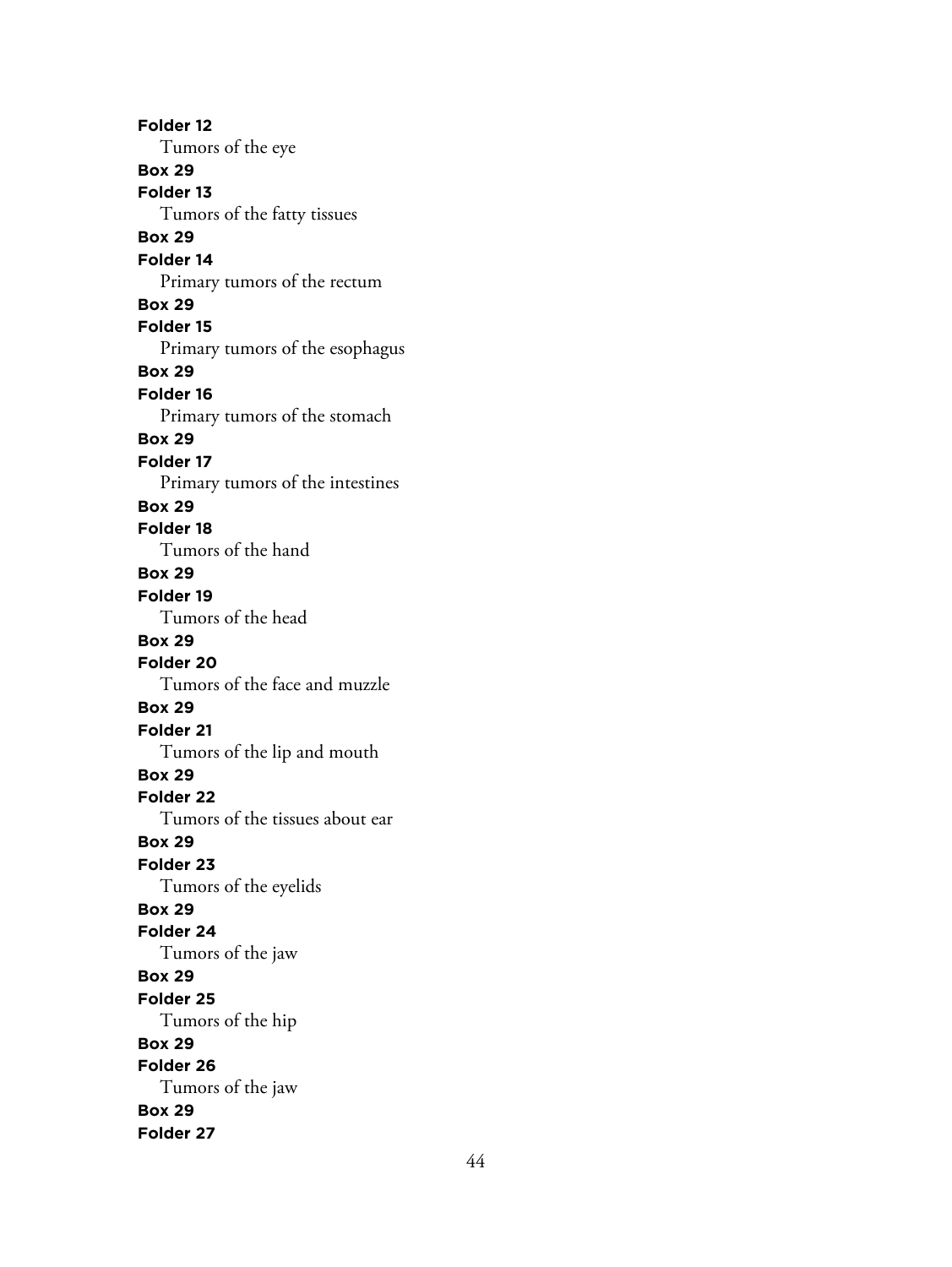**Folder 12**

Tumors of the eye

**Box 29**

**Folder 13**

Tumors of the fatty tissues

**Box 29**

**Folder 14**

Primary tumors of the rectum

**Box 29**

**Folder 15**

Primary tumors of the esophagus

**Box 29**

**Folder 16**

Primary tumors of the stomach

**Box 29**

**Folder 17**

Primary tumors of the intestines

**Box 29**

**Folder 18**

Tumors of the hand

**Box 29**

**Folder 19**

Tumors of the head

**Box 29**

**Folder 20**

Tumors of the face and muzzle

**Box 29**

**Folder 21**

Tumors of the lip and mouth

**Box 29**

**Folder 22**

Tumors of the tissues about ear

**Box 29**

**Folder 23**

Tumors of the eyelids

**Box 29**

**Folder 24**

Tumors of the jaw

**Box 29**

**Folder 25**

Tumors of the hip

**Box 29**

**Folder 26**

Tumors of the jaw

**Box 29**

**Folder 27**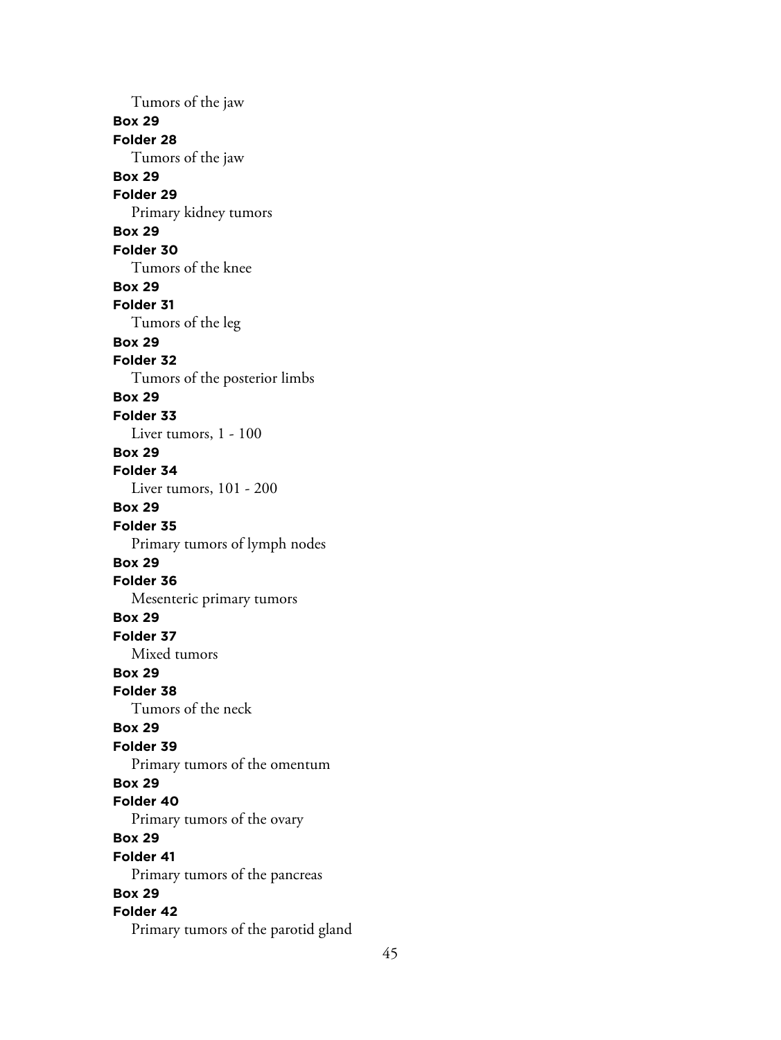Tumors of the jaw

**Box 29**

**Folder 28**

Tumors of the jaw

**Box 29**

**Folder 29**

Primary kidney tumors

**Box 29**

**Folder 30**

Tumors of the knee

**Box 29**

**Folder 31**

Tumors of the leg

**Box 29**

**Folder 32**

Tumors of the posterior limbs

**Box 29**

**Folder 33**

Liver tumors, 1 - 100

**Box 29**

**Folder 34**

Liver tumors, 101 - 200

**Box 29**

**Folder 35**

Primary tumors of lymph nodes

**Box 29**

**Folder 36**

Mesenteric primary tumors

**Box 29**

**Folder 37**

Mixed tumors

**Box 29**

**Folder 38**

Tumors of the neck

**Box 29**

**Folder 39**

Primary tumors of the omentum

**Box 29**

**Folder 40**

Primary tumors of the ovary

**Box 29**

**Folder 41**

Primary tumors of the pancreas

**Box 29**

**Folder 42**

Primary tumors of the parotid gland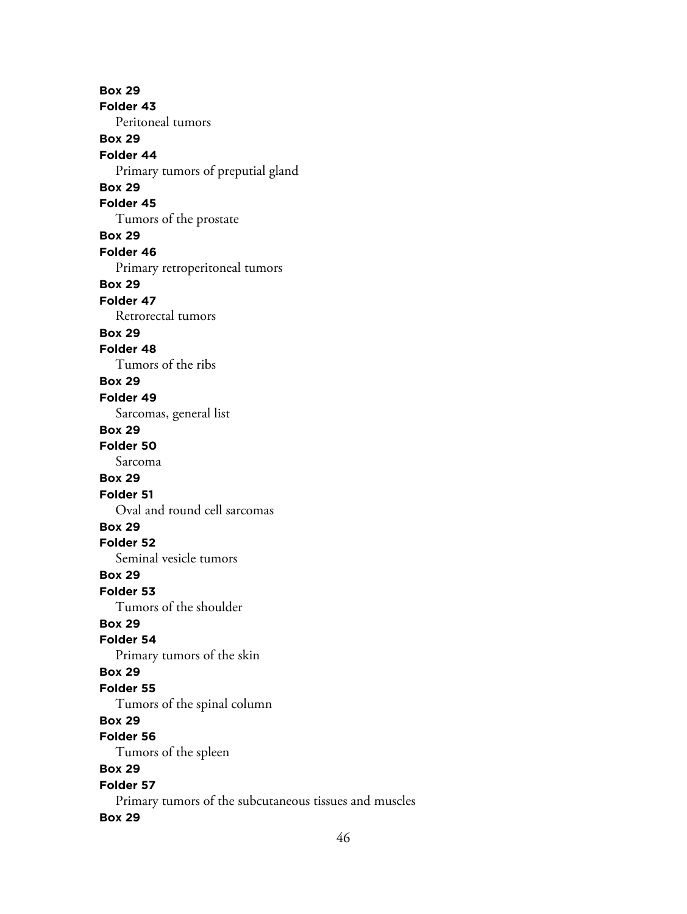**Box 29**
**Folder 43**
Peritoneal tumors
**Box 29**
**Folder 44**
Primary tumors of preputial gland
**Box 29**
**Folder 45**
Tumors of the prostate
**Box 29**
**Folder 46**
Primary retroperitoneal tumors
**Box 29**
**Folder 47**
Retrorectal tumors
**Box 29**
**Folder 48**
Tumors of the ribs
**Box 29**
**Folder 49**
Sarcomas, general list
**Box 29**
**Folder 50**
Sarcoma
**Box 29**
**Folder 51**
Oval and round cell sarcomas
**Box 29**
**Folder 52**
Seminal vesicle tumors
**Box 29**
**Folder 53**
Tumors of the shoulder
**Box 29**
**Folder 54**
Primary tumors of the skin
**Box 29**
**Folder 55**
Tumors of the spinal column
**Box 29**
**Folder 56**
Tumors of the spleen
**Box 29**
**Folder 57**
Primary tumors of the subcutaneous tissues and muscles
**Box 29**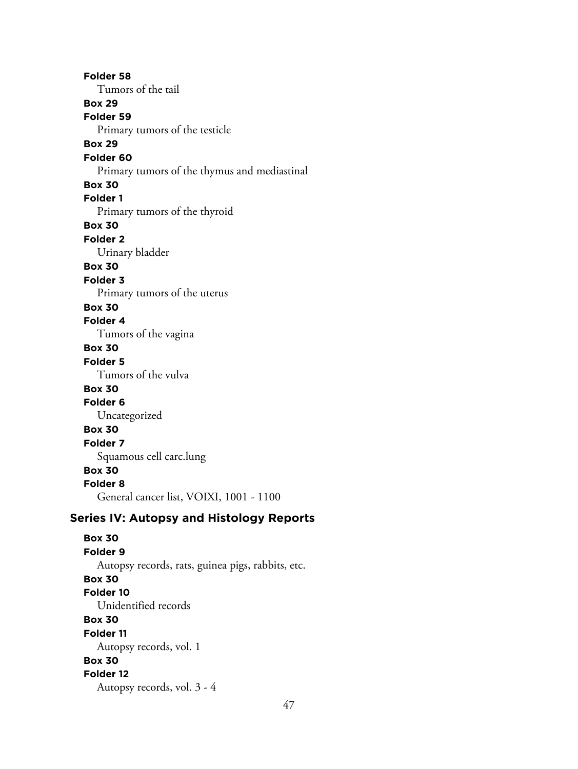**Folder 58**
Tumors of the tail

**Box 29**
**Folder 59**
Primary tumors of the testicle

**Box 29**
**Folder 60**
Primary tumors of the thymus and mediastinal

**Box 30**
**Folder 1**
Primary tumors of the thyroid

**Box 30**
**Folder 2**
Urinary bladder

**Box 30**
**Folder 3**
Primary tumors of the uterus

**Box 30**
**Folder 4**
Tumors of the vagina

**Box 30**
**Folder 5**
Tumors of the vulva

**Box 30**
**Folder 6**
Uncategorized

**Box 30**
**Folder 7**
Squamous cell carc.lung

**Box 30**
**Folder 8**
General cancer list, VOIXI, 1001 - 1100

## Series IV: Autopsy and Histology Reports

**Box 30**
**Folder 9**
Autopsy records, rats, guinea pigs, rabbits, etc.

**Box 30**
**Folder 10**
Unidentified records

**Box 30**
**Folder 11**
Autopsy records, vol. 1

**Box 30**
**Folder 12**
Autopsy records, vol. 3 - 4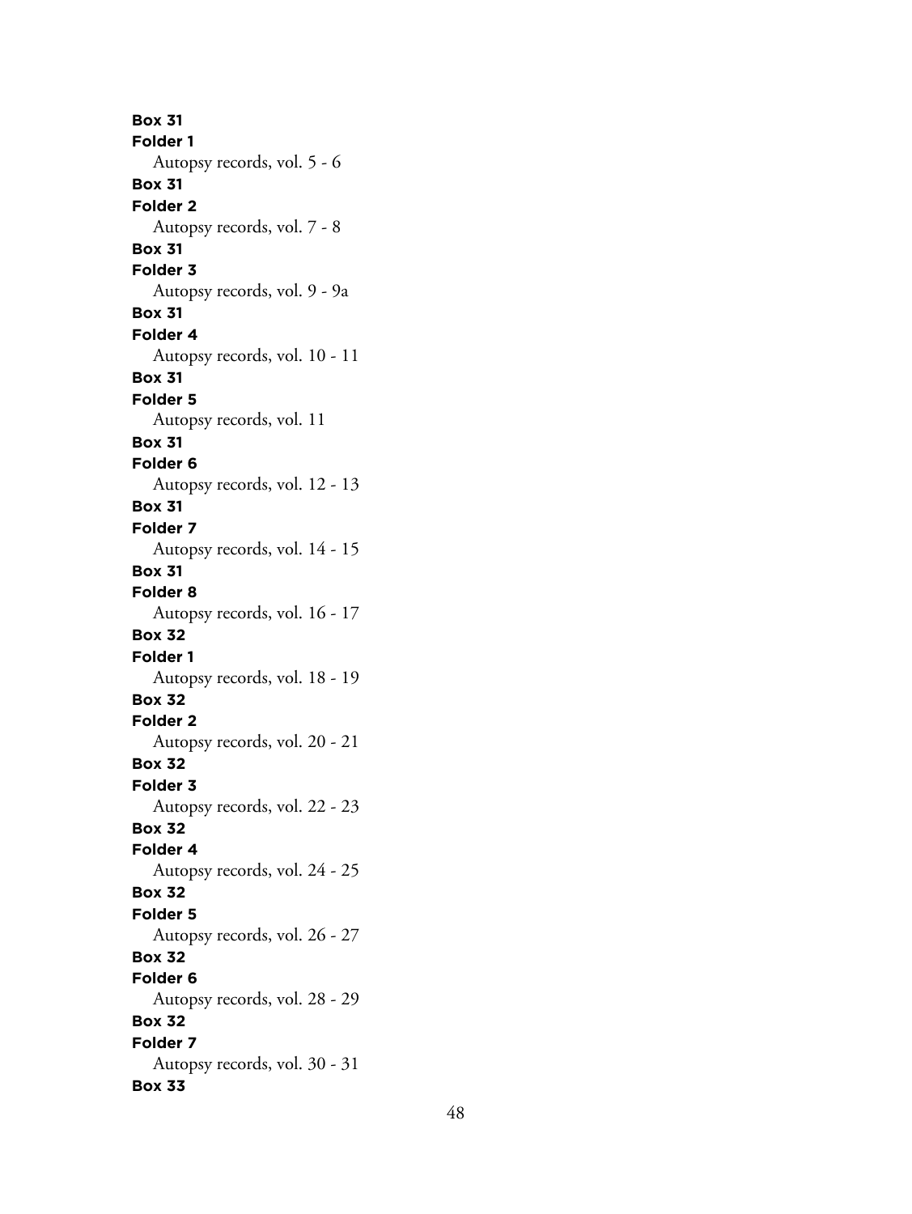**Box 31**
**Folder 1**
Autopsy records, vol. 5 - 6
**Box 31**
**Folder 2**
Autopsy records, vol. 7 - 8
**Box 31**
**Folder 3**
Autopsy records, vol. 9 - 9a
**Box 31**
**Folder 4**
Autopsy records, vol. 10 - 11
**Box 31**
**Folder 5**
Autopsy records, vol. 11
**Box 31**
**Folder 6**
Autopsy records, vol. 12 - 13
**Box 31**
**Folder 7**
Autopsy records, vol. 14 - 15
**Box 31**
**Folder 8**
Autopsy records, vol. 16 - 17
**Box 32**
**Folder 1**
Autopsy records, vol. 18 - 19
**Box 32**
**Folder 2**
Autopsy records, vol. 20 - 21
**Box 32**
**Folder 3**
Autopsy records, vol. 22 - 23
**Box 32**
**Folder 4**
Autopsy records, vol. 24 - 25
**Box 32**
**Folder 5**
Autopsy records, vol. 26 - 27
**Box 32**
**Folder 6**
Autopsy records, vol. 28 - 29
**Box 32**
**Folder 7**
Autopsy records, vol. 30 - 31
**Box 33**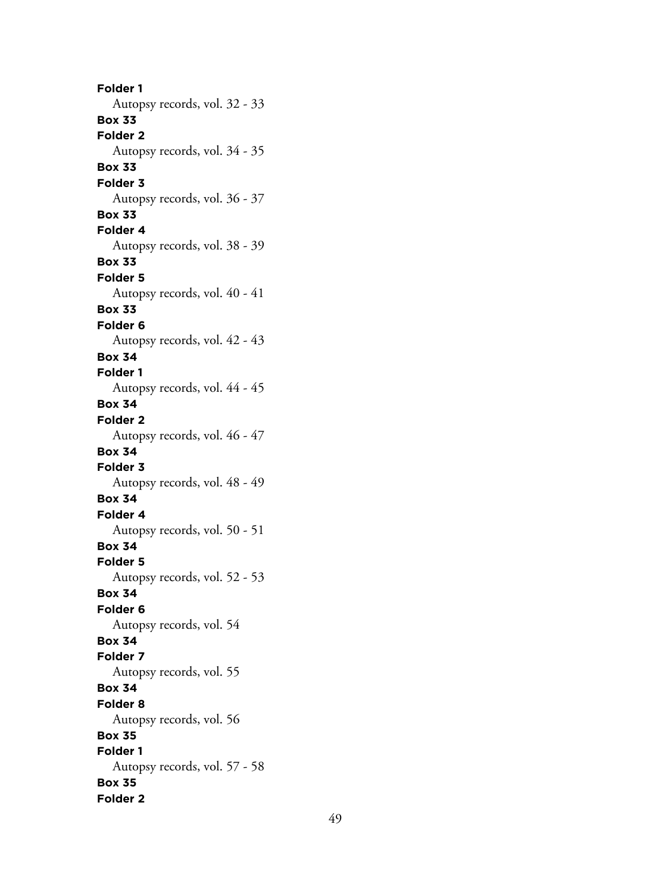**Folder 1**

Autopsy records, vol. 32 - 33

**Box 33**

**Folder 2**

Autopsy records, vol. 34 - 35

**Box 33**

**Folder 3**

Autopsy records, vol. 36 - 37

**Box 33**

**Folder 4**

Autopsy records, vol. 38 - 39

**Box 33**

**Folder 5**

Autopsy records, vol. 40 - 41

**Box 33**

**Folder 6**

Autopsy records, vol. 42 - 43

**Box 34**

**Folder 1**

Autopsy records, vol. 44 - 45

**Box 34**

**Folder 2**

Autopsy records, vol. 46 - 47

**Box 34**

**Folder 3**

Autopsy records, vol. 48 - 49

**Box 34**

**Folder 4**

Autopsy records, vol. 50 - 51

**Box 34**

**Folder 5**

Autopsy records, vol. 52 - 53

**Box 34**

**Folder 6**

Autopsy records, vol. 54

**Box 34**

**Folder 7**

Autopsy records, vol. 55

**Box 34**

**Folder 8**

Autopsy records, vol. 56

**Box 35**

**Folder 1**

Autopsy records, vol. 57 - 58

**Box 35**

**Folder 2**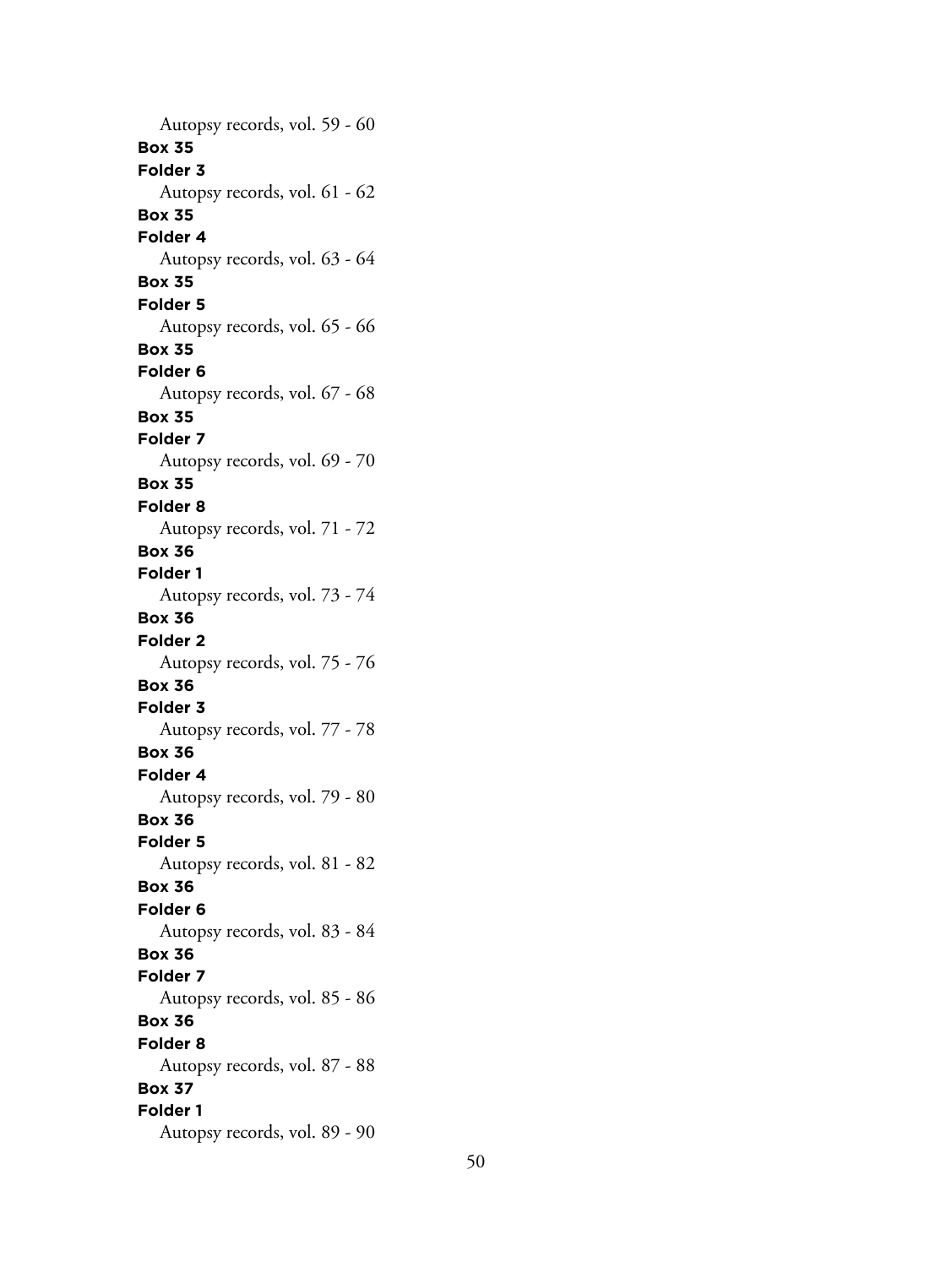Autopsy records, vol. 59 - 60

**Box 35**
**Folder 3**
Autopsy records, vol. 61 - 62

**Box 35**
**Folder 4**
Autopsy records, vol. 63 - 64

**Box 35**
**Folder 5**
Autopsy records, vol. 65 - 66

**Box 35**
**Folder 6**
Autopsy records, vol. 67 - 68

**Box 35**
**Folder 7**
Autopsy records, vol. 69 - 70

**Box 35**
**Folder 8**
Autopsy records, vol. 71 - 72

**Box 36**
**Folder 1**
Autopsy records, vol. 73 - 74

**Box 36**
**Folder 2**
Autopsy records, vol. 75 - 76

**Box 36**
**Folder 3**
Autopsy records, vol. 77 - 78

**Box 36**
**Folder 4**
Autopsy records, vol. 79 - 80

**Box 36**
**Folder 5**
Autopsy records, vol. 81 - 82

**Box 36**
**Folder 6**
Autopsy records, vol. 83 - 84

**Box 36**
**Folder 7**
Autopsy records, vol. 85 - 86

**Box 36**
**Folder 8**
Autopsy records, vol. 87 - 88

**Box 37**
**Folder 1**
Autopsy records, vol. 89 - 90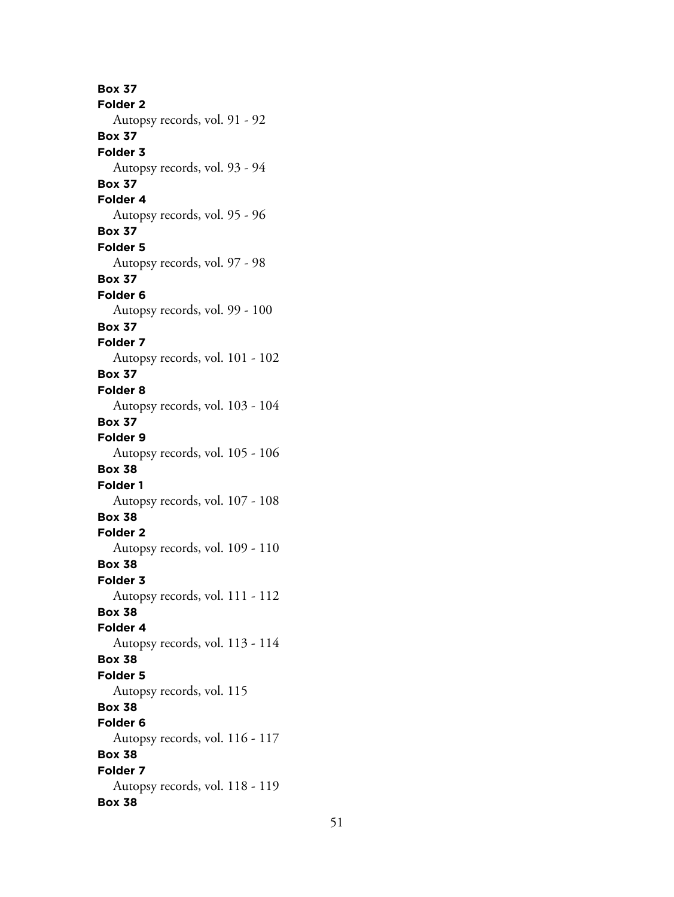**Box 37**
**Folder 2**
Autopsy records, vol. 91 - 92
**Box 37**
**Folder 3**
Autopsy records, vol. 93 - 94
**Box 37**
**Folder 4**
Autopsy records, vol. 95 - 96
**Box 37**
**Folder 5**
Autopsy records, vol. 97 - 98
**Box 37**
**Folder 6**
Autopsy records, vol. 99 - 100
**Box 37**
**Folder 7**
Autopsy records, vol. 101 - 102
**Box 37**
**Folder 8**
Autopsy records, vol. 103 - 104
**Box 37**
**Folder 9**
Autopsy records, vol. 105 - 106
**Box 38**
**Folder 1**
Autopsy records, vol. 107 - 108
**Box 38**
**Folder 2**
Autopsy records, vol. 109 - 110
**Box 38**
**Folder 3**
Autopsy records, vol. 111 - 112
**Box 38**
**Folder 4**
Autopsy records, vol. 113 - 114
**Box 38**
**Folder 5**
Autopsy records, vol. 115
**Box 38**
**Folder 6**
Autopsy records, vol. 116 - 117
**Box 38**
**Folder 7**
Autopsy records, vol. 118 - 119
**Box 38**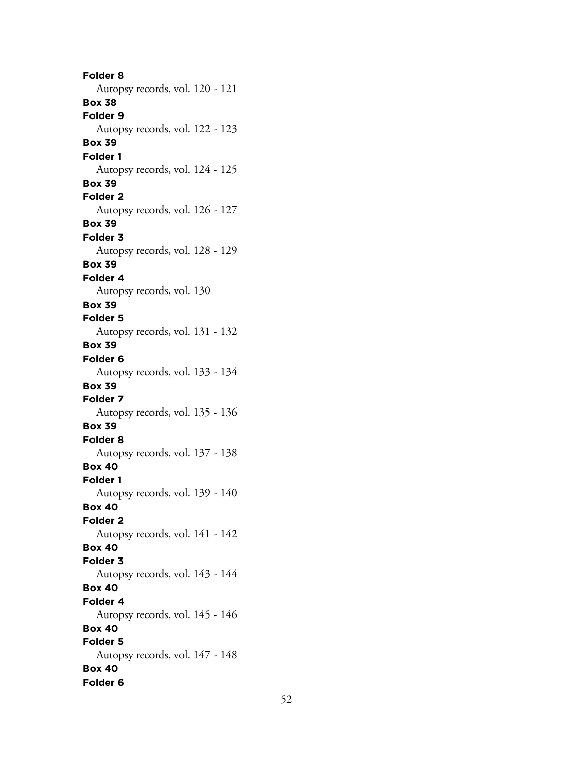**Folder 8**
Autopsy records, vol. 120 - 121
**Box 38**
**Folder 9**
Autopsy records, vol. 122 - 123
**Box 39**
**Folder 1**
Autopsy records, vol. 124 - 125
**Box 39**
**Folder 2**
Autopsy records, vol. 126 - 127
**Box 39**
**Folder 3**
Autopsy records, vol. 128 - 129
**Box 39**
**Folder 4**
Autopsy records, vol. 130
**Box 39**
**Folder 5**
Autopsy records, vol. 131 - 132
**Box 39**
**Folder 6**
Autopsy records, vol. 133 - 134
**Box 39**
**Folder 7**
Autopsy records, vol. 135 - 136
**Box 39**
**Folder 8**
Autopsy records, vol. 137 - 138
**Box 40**
**Folder 1**
Autopsy records, vol. 139 - 140
**Box 40**
**Folder 2**
Autopsy records, vol. 141 - 142
**Box 40**
**Folder 3**
Autopsy records, vol. 143 - 144
**Box 40**
**Folder 4**
Autopsy records, vol. 145 - 146
**Box 40**
**Folder 5**
Autopsy records, vol. 147 - 148
**Box 40**
**Folder 6**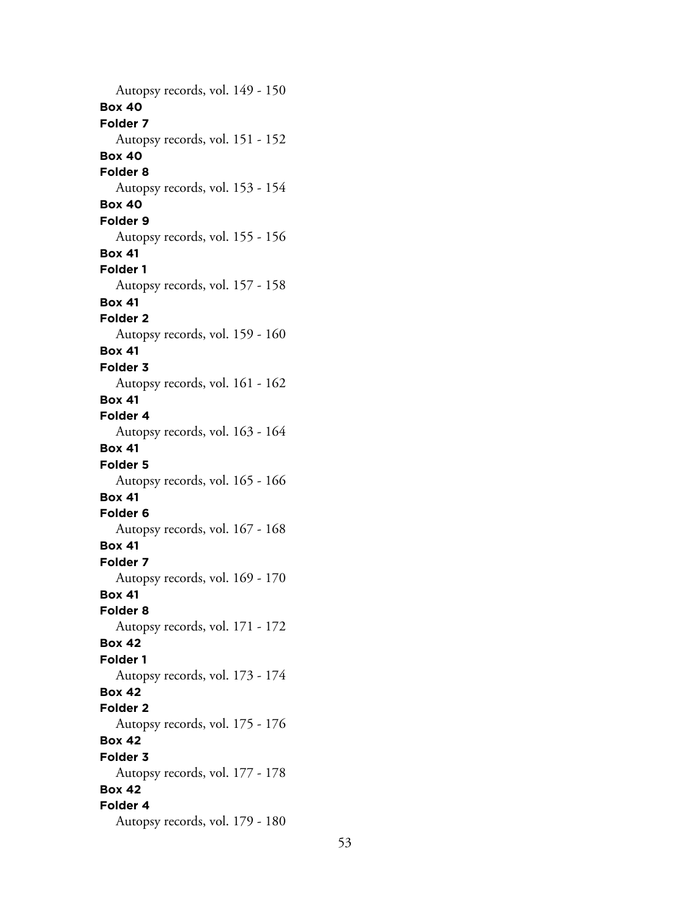Autopsy records, vol. 149 - 150

**Box 40**

**Folder 7**

Autopsy records, vol. 151 - 152

**Box 40**

**Folder 8**

Autopsy records, vol. 153 - 154

**Box 40**

**Folder 9**

Autopsy records, vol. 155 - 156

**Box 41**

**Folder 1**

Autopsy records, vol. 157 - 158

**Box 41**

**Folder 2**

Autopsy records, vol. 159 - 160

**Box 41**

**Folder 3**

Autopsy records, vol. 161 - 162

**Box 41**

**Folder 4**

Autopsy records, vol. 163 - 164

**Box 41**

**Folder 5**

Autopsy records, vol. 165 - 166

**Box 41**

**Folder 6**

Autopsy records, vol. 167 - 168

**Box 41**

**Folder 7**

Autopsy records, vol. 169 - 170

**Box 41**

**Folder 8**

Autopsy records, vol. 171 - 172

**Box 42**

**Folder 1**

Autopsy records, vol. 173 - 174

**Box 42**

**Folder 2**

Autopsy records, vol. 175 - 176

**Box 42**

**Folder 3**

Autopsy records, vol. 177 - 178

**Box 42**

**Folder 4**

Autopsy records, vol. 179 - 180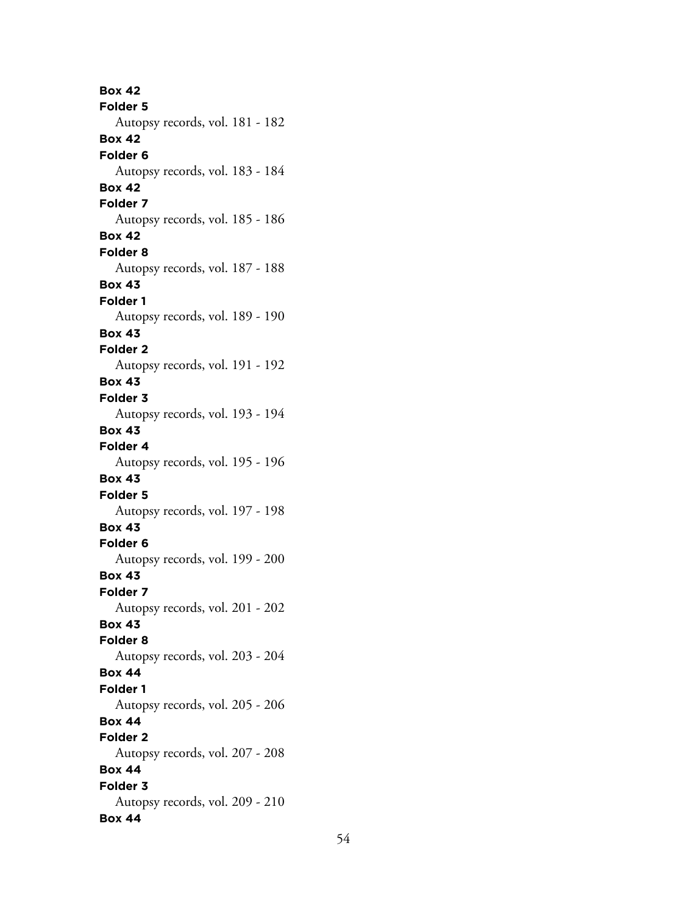**Box 42**
**Folder 5**
Autopsy records, vol. 181 - 182
**Box 42**
**Folder 6**
Autopsy records, vol. 183 - 184
**Box 42**
**Folder 7**
Autopsy records, vol. 185 - 186
**Box 42**
**Folder 8**
Autopsy records, vol. 187 - 188
**Box 43**
**Folder 1**
Autopsy records, vol. 189 - 190
**Box 43**
**Folder 2**
Autopsy records, vol. 191 - 192
**Box 43**
**Folder 3**
Autopsy records, vol. 193 - 194
**Box 43**
**Folder 4**
Autopsy records, vol. 195 - 196
**Box 43**
**Folder 5**
Autopsy records, vol. 197 - 198
**Box 43**
**Folder 6**
Autopsy records, vol. 199 - 200
**Box 43**
**Folder 7**
Autopsy records, vol. 201 - 202
**Box 43**
**Folder 8**
Autopsy records, vol. 203 - 204
**Box 44**
**Folder 1**
Autopsy records, vol. 205 - 206
**Box 44**
**Folder 2**
Autopsy records, vol. 207 - 208
**Box 44**
**Folder 3**
Autopsy records, vol. 209 - 210
**Box 44**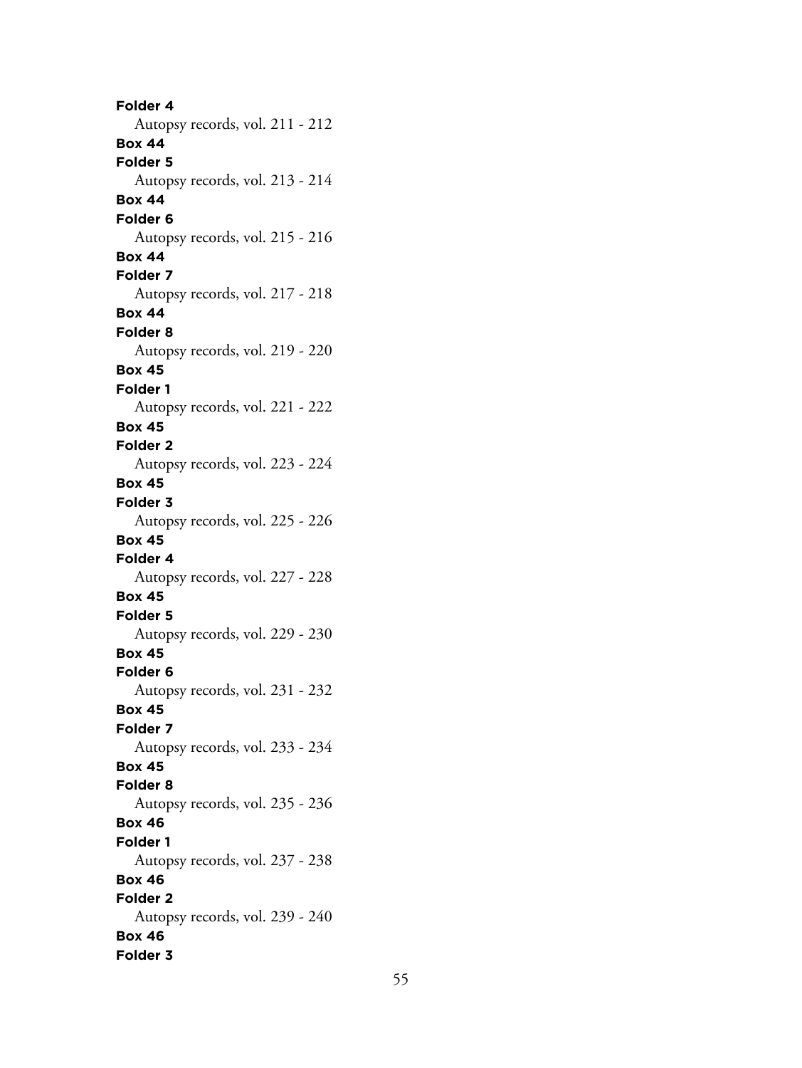**Folder 4**

Autopsy records, vol. 211 - 212

**Box 44**

**Folder 5**

Autopsy records, vol. 213 - 214

**Box 44**

**Folder 6**

Autopsy records, vol. 215 - 216

**Box 44**

**Folder 7**

Autopsy records, vol. 217 - 218

**Box 44**

**Folder 8**

Autopsy records, vol. 219 - 220

**Box 45**

**Folder 1**

Autopsy records, vol. 221 - 222

**Box 45**

**Folder 2**

Autopsy records, vol. 223 - 224

**Box 45**

**Folder 3**

Autopsy records, vol. 225 - 226

**Box 45**

**Folder 4**

Autopsy records, vol. 227 - 228

**Box 45**

**Folder 5**

Autopsy records, vol. 229 - 230

**Box 45**

**Folder 6**

Autopsy records, vol. 231 - 232

**Box 45**

**Folder 7**

Autopsy records, vol. 233 - 234

**Box 45**

**Folder 8**

Autopsy records, vol. 235 - 236

**Box 46**

**Folder 1**

Autopsy records, vol. 237 - 238

**Box 46**

**Folder 2**

Autopsy records, vol. 239 - 240

**Box 46**

**Folder 3**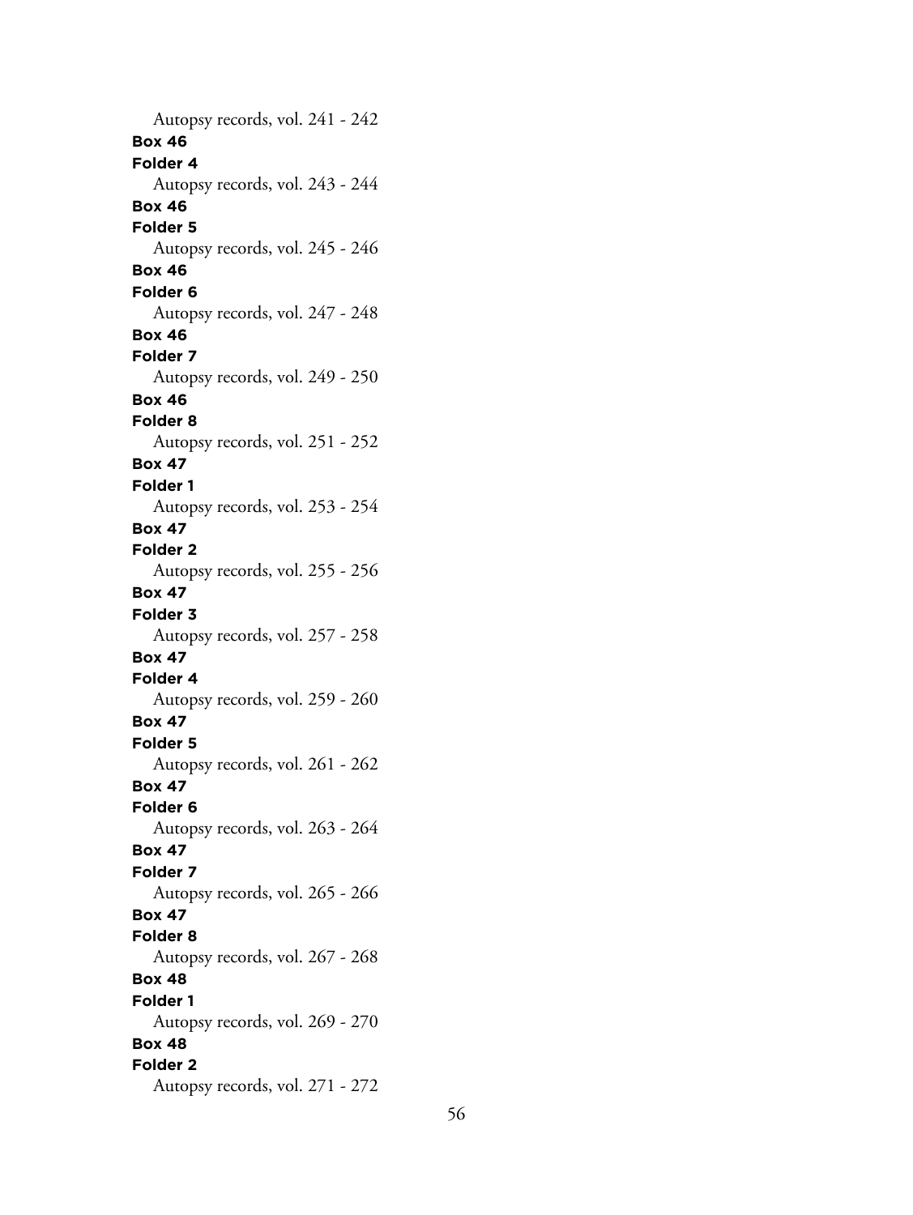Autopsy records, vol. 241 - 242

**Box 46**
**Folder 4**
Autopsy records, vol. 243 - 244

**Box 46**
**Folder 5**
Autopsy records, vol. 245 - 246

**Box 46**
**Folder 6**
Autopsy records, vol. 247 - 248

**Box 46**
**Folder 7**
Autopsy records, vol. 249 - 250

**Box 46**
**Folder 8**
Autopsy records, vol. 251 - 252

**Box 47**
**Folder 1**
Autopsy records, vol. 253 - 254

**Box 47**
**Folder 2**
Autopsy records, vol. 255 - 256

**Box 47**
**Folder 3**
Autopsy records, vol. 257 - 258

**Box 47**
**Folder 4**
Autopsy records, vol. 259 - 260

**Box 47**
**Folder 5**
Autopsy records, vol. 261 - 262

**Box 47**
**Folder 6**
Autopsy records, vol. 263 - 264

**Box 47**
**Folder 7**
Autopsy records, vol. 265 - 266

**Box 47**
**Folder 8**
Autopsy records, vol. 267 - 268

**Box 48**
**Folder 1**
Autopsy records, vol. 269 - 270

**Box 48**
**Folder 2**
Autopsy records, vol. 271 - 272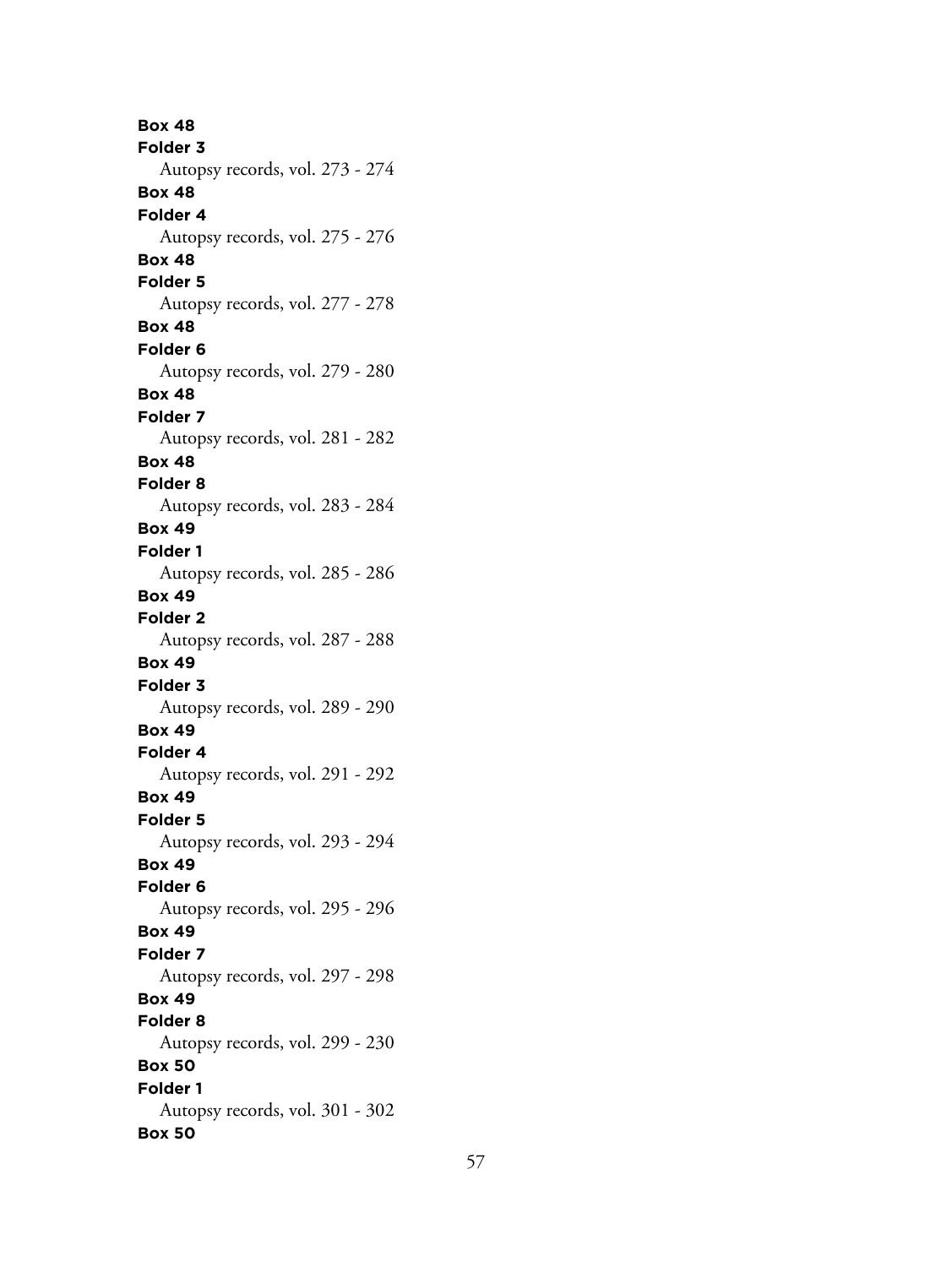**Box 48**
**Folder 3**
Autopsy records, vol. 273 - 274
**Box 48**
**Folder 4**
Autopsy records, vol. 275 - 276
**Box 48**
**Folder 5**
Autopsy records, vol. 277 - 278
**Box 48**
**Folder 6**
Autopsy records, vol. 279 - 280
**Box 48**
**Folder 7**
Autopsy records, vol. 281 - 282
**Box 48**
**Folder 8**
Autopsy records, vol. 283 - 284
**Box 49**
**Folder 1**
Autopsy records, vol. 285 - 286
**Box 49**
**Folder 2**
Autopsy records, vol. 287 - 288
**Box 49**
**Folder 3**
Autopsy records, vol. 289 - 290
**Box 49**
**Folder 4**
Autopsy records, vol. 291 - 292
**Box 49**
**Folder 5**
Autopsy records, vol. 293 - 294
**Box 49**
**Folder 6**
Autopsy records, vol. 295 - 296
**Box 49**
**Folder 7**
Autopsy records, vol. 297 - 298
**Box 49**
**Folder 8**
Autopsy records, vol. 299 - 230
**Box 50**
**Folder 1**
Autopsy records, vol. 301 - 302
**Box 50**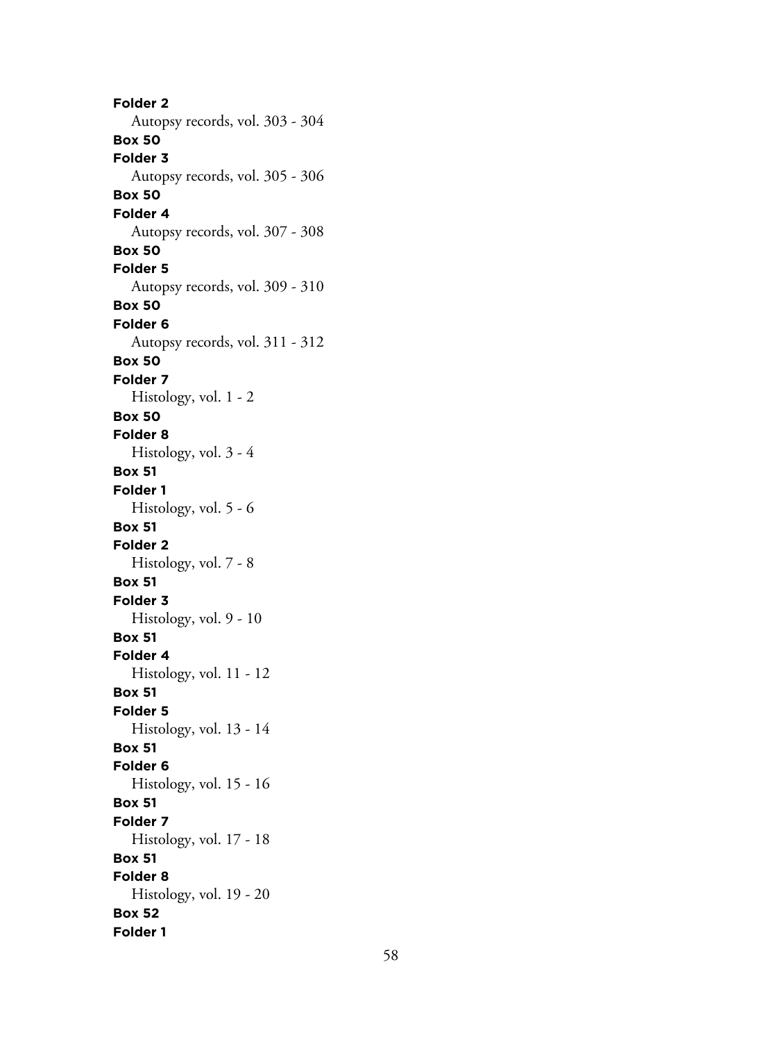**Folder 2**

Autopsy records, vol. 303 - 304

**Box 50**

**Folder 3**

Autopsy records, vol. 305 - 306

**Box 50**

**Folder 4**

Autopsy records, vol. 307 - 308

**Box 50**

**Folder 5**

Autopsy records, vol. 309 - 310

**Box 50**

**Folder 6**

Autopsy records, vol. 311 - 312

**Box 50**

**Folder 7**

Histology, vol. 1 - 2

**Box 50**

**Folder 8**

Histology, vol. 3 - 4

**Box 51**

**Folder 1**

Histology, vol. 5 - 6

**Box 51**

**Folder 2**

Histology, vol. 7 - 8

**Box 51**

**Folder 3**

Histology, vol. 9 - 10

**Box 51**

**Folder 4**

Histology, vol. 11 - 12

**Box 51**

**Folder 5**

Histology, vol. 13 - 14

**Box 51**

**Folder 6**

Histology, vol. 15 - 16

**Box 51**

**Folder 7**

Histology, vol. 17 - 18

**Box 51**

**Folder 8**

Histology, vol. 19 - 20

**Box 52**

**Folder 1**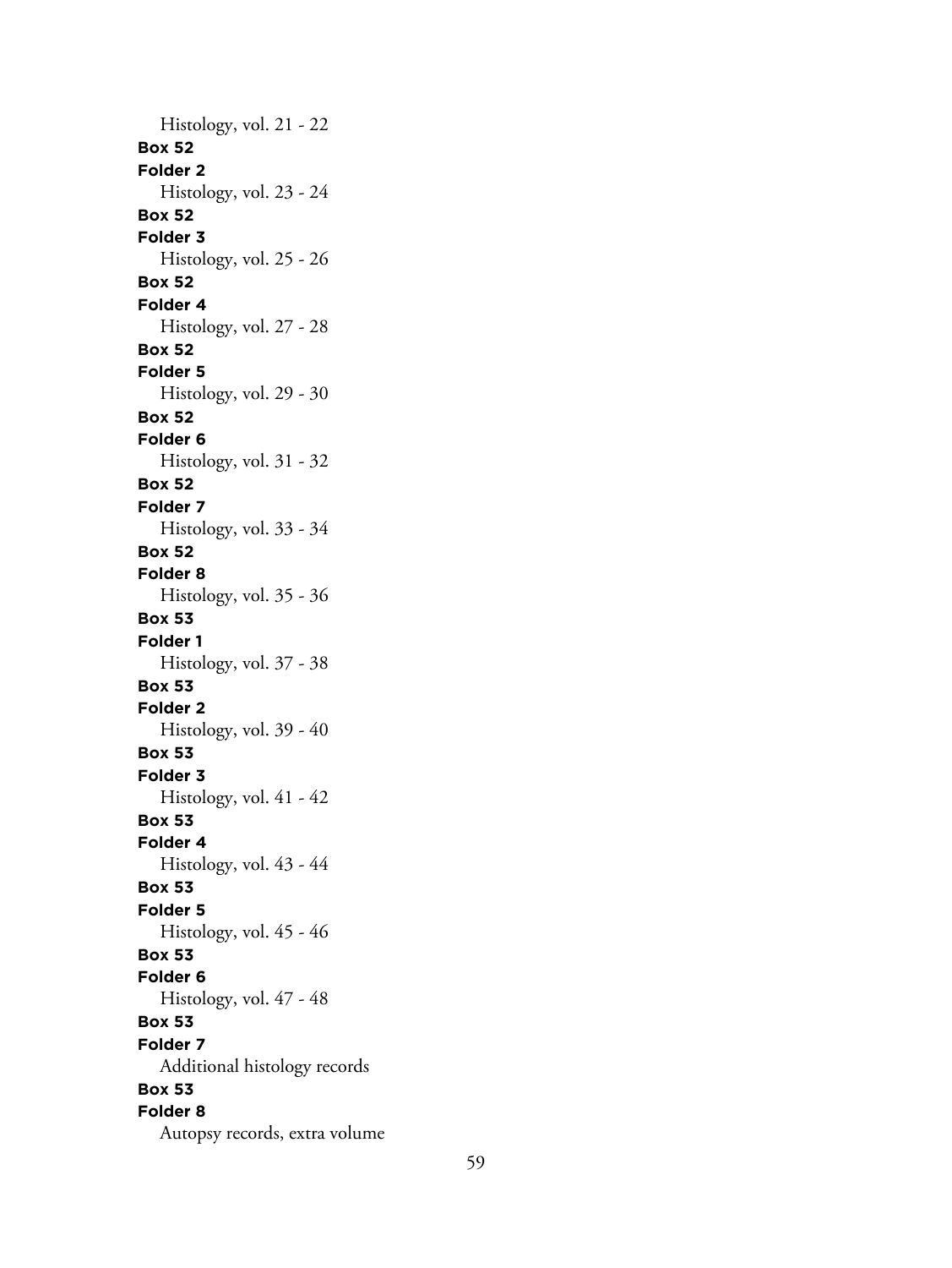Histology, vol. 21 - 22

**Box 52**

**Folder 2**

Histology, vol. 23 - 24

**Box 52**

**Folder 3**

Histology, vol. 25 - 26

**Box 52**

**Folder 4**

Histology, vol. 27 - 28

**Box 52**

**Folder 5**

Histology, vol. 29 - 30

**Box 52**

**Folder 6**

Histology, vol. 31 - 32

**Box 52**

**Folder 7**

Histology, vol. 33 - 34

**Box 52**

**Folder 8**

Histology, vol. 35 - 36

**Box 53**

**Folder 1**

Histology, vol. 37 - 38

**Box 53**

**Folder 2**

Histology, vol. 39 - 40

**Box 53**

**Folder 3**

Histology, vol. 41 - 42

**Box 53**

**Folder 4**

Histology, vol. 43 - 44

**Box 53**

**Folder 5**

Histology, vol. 45 - 46

**Box 53**

**Folder 6**

Histology, vol. 47 - 48

**Box 53**

**Folder 7**

Additional histology records

**Box 53**

**Folder 8**

Autopsy records, extra volume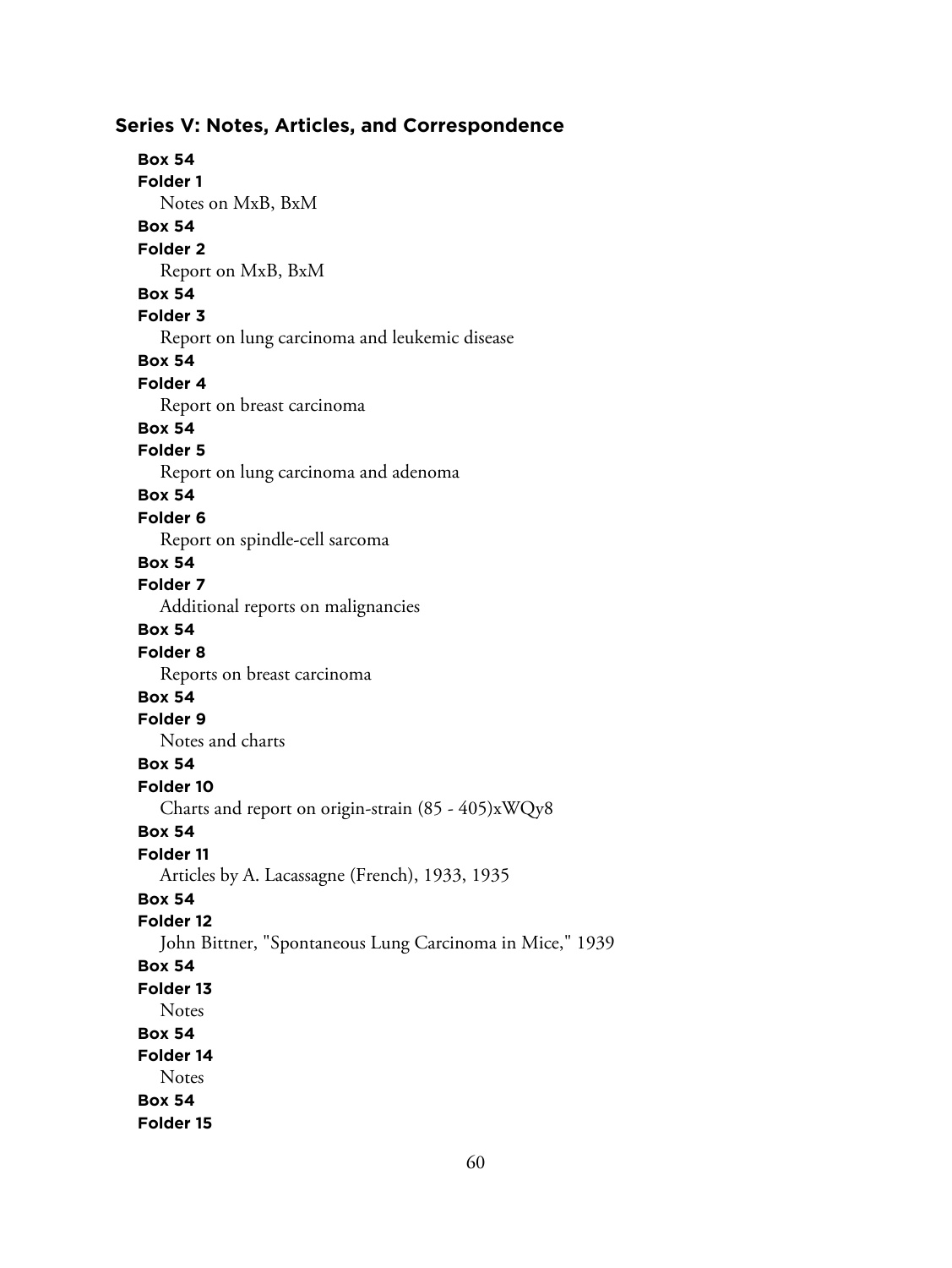## Series V: Notes, Articles, and Correspondence

**Box 54**
**Folder 1**
Notes on MxB, BxM

**Box 54**
**Folder 2**
Report on MxB, BxM

**Box 54**
**Folder 3**
Report on lung carcinoma and leukemic disease

**Box 54**
**Folder 4**
Report on breast carcinoma

**Box 54**
**Folder 5**
Report on lung carcinoma and adenoma

**Box 54**
**Folder 6**
Report on spindle-cell sarcoma

**Box 54**
**Folder 7**
Additional reports on malignancies

**Box 54**
**Folder 8**
Reports on breast carcinoma

**Box 54**
**Folder 9**
Notes and charts

**Box 54**
**Folder 10**
Charts and report on origin-strain (85 - 405)xWQy8

**Box 54**
**Folder 11**
Articles by A. Lacassagne (French), 1933, 1935

**Box 54**
**Folder 12**
John Bittner, "Spontaneous Lung Carcinoma in Mice," 1939

**Box 54**
**Folder 13**
Notes

**Box 54**
**Folder 14**
Notes

**Box 54**
**Folder 15**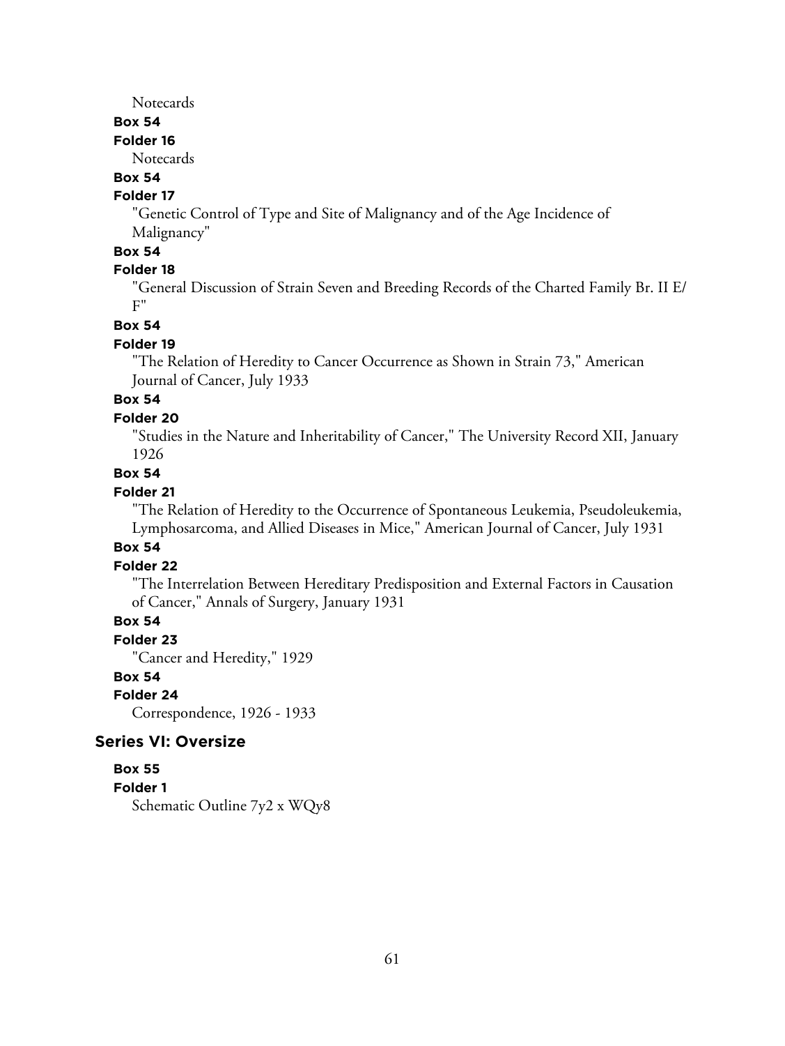Notecards

**Box 54**

**Folder 16**

Notecards

**Box 54**

**Folder 17**

"Genetic Control of Type and Site of Malignancy and of the Age Incidence of Malignancy"

**Box 54**

**Folder 18**

"General Discussion of Strain Seven and Breeding Records of the Charted Family Br. II E/ F"

**Box 54**

**Folder 19**

"The Relation of Heredity to Cancer Occurrence as Shown in Strain 73," American Journal of Cancer, July 1933

**Box 54**

**Folder 20**

"Studies in the Nature and Inheritability of Cancer," The University Record XII, January 1926

**Box 54**

**Folder 21**

"The Relation of Heredity to the Occurrence of Spontaneous Leukemia, Pseudoleukemia, Lymphosarcoma, and Allied Diseases in Mice," American Journal of Cancer, July 1931

**Box 54**

**Folder 22**

"The Interrelation Between Hereditary Predisposition and External Factors in Causation of Cancer," Annals of Surgery, January 1931

**Box 54**

**Folder 23**

"Cancer and Heredity," 1929

**Box 54**

**Folder 24**

Correspondence, 1926 - 1933

## Series VI: Oversize

**Box 55**

**Folder 1**

Schematic Outline 7y2 x WQy8